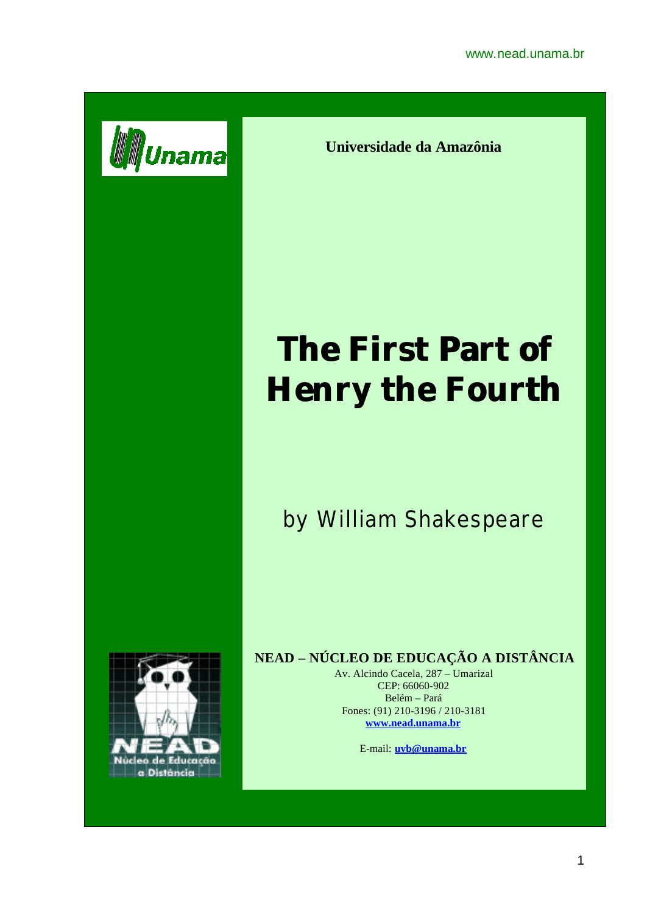**Universidade da Amazônia**

# The First Part of Henry the Fourth

## by William Shakespeare

**NEAD – NÚCLEO DE EDUCAÇÃO A DISTÂNCIA**

Av. Alcindo Cacela, 287 – Umarizal
CEP: 66060-902
Belém – Pará
Fones: (91) 210-3196 / 210-3181
**www.nead.unama.br**

E-mail: **uvb@unama.br**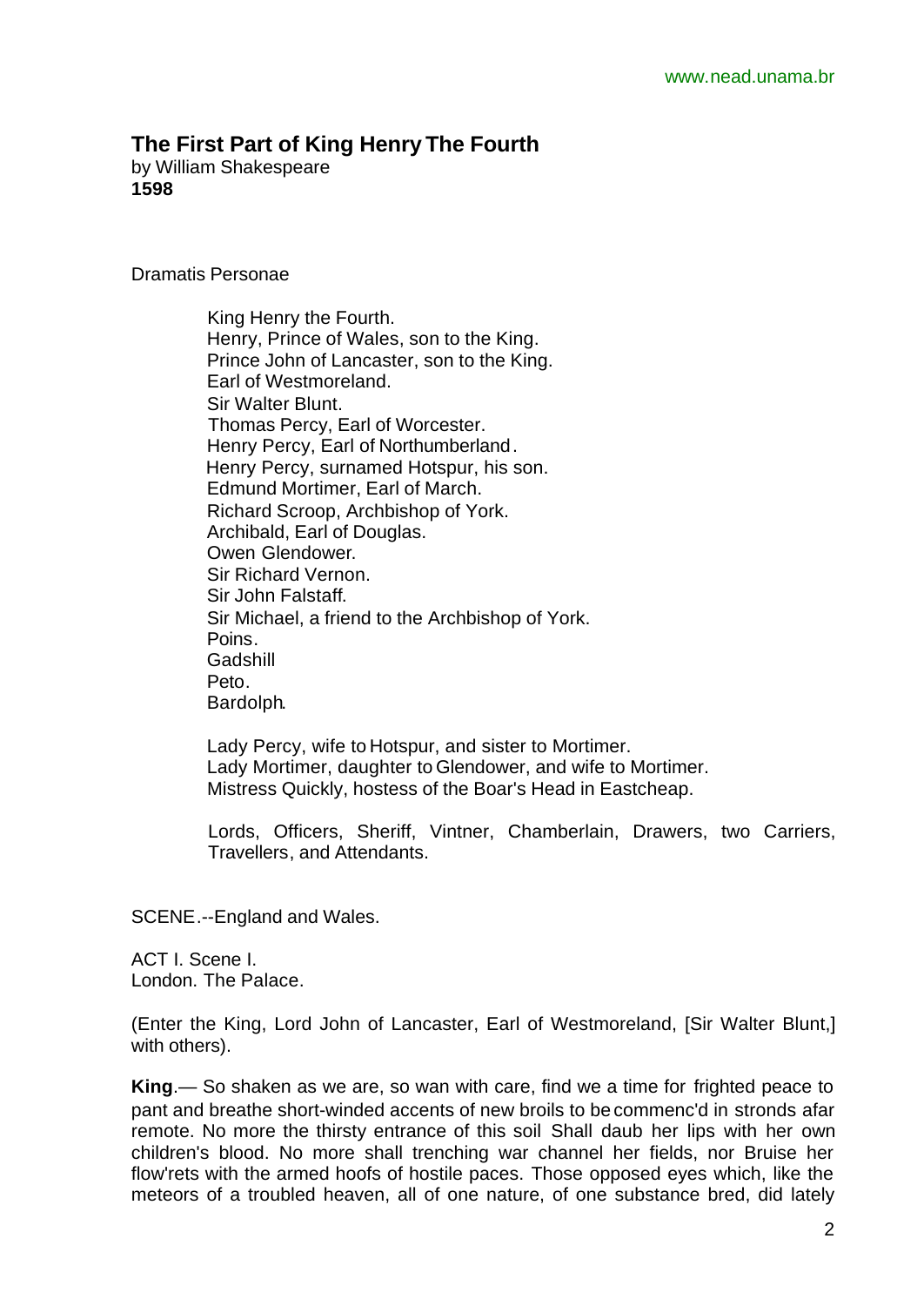## The First Part of King Henry The Fourth

by William Shakespeare
**1598**

Dramatis Personae

King Henry the Fourth.
Henry, Prince of Wales, son to the King.
Prince John of Lancaster, son to the King.
Earl of Westmoreland.
Sir Walter Blunt.
Thomas Percy, Earl of Worcester.
Henry Percy, Earl of Northumberland.
Henry Percy, surnamed Hotspur, his son.
Edmund Mortimer, Earl of March.
Richard Scroop, Archbishop of York.
Archibald, Earl of Douglas.
Owen Glendower.
Sir Richard Vernon.
Sir John Falstaff.
Sir Michael, a friend to the Archbishop of York.
Poins.
Gadshill
Peto.
Bardolph.

Lady Percy, wife to Hotspur, and sister to Mortimer.
Lady Mortimer, daughter to Glendower, and wife to Mortimer.
Mistress Quickly, hostess of the Boar's Head in Eastcheap.

Lords, Officers, Sheriff, Vintner, Chamberlain, Drawers, two Carriers, Travellers, and Attendants.

SCENE.--England and Wales.

ACT I. Scene I.
London. The Palace.

(Enter the King, Lord John of Lancaster, Earl of Westmoreland, [Sir Walter Blunt,] with others).

**King**.— So shaken as we are, so wan with care, find we a time for frighted peace to pant and breathe short-winded accents of new broils to be commenc'd in stronds afar remote. No more the thirsty entrance of this soil Shall daub her lips with her own children's blood. No more shall trenching war channel her fields, nor Bruise her flow'rets with the armed hoofs of hostile paces. Those opposed eyes which, like the meteors of a troubled heaven, all of one nature, of one substance bred, did lately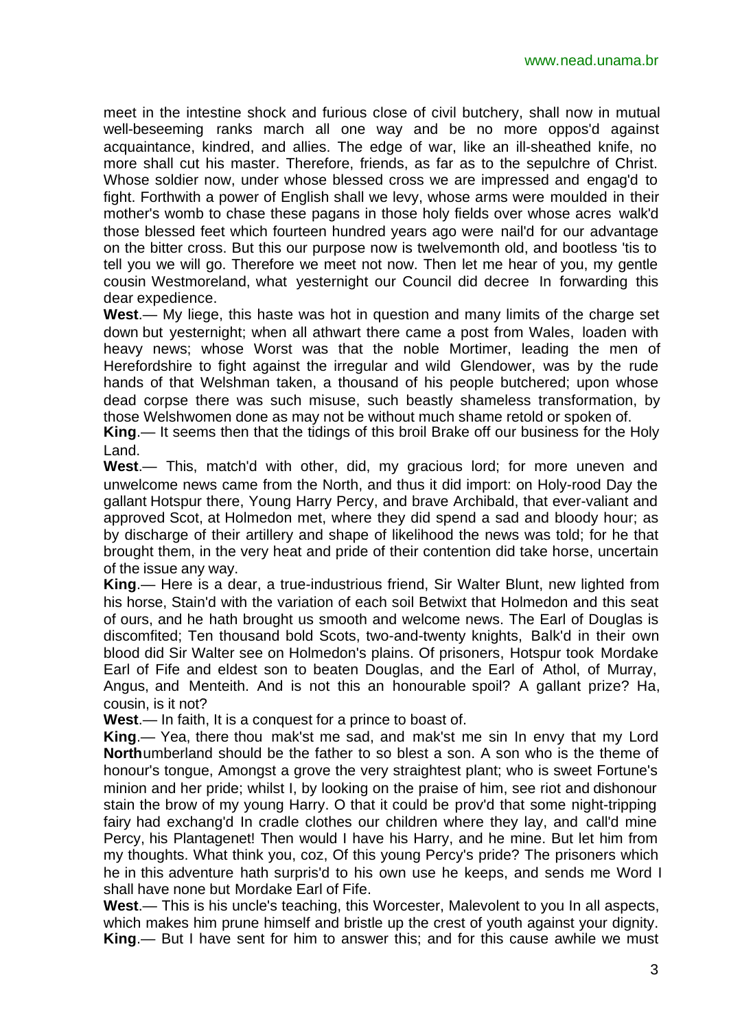meet in the intestine shock and furious close of civil butchery, shall now in mutual well-beseeming ranks march all one way and be no more oppos'd against acquaintance, kindred, and allies. The edge of war, like an ill-sheathed knife, no more shall cut his master. Therefore, friends, as far as to the sepulchre of Christ. Whose soldier now, under whose blessed cross we are impressed and engag'd to fight. Forthwith a power of English shall we levy, whose arms were moulded in their mother's womb to chase these pagans in those holy fields over whose acres walk'd those blessed feet which fourteen hundred years ago were nail'd for our advantage on the bitter cross. But this our purpose now is twelvemonth old, and bootless 'tis to tell you we will go. Therefore we meet not now. Then let me hear of you, my gentle cousin Westmoreland, what yesternight our Council did decree In forwarding this dear expedience.

**West**.— My liege, this haste was hot in question and many limits of the charge set down but yesternight; when all athwart there came a post from Wales, loaden with heavy news; whose Worst was that the noble Mortimer, leading the men of Herefordshire to fight against the irregular and wild Glendower, was by the rude hands of that Welshman taken, a thousand of his people butchered; upon whose dead corpse there was such misuse, such beastly shameless transformation, by those Welshwomen done as may not be without much shame retold or spoken of.

**King**.— It seems then that the tidings of this broil Brake off our business for the Holy Land.

**West**.— This, match'd with other, did, my gracious lord; for more uneven and unwelcome news came from the North, and thus it did import: on Holy-rood Day the gallant Hotspur there, Young Harry Percy, and brave Archibald, that ever-valiant and approved Scot, at Holmedon met, where they did spend a sad and bloody hour; as by discharge of their artillery and shape of likelihood the news was told; for he that brought them, in the very heat and pride of their contention did take horse, uncertain of the issue any way.

**King**.— Here is a dear, a true-industrious friend, Sir Walter Blunt, new lighted from his horse, Stain'd with the variation of each soil Betwixt that Holmedon and this seat of ours, and he hath brought us smooth and welcome news. The Earl of Douglas is discomfited; Ten thousand bold Scots, two-and-twenty knights, Balk'd in their own blood did Sir Walter see on Holmedon's plains. Of prisoners, Hotspur took Mordake Earl of Fife and eldest son to beaten Douglas, and the Earl of Athol, of Murray, Angus, and Menteith. And is not this an honourable spoil? A gallant prize? Ha, cousin, is it not?

**West**.— In faith, It is a conquest for a prince to boast of.

**King**.— Yea, there thou mak'st me sad, and mak'st me sin In envy that my Lord **North**umberland should be the father to so blest a son. A son who is the theme of honour's tongue, Amongst a grove the very straightest plant; who is sweet Fortune's minion and her pride; whilst I, by looking on the praise of him, see riot and dishonour stain the brow of my young Harry. O that it could be prov'd that some night-tripping fairy had exchang'd In cradle clothes our children where they lay, and call'd mine Percy, his Plantagenet! Then would I have his Harry, and he mine. But let him from my thoughts. What think you, coz, Of this young Percy's pride? The prisoners which he in this adventure hath surpris'd to his own use he keeps, and sends me Word I shall have none but Mordake Earl of Fife.

**West**.— This is his uncle's teaching, this Worcester, Malevolent to you In all aspects, which makes him prune himself and bristle up the crest of youth against your dignity.

**King**.— But I have sent for him to answer this; and for this cause awhile we must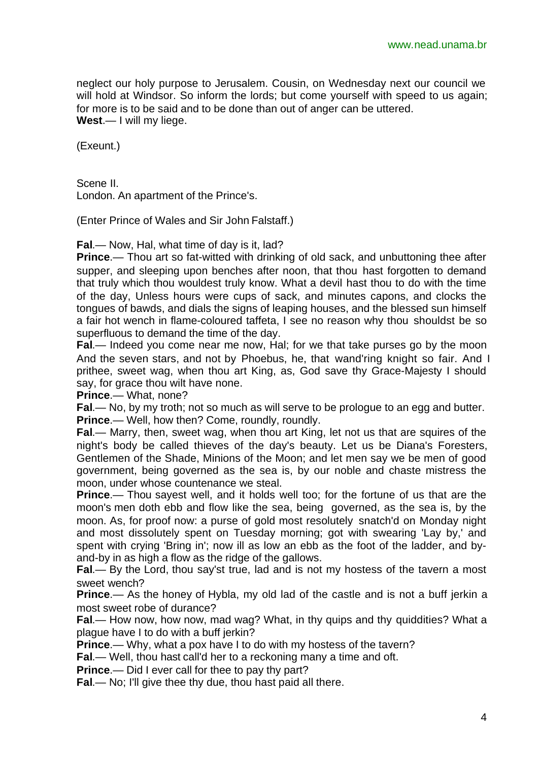neglect our holy purpose to Jerusalem. Cousin, on Wednesday next our council we will hold at Windsor. So inform the lords; but come yourself with speed to us again; for more is to be said and to be done than out of anger can be uttered.
**West**.— I will my liege.

(Exeunt.)

Scene II.
London. An apartment of the Prince's.

(Enter Prince of Wales and Sir John Falstaff.)

**Fal**.— Now, Hal, what time of day is it, lad?
**Prince**.— Thou art so fat-witted with drinking of old sack, and unbuttoning thee after supper, and sleeping upon benches after noon, that thou hast forgotten to demand that truly which thou wouldest truly know. What a devil hast thou to do with the time of the day, Unless hours were cups of sack, and minutes capons, and clocks the tongues of bawds, and dials the signs of leaping houses, and the blessed sun himself a fair hot wench in flame-coloured taffeta, I see no reason why thou shouldst be so superfluous to demand the time of the day.
**Fal**.— Indeed you come near me now, Hal; for we that take purses go by the moon And the seven stars, and not by Phoebus, he, that wand'ring knight so fair. And I prithee, sweet wag, when thou art King, as, God save thy Grace-Majesty I should say, for grace thou wilt have none.
**Prince**.— What, none?
**Fal**.— No, by my troth; not so much as will serve to be prologue to an egg and butter.
**Prince**.— Well, how then? Come, roundly, roundly.
**Fal**.— Marry, then, sweet wag, when thou art King, let not us that are squires of the night's body be called thieves of the day's beauty. Let us be Diana's Foresters, Gentlemen of the Shade, Minions of the Moon; and let men say we be men of good government, being governed as the sea is, by our noble and chaste mistress the moon, under whose countenance we steal.
**Prince**.— Thou sayest well, and it holds well too; for the fortune of us that are the moon's men doth ebb and flow like the sea, being governed, as the sea is, by the moon. As, for proof now: a purse of gold most resolutely snatch'd on Monday night and most dissolutely spent on Tuesday morning; got with swearing 'Lay by,' and spent with crying 'Bring in'; now ill as low an ebb as the foot of the ladder, and by-and-by in as high a flow as the ridge of the gallows.
**Fal**.— By the Lord, thou say'st true, lad and is not my hostess of the tavern a most sweet wench?
**Prince**.— As the honey of Hybla, my old lad of the castle and is not a buff jerkin a most sweet robe of durance?
**Fal**.— How now, how now, mad wag? What, in thy quips and thy quiddities? What a plague have I to do with a buff jerkin?
**Prince**.— Why, what a pox have I to do with my hostess of the tavern?
**Fal**.— Well, thou hast call'd her to a reckoning many a time and oft.
**Prince**.— Did I ever call for thee to pay thy part?
**Fal**.— No; I'll give thee thy due, thou hast paid all there.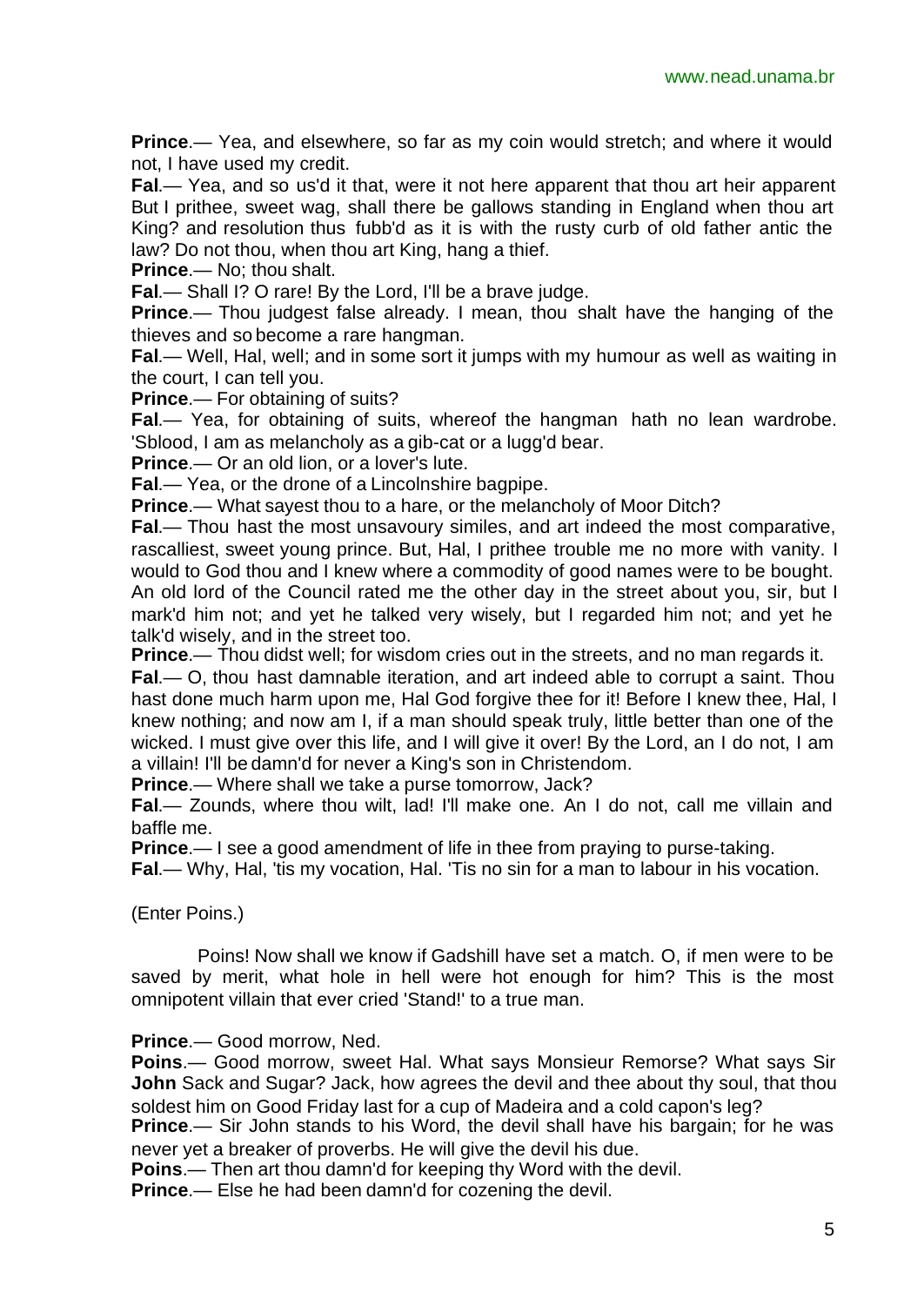**Prince**.— Yea, and elsewhere, so far as my coin would stretch; and where it would not, I have used my credit.

**Fal**.— Yea, and so us'd it that, were it not here apparent that thou art heir apparent But I prithee, sweet wag, shall there be gallows standing in England when thou art King? and resolution thus fubb'd as it is with the rusty curb of old father antic the law? Do not thou, when thou art King, hang a thief.

**Prince**.— No; thou shalt.

**Fal**.— Shall I? O rare! By the Lord, I'll be a brave judge.

**Prince**.— Thou judgest false already. I mean, thou shalt have the hanging of the thieves and so become a rare hangman.

**Fal**.— Well, Hal, well; and in some sort it jumps with my humour as well as waiting in the court, I can tell you.

**Prince**.— For obtaining of suits?

**Fal**.— Yea, for obtaining of suits, whereof the hangman hath no lean wardrobe. 'Sblood, I am as melancholy as a gib-cat or a lugg'd bear.

**Prince**.— Or an old lion, or a lover's lute.

**Fal**.— Yea, or the drone of a Lincolnshire bagpipe.

**Prince**.— What sayest thou to a hare, or the melancholy of Moor Ditch?

**Fal**.— Thou hast the most unsavoury similes, and art indeed the most comparative, rascalliest, sweet young prince. But, Hal, I prithee trouble me no more with vanity. I would to God thou and I knew where a commodity of good names were to be bought. An old lord of the Council rated me the other day in the street about you, sir, but I mark'd him not; and yet he talked very wisely, but I regarded him not; and yet he talk'd wisely, and in the street too.

**Prince**.— Thou didst well; for wisdom cries out in the streets, and no man regards it.

**Fal**.— O, thou hast damnable iteration, and art indeed able to corrupt a saint. Thou hast done much harm upon me, Hal God forgive thee for it! Before I knew thee, Hal, I knew nothing; and now am I, if a man should speak truly, little better than one of the wicked. I must give over this life, and I will give it over! By the Lord, an I do not, I am a villain! I'll be damn'd for never a King's son in Christendom.

**Prince**.— Where shall we take a purse tomorrow, Jack?

**Fal**.— Zounds, where thou wilt, lad! I'll make one. An I do not, call me villain and baffle me.

**Prince**.— I see a good amendment of life in thee from praying to purse-taking.

**Fal**.— Why, Hal, 'tis my vocation, Hal. 'Tis no sin for a man to labour in his vocation.

(Enter Poins.)

Poins! Now shall we know if Gadshill have set a match. O, if men were to be saved by merit, what hole in hell were hot enough for him? This is the most omnipotent villain that ever cried 'Stand!' to a true man.

**Prince**.— Good morrow, Ned.

**Poins**.— Good morrow, sweet Hal. What says Monsieur Remorse? What says Sir **John** Sack and Sugar? Jack, how agrees the devil and thee about thy soul, that thou soldest him on Good Friday last for a cup of Madeira and a cold capon's leg?

**Prince**.— Sir John stands to his Word, the devil shall have his bargain; for he was never yet a breaker of proverbs. He will give the devil his due.

**Poins**.— Then art thou damn'd for keeping thy Word with the devil.

**Prince**.— Else he had been damn'd for cozening the devil.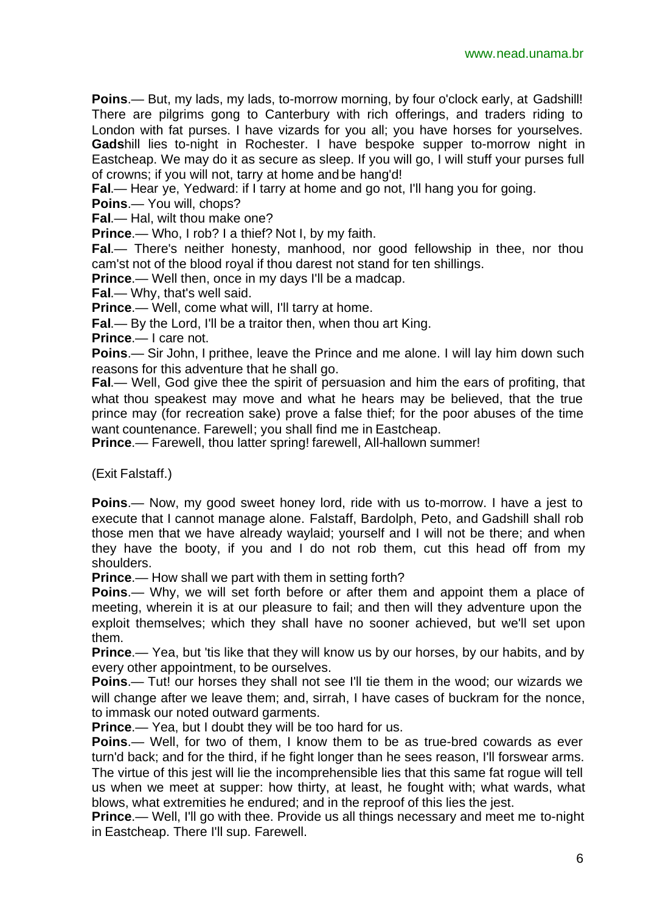**Poins**.— But, my lads, my lads, to-morrow morning, by four o'clock early, at Gadshill! There are pilgrims gong to Canterbury with rich offerings, and traders riding to London with fat purses. I have vizards for you all; you have horses for yourselves. **Gads**hill lies to-night in Rochester. I have bespoke supper to-morrow night in Eastcheap. We may do it as secure as sleep. If you will go, I will stuff your purses full of crowns; if you will not, tarry at home and be hang'd!

**Fal**.— Hear ye, Yedward: if I tarry at home and go not, I'll hang you for going.

**Poins**.— You will, chops?

**Fal**.— Hal, wilt thou make one?

**Prince**.— Who, I rob? I a thief? Not I, by my faith.

**Fal**.— There's neither honesty, manhood, nor good fellowship in thee, nor thou cam'st not of the blood royal if thou darest not stand for ten shillings.

**Prince**.— Well then, once in my days I'll be a madcap.

**Fal**.— Why, that's well said.

**Prince**.— Well, come what will, I'll tarry at home.

**Fal**.— By the Lord, I'll be a traitor then, when thou art King.

**Prince**.— I care not.

**Poins**.— Sir John, I prithee, leave the Prince and me alone. I will lay him down such reasons for this adventure that he shall go.

**Fal**.— Well, God give thee the spirit of persuasion and him the ears of profiting, that what thou speakest may move and what he hears may be believed, that the true prince may (for recreation sake) prove a false thief; for the poor abuses of the time want countenance. Farewell; you shall find me in Eastcheap.

**Prince**.— Farewell, thou latter spring! farewell, All-hallown summer!

(Exit Falstaff.)

**Poins**.— Now, my good sweet honey lord, ride with us to-morrow. I have a jest to execute that I cannot manage alone. Falstaff, Bardolph, Peto, and Gadshill shall rob those men that we have already waylaid; yourself and I will not be there; and when they have the booty, if you and I do not rob them, cut this head off from my shoulders.

**Prince**.— How shall we part with them in setting forth?

**Poins**.— Why, we will set forth before or after them and appoint them a place of meeting, wherein it is at our pleasure to fail; and then will they adventure upon the exploit themselves; which they shall have no sooner achieved, but we'll set upon them.

**Prince**.— Yea, but 'tis like that they will know us by our horses, by our habits, and by every other appointment, to be ourselves.

**Poins**.— Tut! our horses they shall not see I'll tie them in the wood; our wizards we will change after we leave them; and, sirrah, I have cases of buckram for the nonce, to immask our noted outward garments.

**Prince**.— Yea, but I doubt they will be too hard for us.

**Poins**.— Well, for two of them, I know them to be as true-bred cowards as ever turn'd back; and for the third, if he fight longer than he sees reason, I'll forswear arms. The virtue of this jest will lie the incomprehensible lies that this same fat rogue will tell us when we meet at supper: how thirty, at least, he fought with; what wards, what blows, what extremities he endured; and in the reproof of this lies the jest.

**Prince**.— Well, I'll go with thee. Provide us all things necessary and meet me to-night in Eastcheap. There I'll sup. Farewell.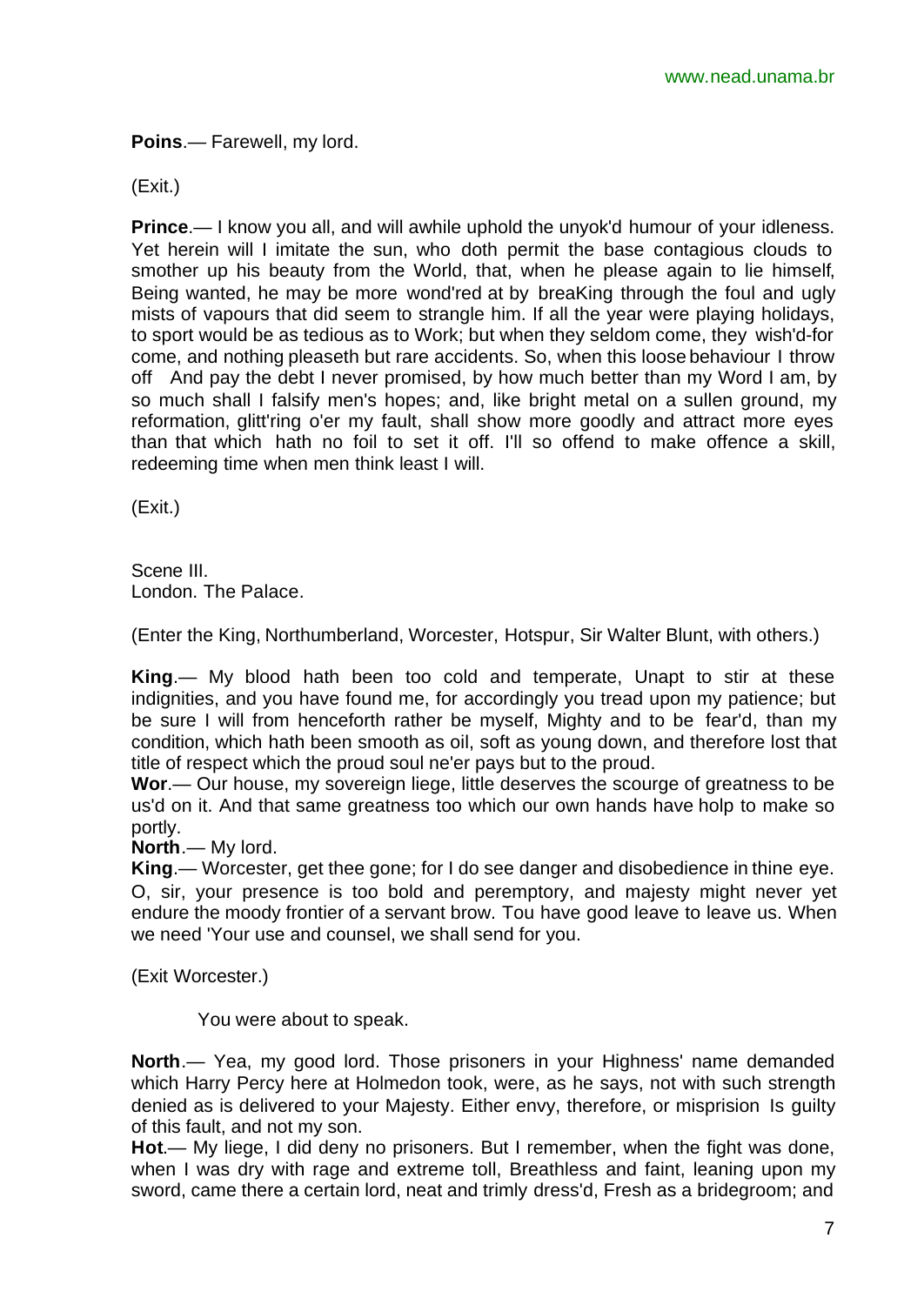**Poins**.— Farewell, my lord.

(Exit.)

**Prince**.— I know you all, and will awhile uphold the unyok'd humour of your idleness. Yet herein will I imitate the sun, who doth permit the base contagious clouds to smother up his beauty from the World, that, when he please again to lie himself, Being wanted, he may be more wond'red at by breaKing through the foul and ugly mists of vapours that did seem to strangle him. If all the year were playing holidays, to sport would be as tedious as to Work; but when they seldom come, they wish'd-for come, and nothing pleaseth but rare accidents. So, when this loose behaviour I throw off And pay the debt I never promised, by how much better than my Word I am, by so much shall I falsify men's hopes; and, like bright metal on a sullen ground, my reformation, glitt'ring o'er my fault, shall show more goodly and attract more eyes than that which hath no foil to set it off. I'll so offend to make offence a skill, redeeming time when men think least I will.

(Exit.)

Scene III.
London. The Palace.

(Enter the King, Northumberland, Worcester, Hotspur, Sir Walter Blunt, with others.)

**King**.— My blood hath been too cold and temperate, Unapt to stir at these indignities, and you have found me, for accordingly you tread upon my patience; but be sure I will from henceforth rather be myself, Mighty and to be fear'd, than my condition, which hath been smooth as oil, soft as young down, and therefore lost that title of respect which the proud soul ne'er pays but to the proud.
**Wor**.— Our house, my sovereign liege, little deserves the scourge of greatness to be us'd on it. And that same greatness too which our own hands have holp to make so portly.
**North**.— My lord.
**King**.— Worcester, get thee gone; for I do see danger and disobedience in thine eye. O, sir, your presence is too bold and peremptory, and majesty might never yet endure the moody frontier of a servant brow. Tou have good leave to leave us. When we need 'Your use and counsel, we shall send for you.

(Exit Worcester.)

You were about to speak.

**North**.— Yea, my good lord. Those prisoners in your Highness' name demanded which Harry Percy here at Holmedon took, were, as he says, not with such strength denied as is delivered to your Majesty. Either envy, therefore, or misprision Is guilty of this fault, and not my son.
**Hot**.— My liege, I did deny no prisoners. But I remember, when the fight was done, when I was dry with rage and extreme toll, Breathless and faint, leaning upon my sword, came there a certain lord, neat and trimly dress'd, Fresh as a bridegroom; and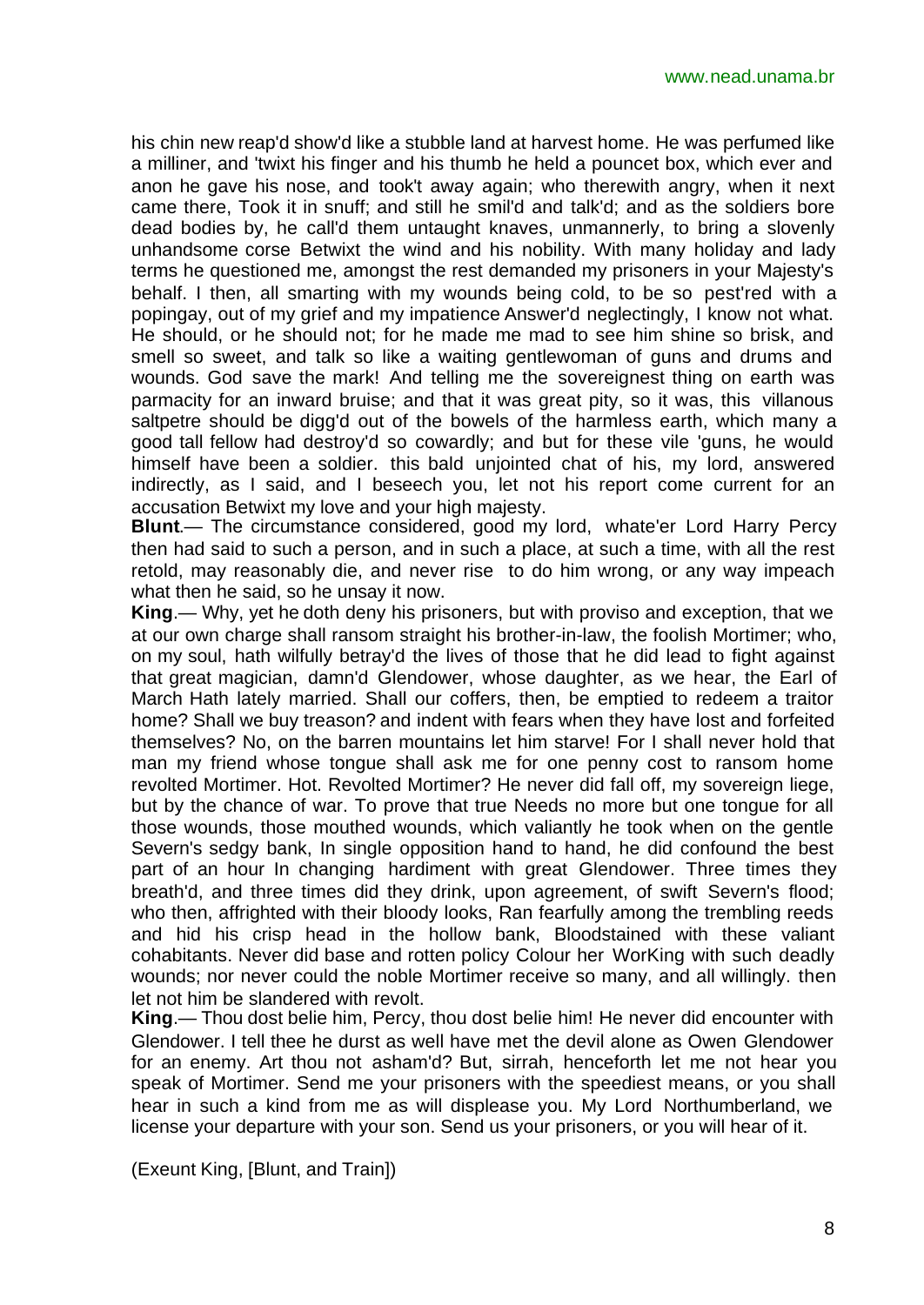his chin new reap'd show'd like a stubble land at harvest home. He was perfumed like a milliner, and 'twixt his finger and his thumb he held a pouncet box, which ever and anon he gave his nose, and took't away again; who therewith angry, when it next came there, Took it in snuff; and still he smil'd and talk'd; and as the soldiers bore dead bodies by, he call'd them untaught knaves, unmannerly, to bring a slovenly unhandsome corse Betwixt the wind and his nobility. With many holiday and lady terms he questioned me, amongst the rest demanded my prisoners in your Majesty's behalf. I then, all smarting with my wounds being cold, to be so pest'red with a popingay, out of my grief and my impatience Answer'd neglectingly, I know not what. He should, or he should not; for he made me mad to see him shine so brisk, and smell so sweet, and talk so like a waiting gentlewoman of guns and drums and wounds. God save the mark! And telling me the sovereignest thing on earth was parmacity for an inward bruise; and that it was great pity, so it was, this villanous saltpetre should be digg'd out of the bowels of the harmless earth, which many a good tall fellow had destroy'd so cowardly; and but for these vile 'guns, he would himself have been a soldier. this bald unjointed chat of his, my lord, answered indirectly, as I said, and I beseech you, let not his report come current for an accusation Betwixt my love and your high majesty.

**Blunt**.— The circumstance considered, good my lord, whate'er Lord Harry Percy then had said to such a person, and in such a place, at such a time, with all the rest retold, may reasonably die, and never rise to do him wrong, or any way impeach what then he said, so he unsay it now.

**King**.— Why, yet he doth deny his prisoners, but with proviso and exception, that we at our own charge shall ransom straight his brother-in-law, the foolish Mortimer; who, on my soul, hath wilfully betray'd the lives of those that he did lead to fight against that great magician, damn'd Glendower, whose daughter, as we hear, the Earl of March Hath lately married. Shall our coffers, then, be emptied to redeem a traitor home? Shall we buy treason? and indent with fears when they have lost and forfeited themselves? No, on the barren mountains let him starve! For I shall never hold that man my friend whose tongue shall ask me for one penny cost to ransom home revolted Mortimer. Hot. Revolted Mortimer? He never did fall off, my sovereign liege, but by the chance of war. To prove that true Needs no more but one tongue for all those wounds, those mouthed wounds, which valiantly he took when on the gentle Severn's sedgy bank, In single opposition hand to hand, he did confound the best part of an hour In changing hardiment with great Glendower. Three times they breath'd, and three times did they drink, upon agreement, of swift Severn's flood; who then, affrighted with their bloody looks, Ran fearfully among the trembling reeds and hid his crisp head in the hollow bank, Bloodstained with these valiant cohabitants. Never did base and rotten policy Colour her WorKing with such deadly wounds; nor never could the noble Mortimer receive so many, and all willingly. then let not him be slandered with revolt.

**King**.— Thou dost belie him, Percy, thou dost belie him! He never did encounter with Glendower. I tell thee he durst as well have met the devil alone as Owen Glendower for an enemy. Art thou not asham'd? But, sirrah, henceforth let me not hear you speak of Mortimer. Send me your prisoners with the speediest means, or you shall hear in such a kind from me as will displease you. My Lord Northumberland, we license your departure with your son. Send us your prisoners, or you will hear of it.

(Exeunt King, [Blunt, and Train])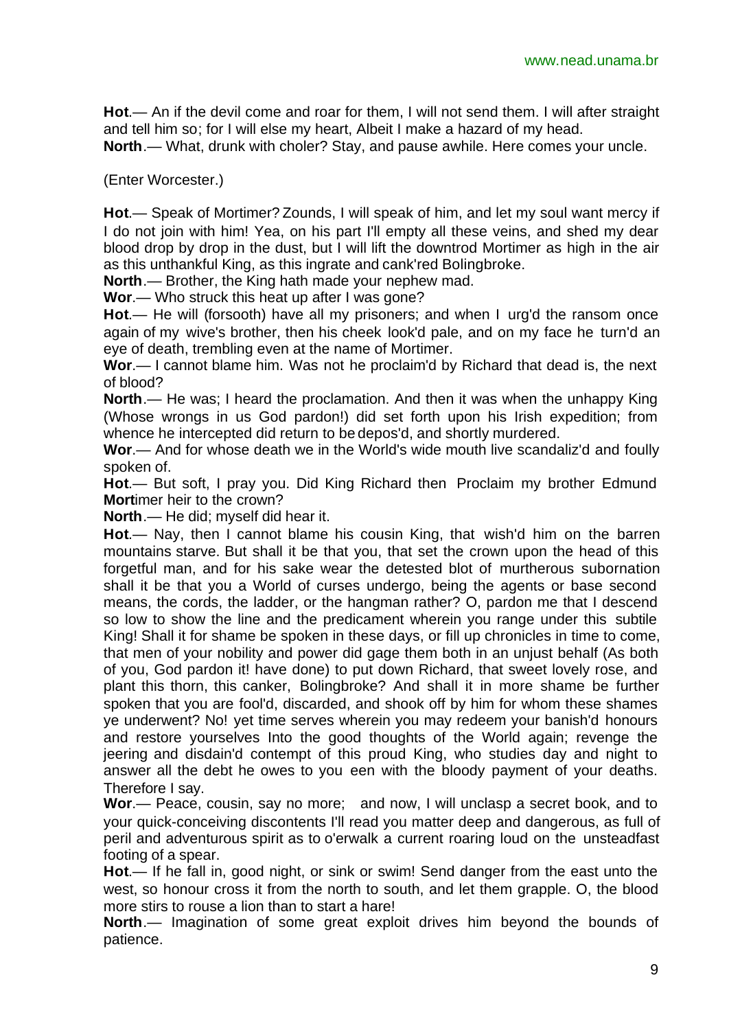**Hot**.— An if the devil come and roar for them, I will not send them. I will after straight and tell him so; for I will else my heart, Albeit I make a hazard of my head.
**North**.— What, drunk with choler? Stay, and pause awhile. Here comes your uncle.

(Enter Worcester.)

**Hot**.— Speak of Mortimer? Zounds, I will speak of him, and let my soul want mercy if I do not join with him! Yea, on his part I'll empty all these veins, and shed my dear blood drop by drop in the dust, but I will lift the downtrod Mortimer as high in the air as this unthankful King, as this ingrate and cank'red Bolingbroke.
**North**.— Brother, the King hath made your nephew mad.
**Wor**.— Who struck this heat up after I was gone?
**Hot**.— He will (forsooth) have all my prisoners; and when I urg'd the ransom once again of my wive's brother, then his cheek look'd pale, and on my face he turn'd an eye of death, trembling even at the name of Mortimer.
**Wor**.— I cannot blame him. Was not he proclaim'd by Richard that dead is, the next of blood?
**North**.— He was; I heard the proclamation. And then it was when the unhappy King (Whose wrongs in us God pardon!) did set forth upon his Irish expedition; from whence he intercepted did return to be depos'd, and shortly murdered.
**Wor**.— And for whose death we in the World's wide mouth live scandaliz'd and foully spoken of.
**Hot**.— But soft, I pray you. Did King Richard then Proclaim my brother Edmund **Mort**imer heir to the crown?
**North**.— He did; myself did hear it.
**Hot**.— Nay, then I cannot blame his cousin King, that wish'd him on the barren mountains starve. But shall it be that you, that set the crown upon the head of this forgetful man, and for his sake wear the detested blot of murtherous subornation shall it be that you a World of curses undergo, being the agents or base second means, the cords, the ladder, or the hangman rather? O, pardon me that I descend so low to show the line and the predicament wherein you range under this subtile King! Shall it for shame be spoken in these days, or fill up chronicles in time to come, that men of your nobility and power did gage them both in an unjust behalf (As both of you, God pardon it! have done) to put down Richard, that sweet lovely rose, and plant this thorn, this canker, Bolingbroke? And shall it in more shame be further spoken that you are fool'd, discarded, and shook off by him for whom these shames ye underwent? No! yet time serves wherein you may redeem your banish'd honours and restore yourselves Into the good thoughts of the World again; revenge the jeering and disdain'd contempt of this proud King, who studies day and night to answer all the debt he owes to you een with the bloody payment of your deaths. Therefore I say.
**Wor**.— Peace, cousin, say no more; and now, I will unclasp a secret book, and to your quick-conceiving discontents I'll read you matter deep and dangerous, as full of peril and adventurous spirit as to o'erwalk a current roaring loud on the unsteadfast footing of a spear.
**Hot**.— If he fall in, good night, or sink or swim! Send danger from the east unto the west, so honour cross it from the north to south, and let them grapple. O, the blood more stirs to rouse a lion than to start a hare!
**North**.— Imagination of some great exploit drives him beyond the bounds of patience.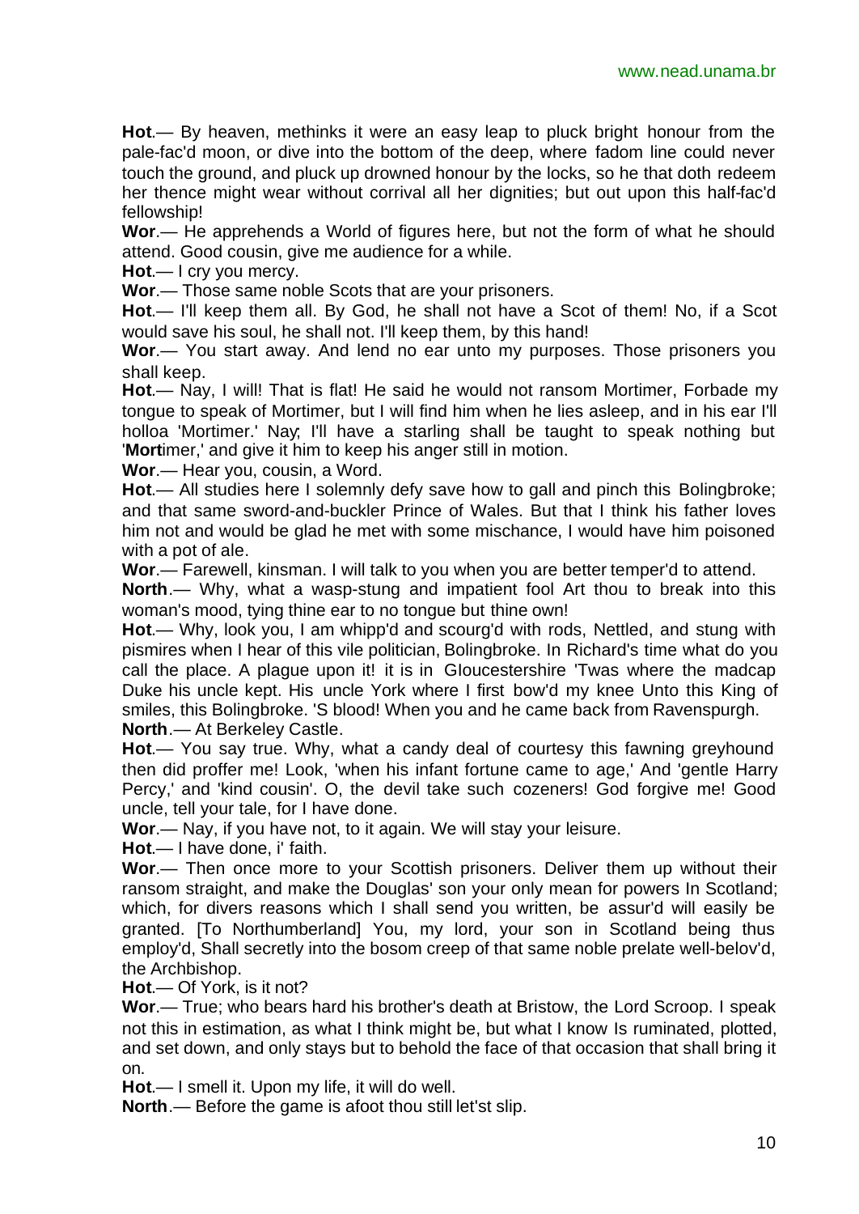**Hot**.— By heaven, methinks it were an easy leap to pluck bright honour from the pale-fac'd moon, or dive into the bottom of the deep, where fadom line could never touch the ground, and pluck up drowned honour by the locks, so he that doth redeem her thence might wear without corrival all her dignities; but out upon this half-fac'd fellowship!

**Wor**.— He apprehends a World of figures here, but not the form of what he should attend. Good cousin, give me audience for a while.

**Hot**.— I cry you mercy.

**Wor**.— Those same noble Scots that are your prisoners.

**Hot**.— I'll keep them all. By God, he shall not have a Scot of them! No, if a Scot would save his soul, he shall not. I'll keep them, by this hand!

**Wor**.— You start away. And lend no ear unto my purposes. Those prisoners you shall keep.

**Hot**.— Nay, I will! That is flat! He said he would not ransom Mortimer, Forbade my tongue to speak of Mortimer, but I will find him when he lies asleep, and in his ear I'll holloa 'Mortimer.' Nay; I'll have a starling shall be taught to speak nothing but '**Mort**imer,' and give it him to keep his anger still in motion.

**Wor**.— Hear you, cousin, a Word.

**Hot**.— All studies here I solemnly defy save how to gall and pinch this Bolingbroke; and that same sword-and-buckler Prince of Wales. But that I think his father loves him not and would be glad he met with some mischance, I would have him poisoned with a pot of ale.

**Wor**.— Farewell, kinsman. I will talk to you when you are better temper'd to attend.

**North**.— Why, what a wasp-stung and impatient fool Art thou to break into this woman's mood, tying thine ear to no tongue but thine own!

**Hot**.— Why, look you, I am whipp'd and scourg'd with rods, Nettled, and stung with pismires when I hear of this vile politician, Bolingbroke. In Richard's time what do you call the place. A plague upon it! it is in Gloucestershire 'Twas where the madcap Duke his uncle kept. His uncle York where I first bow'd my knee Unto this King of smiles, this Bolingbroke. 'S blood! When you and he came back from Ravenspurgh.

**North**.— At Berkeley Castle.

**Hot**.— You say true. Why, what a candy deal of courtesy this fawning greyhound then did proffer me! Look, 'when his infant fortune came to age,' And 'gentle Harry Percy,' and 'kind cousin'. O, the devil take such cozeners! God forgive me! Good uncle, tell your tale, for I have done.

**Wor**.— Nay, if you have not, to it again. We will stay your leisure.

**Hot**.— I have done, i' faith.

**Wor**.— Then once more to your Scottish prisoners. Deliver them up without their ransom straight, and make the Douglas' son your only mean for powers In Scotland; which, for divers reasons which I shall send you written, be assur'd will easily be granted. [To Northumberland] You, my lord, your son in Scotland being thus employ'd, Shall secretly into the bosom creep of that same noble prelate well-belov'd, the Archbishop.

**Hot**.— Of York, is it not?

**Wor**.— True; who bears hard his brother's death at Bristow, the Lord Scroop. I speak not this in estimation, as what I think might be, but what I know Is ruminated, plotted, and set down, and only stays but to behold the face of that occasion that shall bring it on.

**Hot**.— I smell it. Upon my life, it will do well.

**North**.— Before the game is afoot thou still let'st slip.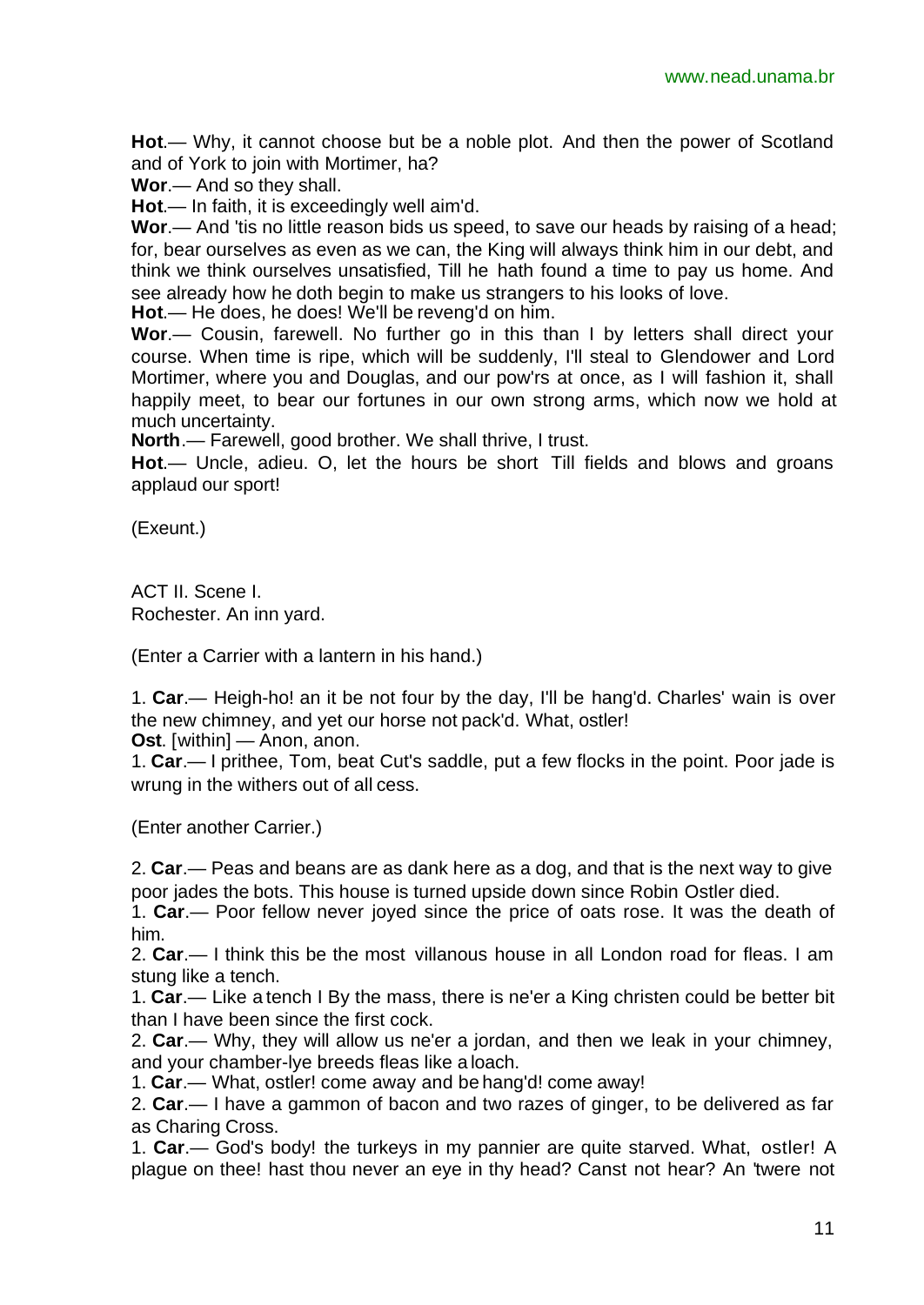**Hot**.— Why, it cannot choose but be a noble plot. And then the power of Scotland and of York to join with Mortimer, ha?

**Wor**.— And so they shall.

**Hot**.— In faith, it is exceedingly well aim'd.

**Wor**.— And 'tis no little reason bids us speed, to save our heads by raising of a head; for, bear ourselves as even as we can, the King will always think him in our debt, and think we think ourselves unsatisfied, Till he hath found a time to pay us home. And see already how he doth begin to make us strangers to his looks of love.

**Hot**.— He does, he does! We'll be reveng'd on him.

**Wor**.— Cousin, farewell. No further go in this than I by letters shall direct your course. When time is ripe, which will be suddenly, I'll steal to Glendower and Lord Mortimer, where you and Douglas, and our pow'rs at once, as I will fashion it, shall happily meet, to bear our fortunes in our own strong arms, which now we hold at much uncertainty.

**North**.— Farewell, good brother. We shall thrive, I trust.

**Hot**.— Uncle, adieu. O, let the hours be short Till fields and blows and groans applaud our sport!

(Exeunt.)

ACT II. Scene I.
Rochester. An inn yard.

(Enter a Carrier with a lantern in his hand.)

1. **Car**.— Heigh-ho! an it be not four by the day, I'll be hang'd. Charles' wain is over the new chimney, and yet our horse not pack'd. What, ostler!

**Ost**. [within] — Anon, anon.

1. **Car**.— I prithee, Tom, beat Cut's saddle, put a few flocks in the point. Poor jade is wrung in the withers out of all cess.

(Enter another Carrier.)

2. **Car**.— Peas and beans are as dank here as a dog, and that is the next way to give poor jades the bots. This house is turned upside down since Robin Ostler died.

1. **Car**.— Poor fellow never joyed since the price of oats rose. It was the death of him.

2. **Car**.— I think this be the most villanous house in all London road for fleas. I am stung like a tench.

1. **Car**.— Like a tench I By the mass, there is ne'er a King christen could be better bit than I have been since the first cock.

2. **Car**.— Why, they will allow us ne'er a jordan, and then we leak in your chimney, and your chamber-lye breeds fleas like a loach.

1. **Car**.— What, ostler! come away and be hang'd! come away!

2. **Car**.— I have a gammon of bacon and two razes of ginger, to be delivered as far as Charing Cross.

1. **Car**.— God's body! the turkeys in my pannier are quite starved. What, ostler! A plague on thee! hast thou never an eye in thy head? Canst not hear? An 'twere not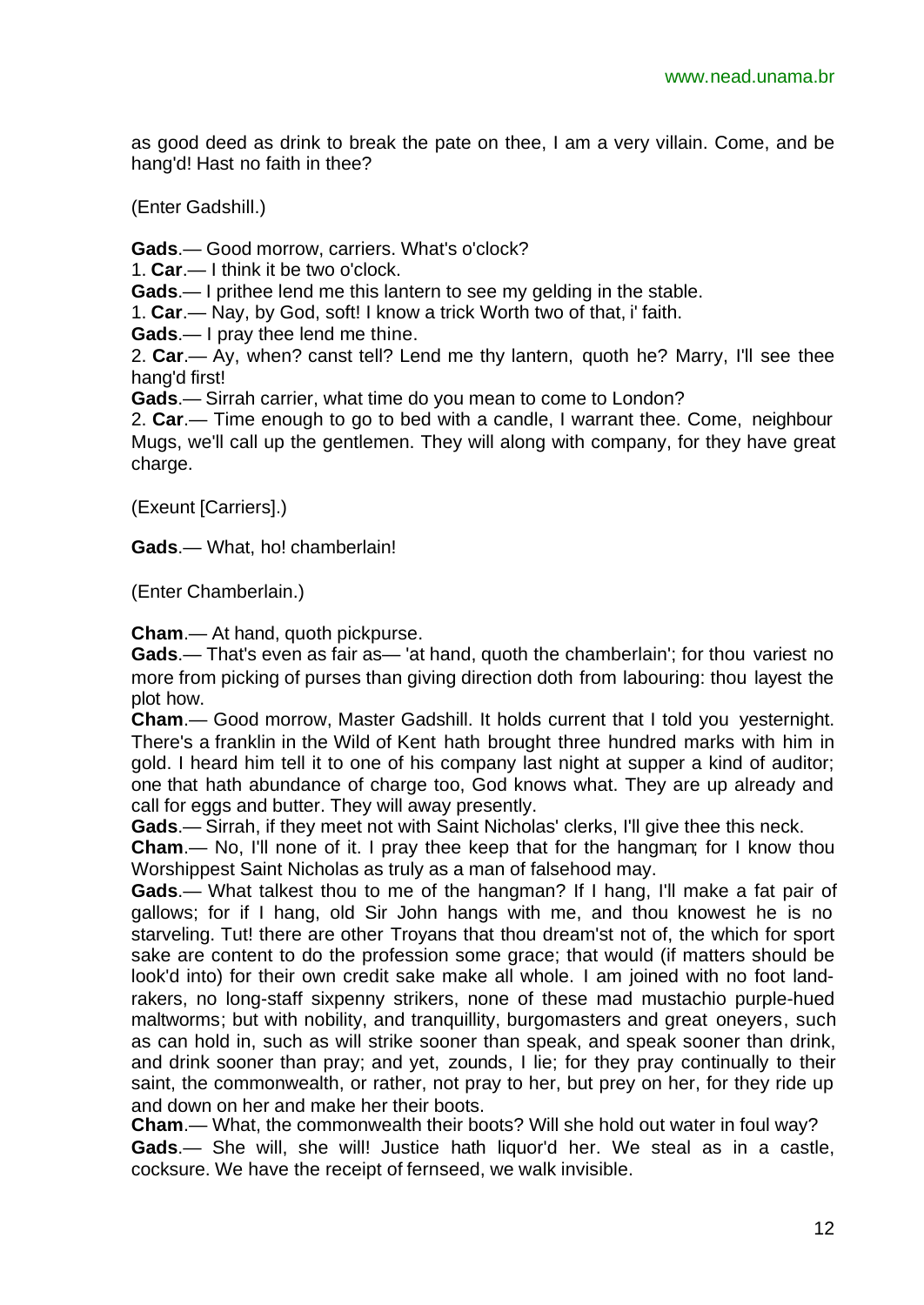as good deed as drink to break the pate on thee, I am a very villain. Come, and be hang'd! Hast no faith in thee?

(Enter Gadshill.)

**Gads**.— Good morrow, carriers. What's o'clock?

1. **Car**.— I think it be two o'clock.

**Gads**.— I prithee lend me this lantern to see my gelding in the stable.

1. **Car**.— Nay, by God, soft! I know a trick Worth two of that, i' faith.

**Gads**.— I pray thee lend me thine.

2. **Car**.— Ay, when? canst tell? Lend me thy lantern, quoth he? Marry, I'll see thee hang'd first!

**Gads**.— Sirrah carrier, what time do you mean to come to London?

2. **Car**.— Time enough to go to bed with a candle, I warrant thee. Come, neighbour Mugs, we'll call up the gentlemen. They will along with company, for they have great charge.

(Exeunt [Carriers].)

**Gads**.— What, ho! chamberlain!

(Enter Chamberlain.)

**Cham**.— At hand, quoth pickpurse.

**Gads**.— That's even as fair as— 'at hand, quoth the chamberlain'; for thou variest no more from picking of purses than giving direction doth from labouring: thou layest the plot how.

**Cham**.— Good morrow, Master Gadshill. It holds current that I told you yesternight. There's a franklin in the Wild of Kent hath brought three hundred marks with him in gold. I heard him tell it to one of his company last night at supper a kind of auditor; one that hath abundance of charge too, God knows what. They are up already and call for eggs and butter. They will away presently.

**Gads**.— Sirrah, if they meet not with Saint Nicholas' clerks, I'll give thee this neck.

**Cham**.— No, I'll none of it. I pray thee keep that for the hangman; for I know thou Worshippest Saint Nicholas as truly as a man of falsehood may.

**Gads**.— What talkest thou to me of the hangman? If I hang, I'll make a fat pair of gallows; for if I hang, old Sir John hangs with me, and thou knowest he is no starveling. Tut! there are other Troyans that thou dream'st not of, the which for sport sake are content to do the profession some grace; that would (if matters should be look'd into) for their own credit sake make all whole. I am joined with no foot land-rakers, no long-staff sixpenny strikers, none of these mad mustachio purple-hued maltworms; but with nobility, and tranquillity, burgomasters and great oneyers, such as can hold in, such as will strike sooner than speak, and speak sooner than drink, and drink sooner than pray; and yet, zounds, I lie; for they pray continually to their saint, the commonwealth, or rather, not pray to her, but prey on her, for they ride up and down on her and make her their boots.

**Cham**.— What, the commonwealth their boots? Will she hold out water in foul way?

**Gads**.— She will, she will! Justice hath liquor'd her. We steal as in a castle, cocksure. We have the receipt of fernseed, we walk invisible.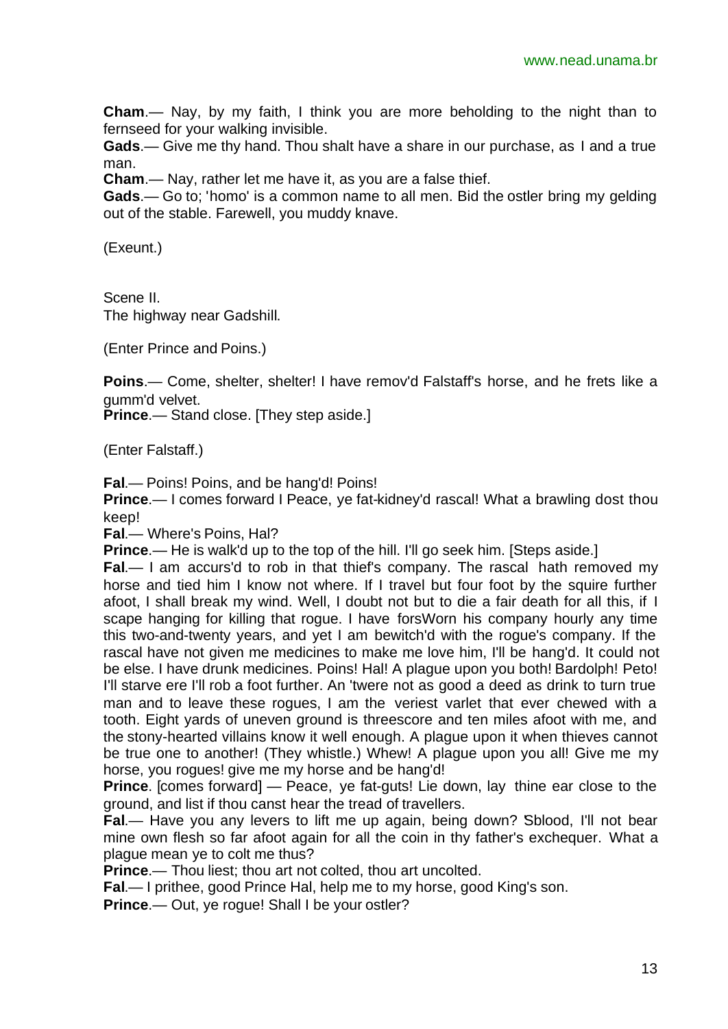**Cham**.— Nay, by my faith, I think you are more beholding to the night than to fernseed for your walking invisible.

**Gads**.— Give me thy hand. Thou shalt have a share in our purchase, as I and a true man.

**Cham**.— Nay, rather let me have it, as you are a false thief.

**Gads**.— Go to; 'homo' is a common name to all men. Bid the ostler bring my gelding out of the stable. Farewell, you muddy knave.

(Exeunt.)

Scene II.
The highway near Gadshill.

(Enter Prince and Poins.)

**Poins**.— Come, shelter, shelter! I have remov'd Falstaff's horse, and he frets like a gumm'd velvet.

**Prince**.— Stand close. [They step aside.]

(Enter Falstaff.)

**Fal**.— Poins! Poins, and be hang'd! Poins!

**Prince**.— I comes forward I Peace, ye fat-kidney'd rascal! What a brawling dost thou keep!

**Fal**.— Where's Poins, Hal?

**Prince**.— He is walk'd up to the top of the hill. I'll go seek him. [Steps aside.]

**Fal**.— I am accurs'd to rob in that thief's company. The rascal hath removed my horse and tied him I know not where. If I travel but four foot by the squire further afoot, I shall break my wind. Well, I doubt not but to die a fair death for all this, if I scape hanging for killing that rogue. I have forsWorn his company hourly any time this two-and-twenty years, and yet I am bewitch'd with the rogue's company. If the rascal have not given me medicines to make me love him, I'll be hang'd. It could not be else. I have drunk medicines. Poins! Hal! A plague upon you both! Bardolph! Peto! I'll starve ere I'll rob a foot further. An 'twere not as good a deed as drink to turn true man and to leave these rogues, I am the veriest varlet that ever chewed with a tooth. Eight yards of uneven ground is threescore and ten miles afoot with me, and the stony-hearted villains know it well enough. A plague upon it when thieves cannot be true one to another! (They whistle.) Whew! A plague upon you all! Give me my horse, you rogues! give me my horse and be hang'd!

**Prince**. [comes forward] — Peace, ye fat-guts! Lie down, lay thine ear close to the ground, and list if thou canst hear the tread of travellers.

**Fal**.— Have you any levers to lift me up again, being down? 'Sblood, I'll not bear mine own flesh so far afoot again for all the coin in thy father's exchequer. What a plague mean ye to colt me thus?

**Prince**.— Thou liest; thou art not colted, thou art uncolted.

**Fal**.— I prithee, good Prince Hal, help me to my horse, good King's son.

**Prince**.— Out, ye rogue! Shall I be your ostler?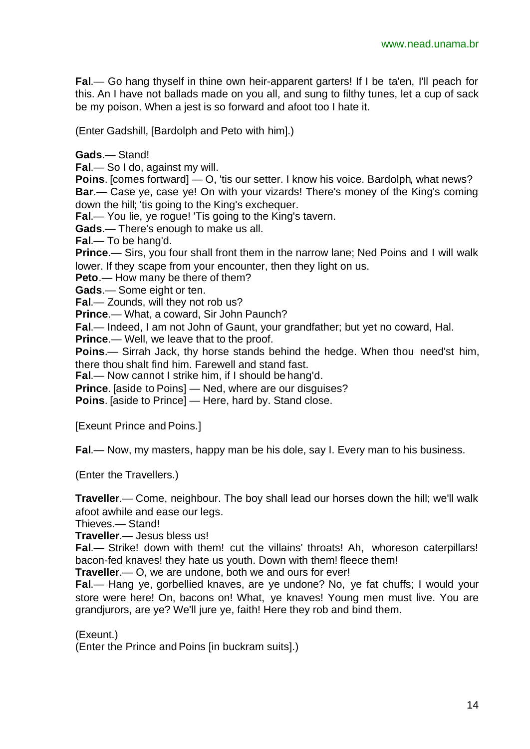**Fal**.— Go hang thyself in thine own heir-apparent garters! If I be ta'en, I'll peach for this. An I have not ballads made on you all, and sung to filthy tunes, let a cup of sack be my poison. When a jest is so forward and afoot too I hate it.

(Enter Gadshill, [Bardolph and Peto with him].)

**Gads**.— Stand!
**Fal**.— So I do, against my will.
**Poins**. [comes fortward] — O, 'tis our setter. I know his voice. Bardolph, what news?
**Bar**.— Case ye, case ye! On with your vizards! There's money of the King's coming down the hill; 'tis going to the King's exchequer.
**Fal**.— You lie, ye rogue! 'Tis going to the King's tavern.
**Gads**.— There's enough to make us all.
**Fal**.— To be hang'd.
**Prince**.— Sirs, you four shall front them in the narrow lane; Ned Poins and I will walk lower. If they scape from your encounter, then they light on us.
**Peto**.— How many be there of them?
**Gads**.— Some eight or ten.
**Fal**.— Zounds, will they not rob us?
**Prince**.— What, a coward, Sir John Paunch?
**Fal**.— Indeed, I am not John of Gaunt, your grandfather; but yet no coward, Hal.
**Prince**.— Well, we leave that to the proof.
**Poins**.— Sirrah Jack, thy horse stands behind the hedge. When thou need'st him, there thou shalt find him. Farewell and stand fast.
**Fal**.— Now cannot I strike him, if I should be hang'd.
**Prince**. [aside to Poins] — Ned, where are our disguises?
**Poins**. [aside to Prince] — Here, hard by. Stand close.

[Exeunt Prince and Poins.]

**Fal**.— Now, my masters, happy man be his dole, say I. Every man to his business.

(Enter the Travellers.)

**Traveller**.— Come, neighbour. The boy shall lead our horses down the hill; we'll walk afoot awhile and ease our legs.
Thieves.— Stand!
**Traveller**.— Jesus bless us!
**Fal**.— Strike! down with them! cut the villains' throats! Ah, whoreson caterpillars! bacon-fed knaves! they hate us youth. Down with them! fleece them!
**Traveller**.— O, we are undone, both we and ours for ever!
**Fal**.— Hang ye, gorbellied knaves, are ye undone? No, ye fat chuffs; I would your store were here! On, bacons on! What, ye knaves! Young men must live. You are grandjurors, are ye? We'll jure ye, faith! Here they rob and bind them.

(Exeunt.)
(Enter the Prince and Poins [in buckram suits].)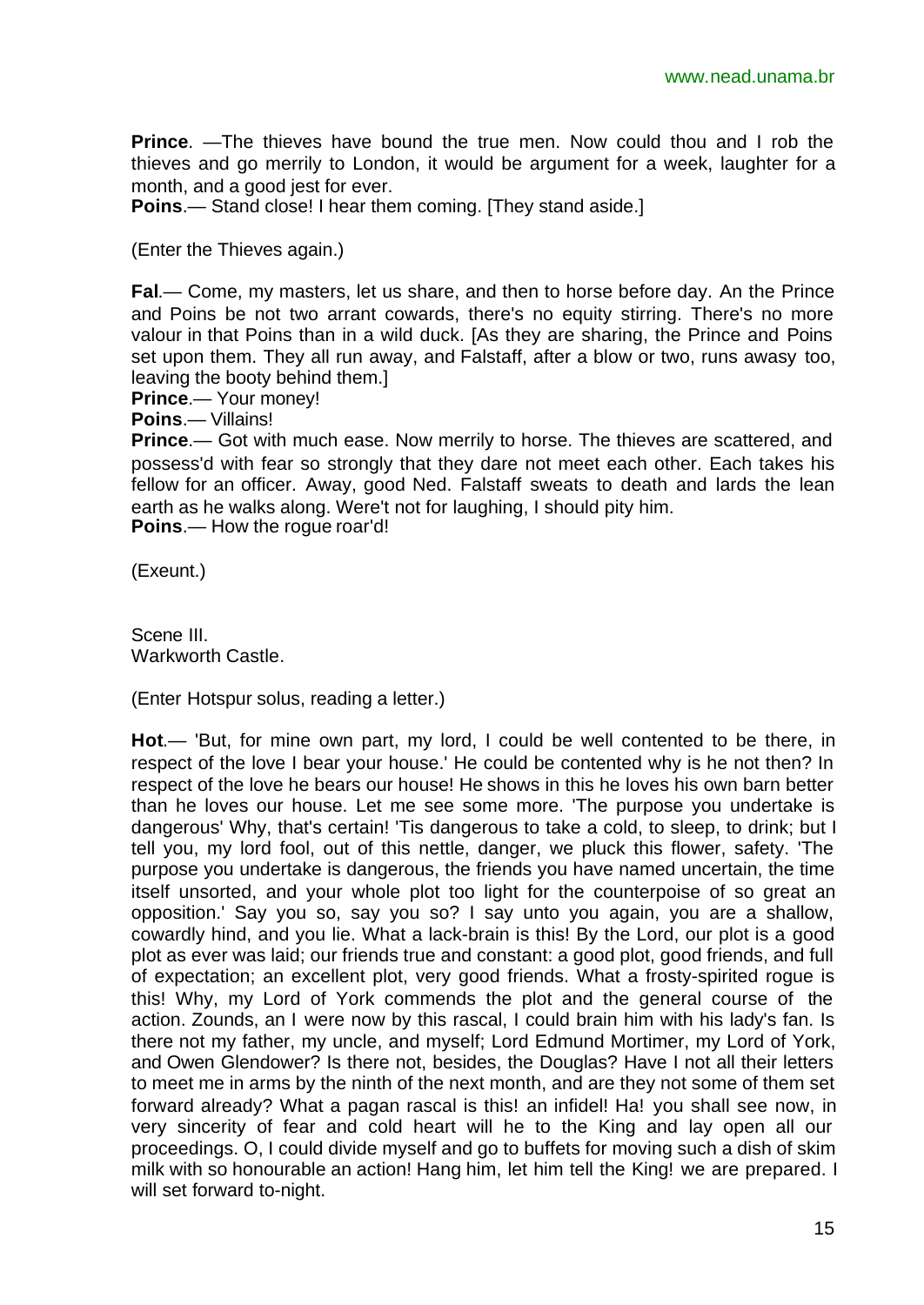**Prince**. —The thieves have bound the true men. Now could thou and I rob the thieves and go merrily to London, it would be argument for a week, laughter for a month, and a good jest for ever.
**Poins**.— Stand close! I hear them coming. [They stand aside.]

(Enter the Thieves again.)

**Fal**.— Come, my masters, let us share, and then to horse before day. An the Prince and Poins be not two arrant cowards, there's no equity stirring. There's no more valour in that Poins than in a wild duck. [As they are sharing, the Prince and Poins set upon them. They all run away, and Falstaff, after a blow or two, runs awasy too, leaving the booty behind them.]
**Prince**.— Your money!
**Poins**.— Villains!
**Prince**.— Got with much ease. Now merrily to horse. The thieves are scattered, and possess'd with fear so strongly that they dare not meet each other. Each takes his fellow for an officer. Away, good Ned. Falstaff sweats to death and lards the lean earth as he walks along. Were't not for laughing, I should pity him.
**Poins**.— How the rogue roar'd!

(Exeunt.)

Scene III.
Warkworth Castle.

(Enter Hotspur solus, reading a letter.)

**Hot**.— 'But, for mine own part, my lord, I could be well contented to be there, in respect of the love I bear your house.' He could be contented why is he not then? In respect of the love he bears our house! He shows in this he loves his own barn better than he loves our house. Let me see some more. 'The purpose you undertake is dangerous' Why, that's certain! 'Tis dangerous to take a cold, to sleep, to drink; but I tell you, my lord fool, out of this nettle, danger, we pluck this flower, safety. 'The purpose you undertake is dangerous, the friends you have named uncertain, the time itself unsorted, and your whole plot too light for the counterpoise of so great an opposition.' Say you so, say you so? I say unto you again, you are a shallow, cowardly hind, and you lie. What a lack-brain is this! By the Lord, our plot is a good plot as ever was laid; our friends true and constant: a good plot, good friends, and full of expectation; an excellent plot, very good friends. What a frosty-spirited rogue is this! Why, my Lord of York commends the plot and the general course of the action. Zounds, an I were now by this rascal, I could brain him with his lady's fan. Is there not my father, my uncle, and myself; Lord Edmund Mortimer, my Lord of York, and Owen Glendower? Is there not, besides, the Douglas? Have I not all their letters to meet me in arms by the ninth of the next month, and are they not some of them set forward already? What a pagan rascal is this! an infidel! Ha! you shall see now, in very sincerity of fear and cold heart will he to the King and lay open all our proceedings. O, I could divide myself and go to buffets for moving such a dish of skim milk with so honourable an action! Hang him, let him tell the King! we are prepared. I will set forward to-night.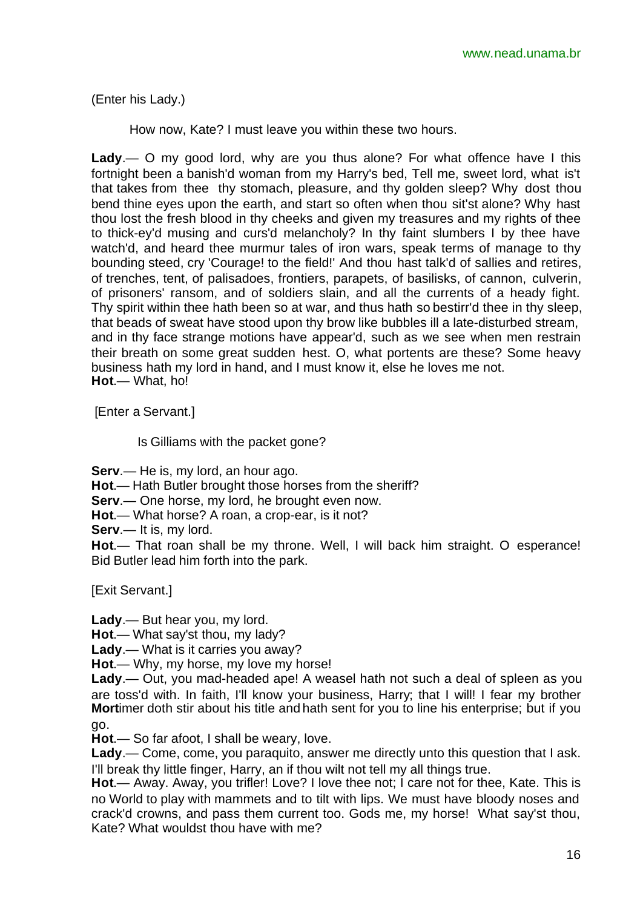(Enter his Lady.)

How now, Kate? I must leave you within these two hours.

**Lady**.— O my good lord, why are you thus alone? For what offence have I this fortnight been a banish'd woman from my Harry's bed, Tell me, sweet lord, what is't that takes from thee thy stomach, pleasure, and thy golden sleep? Why dost thou bend thine eyes upon the earth, and start so often when thou sit'st alone? Why hast thou lost the fresh blood in thy cheeks and given my treasures and my rights of thee to thick-ey'd musing and curs'd melancholy? In thy faint slumbers I by thee have watch'd, and heard thee murmur tales of iron wars, speak terms of manage to thy bounding steed, cry 'Courage! to the field!' And thou hast talk'd of sallies and retires, of trenches, tent, of palisadoes, frontiers, parapets, of basilisks, of cannon, culverin, of prisoners' ransom, and of soldiers slain, and all the currents of a heady fight. Thy spirit within thee hath been so at war, and thus hath so bestirr'd thee in thy sleep, that beads of sweat have stood upon thy brow like bubbles ill a late-disturbed stream, and in thy face strange motions have appear'd, such as we see when men restrain their breath on some great sudden hest. O, what portents are these? Some heavy business hath my lord in hand, and I must know it, else he loves me not.
**Hot**.— What, ho!

[Enter a Servant.]

Is Gilliams with the packet gone?

**Serv**.— He is, my lord, an hour ago.
**Hot**.— Hath Butler brought those horses from the sheriff?
**Serv**.— One horse, my lord, he brought even now.
**Hot**.— What horse? A roan, a crop-ear, is it not?
**Serv**.— It is, my lord.
**Hot**.— That roan shall be my throne. Well, I will back him straight. O esperance! Bid Butler lead him forth into the park.

[Exit Servant.]

**Lady**.— But hear you, my lord.
**Hot**.— What say'st thou, my lady?
**Lady**.— What is it carries you away?
**Hot**.— Why, my horse, my love my horse!
**Lady**.— Out, you mad-headed ape! A weasel hath not such a deal of spleen as you are toss'd with. In faith, I'll know your business, Harry; that I will! I fear my brother **Mort**imer doth stir about his title and hath sent for you to line his enterprise; but if you go.
**Hot**.— So far afoot, I shall be weary, love.
**Lady**.— Come, come, you paraquito, answer me directly unto this question that I ask. I'll break thy little finger, Harry, an if thou wilt not tell my all things true.
**Hot**.— Away. Away, you trifler! Love? I love thee not; I care not for thee, Kate. This is no World to play with mammets and to tilt with lips. We must have bloody noses and crack'd crowns, and pass them current too. Gods me, my horse! What say'st thou, Kate? What wouldst thou have with me?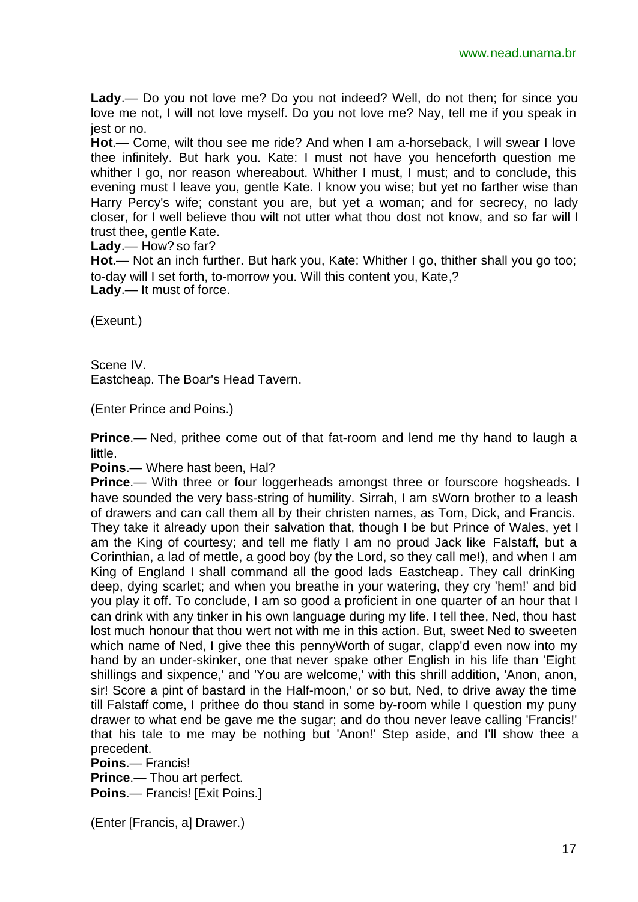**Lady**.— Do you not love me? Do you not indeed? Well, do not then; for since you love me not, I will not love myself. Do you not love me? Nay, tell me if you speak in jest or no.

**Hot**.— Come, wilt thou see me ride? And when I am a-horseback, I will swear I love thee infinitely. But hark you. Kate: I must not have you henceforth question me whither I go, nor reason whereabout. Whither I must, I must; and to conclude, this evening must I leave you, gentle Kate. I know you wise; but yet no farther wise than Harry Percy's wife; constant you are, but yet a woman; and for secrecy, no lady closer, for I well believe thou wilt not utter what thou dost not know, and so far will I trust thee, gentle Kate.

**Lady**.— How? so far?

**Hot**.— Not an inch further. But hark you, Kate: Whither I go, thither shall you go too; to-day will I set forth, to-morrow you. Will this content you, Kate,?

**Lady**.— It must of force.

(Exeunt.)

Scene IV.

Eastcheap. The Boar's Head Tavern.

(Enter Prince and Poins.)

**Prince**.— Ned, prithee come out of that fat-room and lend me thy hand to laugh a little.

**Poins**.— Where hast been, Hal?

**Prince**.— With three or four loggerheads amongst three or fourscore hogsheads. I have sounded the very bass-string of humility. Sirrah, I am sWorn brother to a leash of drawers and can call them all by their christen names, as Tom, Dick, and Francis. They take it already upon their salvation that, though I be but Prince of Wales, yet I am the King of courtesy; and tell me flatly I am no proud Jack like Falstaff, but a Corinthian, a lad of mettle, a good boy (by the Lord, so they call me!), and when I am King of England I shall command all the good lads Eastcheap. They call drinKing deep, dying scarlet; and when you breathe in your watering, they cry 'hem!' and bid you play it off. To conclude, I am so good a proficient in one quarter of an hour that I can drink with any tinker in his own language during my life. I tell thee, Ned, thou hast lost much honour that thou wert not with me in this action. But, sweet Ned to sweeten which name of Ned, I give thee this pennyWorth of sugar, clapp'd even now into my hand by an under-skinker, one that never spake other English in his life than 'Eight shillings and sixpence,' and 'You are welcome,' with this shrill addition, 'Anon, anon, sir! Score a pint of bastard in the Half-moon,' or so but, Ned, to drive away the time till Falstaff come, I prithee do thou stand in some by-room while I question my puny drawer to what end be gave me the sugar; and do thou never leave calling 'Francis!' that his tale to me may be nothing but 'Anon!' Step aside, and I'll show thee a precedent.

**Poins**.— Francis!

**Prince**.— Thou art perfect.

**Poins**.— Francis! [Exit Poins.]

(Enter [Francis, a] Drawer.)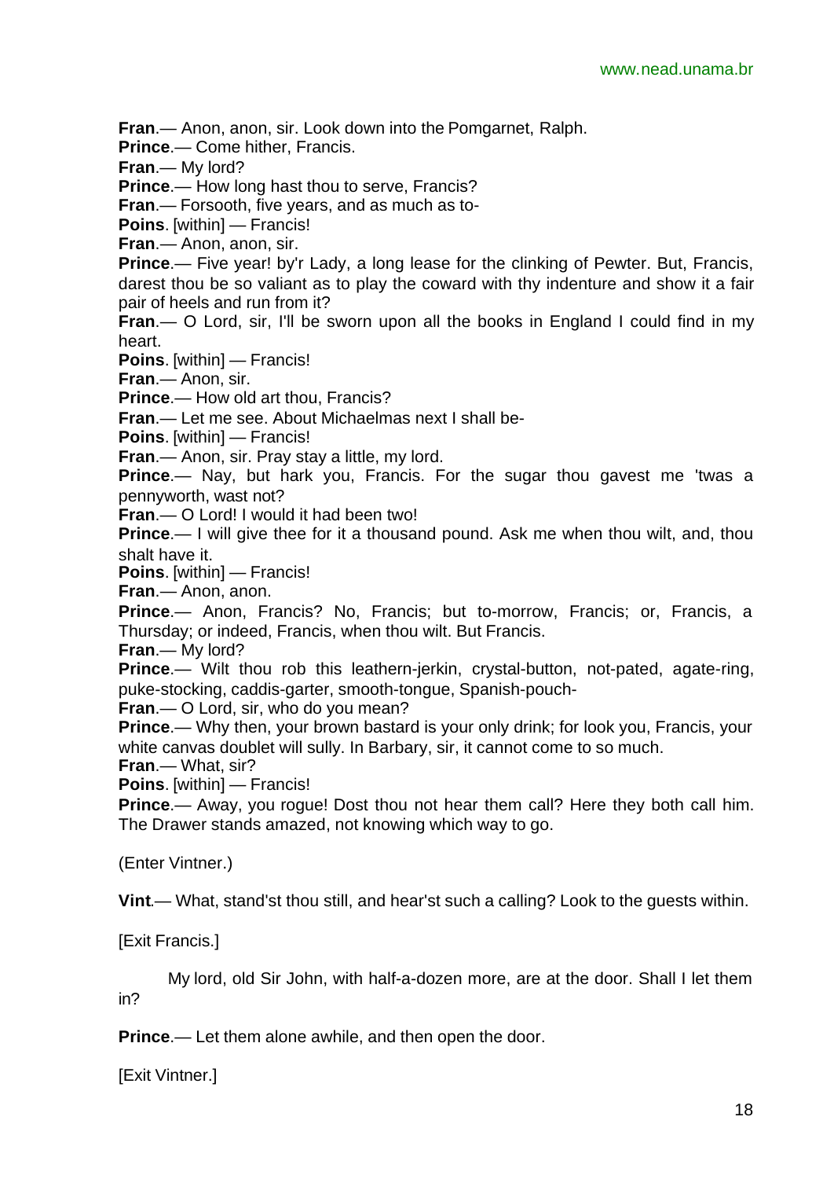**Fran**.— Anon, anon, sir. Look down into the Pomgarnet, Ralph.

**Prince**.— Come hither, Francis.

**Fran**.— My lord?

**Prince**.— How long hast thou to serve, Francis?

**Fran**.— Forsooth, five years, and as much as to-

**Poins**. [within] — Francis!

**Fran**.— Anon, anon, sir.

**Prince**.— Five year! by'r Lady, a long lease for the clinking of Pewter. But, Francis, darest thou be so valiant as to play the coward with thy indenture and show it a fair pair of heels and run from it?

**Fran**.— O Lord, sir, I'll be sworn upon all the books in England I could find in my heart.

**Poins**. [within] — Francis!

**Fran**.— Anon, sir.

**Prince**.— How old art thou, Francis?

**Fran**.— Let me see. About Michaelmas next I shall be-

**Poins**. [within] — Francis!

**Fran**.— Anon, sir. Pray stay a little, my lord.

**Prince**.— Nay, but hark you, Francis. For the sugar thou gavest me 'twas a pennyworth, wast not?

**Fran**.— O Lord! I would it had been two!

**Prince**.— I will give thee for it a thousand pound. Ask me when thou wilt, and, thou shalt have it.

**Poins**. [within] — Francis!

**Fran**.— Anon, anon.

**Prince**.— Anon, Francis? No, Francis; but to-morrow, Francis; or, Francis, a Thursday; or indeed, Francis, when thou wilt. But Francis.

**Fran**.— My lord?

**Prince**.— Wilt thou rob this leathern-jerkin, crystal-button, not-pated, agate-ring, puke-stocking, caddis-garter, smooth-tongue, Spanish-pouch-

**Fran**.— O Lord, sir, who do you mean?

**Prince**.— Why then, your brown bastard is your only drink; for look you, Francis, your white canvas doublet will sully. In Barbary, sir, it cannot come to so much.

**Fran**.— What, sir?

**Poins**. [within] — Francis!

**Prince**.— Away, you rogue! Dost thou not hear them call? Here they both call him. The Drawer stands amazed, not knowing which way to go.

(Enter Vintner.)

**Vint**.— What, stand'st thou still, and hear'st such a calling? Look to the guests within.

[Exit Francis.]

My lord, old Sir John, with half-a-dozen more, are at the door. Shall I let them in?

**Prince**.— Let them alone awhile, and then open the door.

[Exit Vintner.]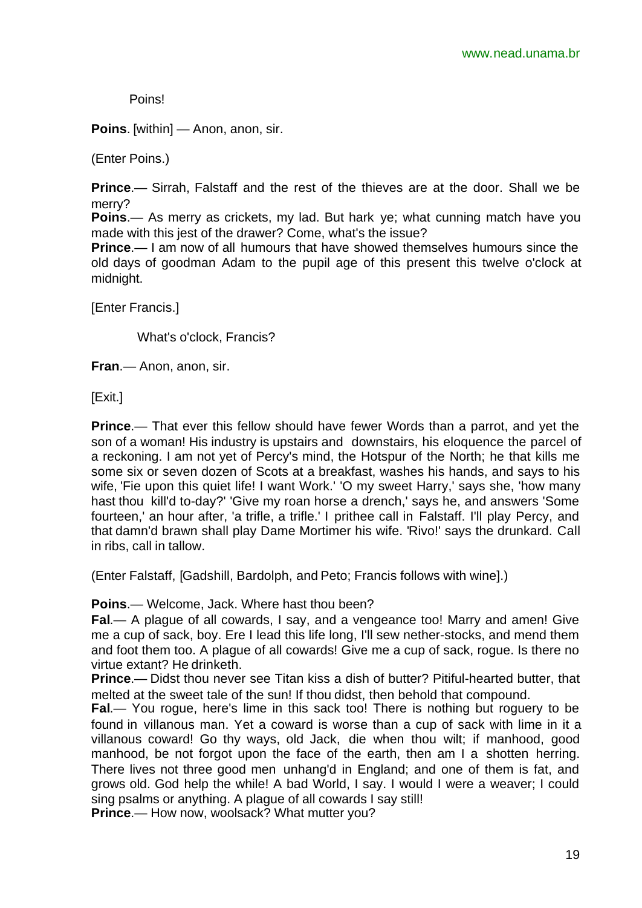Poins!

**Poins**. [within] — Anon, anon, sir.

(Enter Poins.)

**Prince**.— Sirrah, Falstaff and the rest of the thieves are at the door. Shall we be merry?
**Poins**.— As merry as crickets, my lad. But hark ye; what cunning match have you made with this jest of the drawer? Come, what's the issue?
**Prince**.— I am now of all humours that have showed themselves humours since the old days of goodman Adam to the pupil age of this present this twelve o'clock at midnight.

[Enter Francis.]

What's o'clock, Francis?

**Fran**.— Anon, anon, sir.

[Exit.]

**Prince**.— That ever this fellow should have fewer Words than a parrot, and yet the son of a woman! His industry is upstairs and downstairs, his eloquence the parcel of a reckoning. I am not yet of Percy's mind, the Hotspur of the North; he that kills me some six or seven dozen of Scots at a breakfast, washes his hands, and says to his wife, 'Fie upon this quiet life! I want Work.' 'O my sweet Harry,' says she, 'how many hast thou kill'd to-day?' 'Give my roan horse a drench,' says he, and answers 'Some fourteen,' an hour after, 'a trifle, a trifle.' I prithee call in Falstaff. I'll play Percy, and that damn'd brawn shall play Dame Mortimer his wife. 'Rivo!' says the drunkard. Call in ribs, call in tallow.

(Enter Falstaff, [Gadshill, Bardolph, and Peto; Francis follows with wine].)

**Poins**.— Welcome, Jack. Where hast thou been?
**Fal**.— A plague of all cowards, I say, and a vengeance too! Marry and amen! Give me a cup of sack, boy. Ere I lead this life long, I'll sew nether-stocks, and mend them and foot them too. A plague of all cowards! Give me a cup of sack, rogue. Is there no virtue extant? He drinketh.
**Prince**.— Didst thou never see Titan kiss a dish of butter? Pitiful-hearted butter, that melted at the sweet tale of the sun! If thou didst, then behold that compound.
**Fal**.— You rogue, here's lime in this sack too! There is nothing but roguery to be found in villanous man. Yet a coward is worse than a cup of sack with lime in it a villanous coward! Go thy ways, old Jack, die when thou wilt; if manhood, good manhood, be not forgot upon the face of the earth, then am I a shotten herring. There lives not three good men unhang'd in England; and one of them is fat, and grows old. God help the while! A bad World, I say. I would I were a weaver; I could sing psalms or anything. A plague of all cowards I say still!
**Prince**.— How now, woolsack? What mutter you?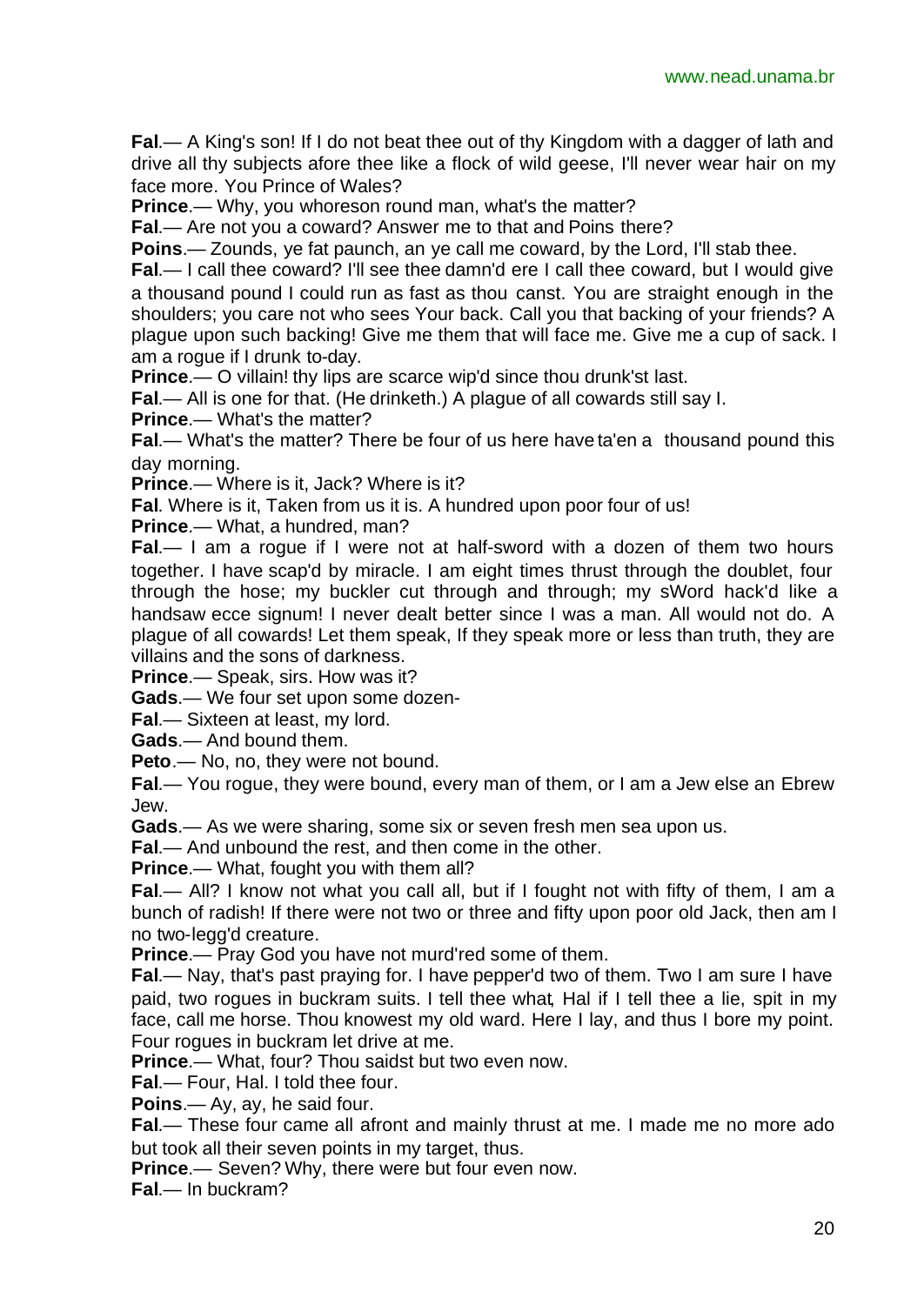**Fal**.— A King's son! If I do not beat thee out of thy Kingdom with a dagger of lath and drive all thy subjects afore thee like a flock of wild geese, I'll never wear hair on my face more. You Prince of Wales?

**Prince**.— Why, you whoreson round man, what's the matter?

**Fal**.— Are not you a coward? Answer me to that and Poins there?

**Poins**.— Zounds, ye fat paunch, an ye call me coward, by the Lord, I'll stab thee.

**Fal**.— I call thee coward? I'll see thee damn'd ere I call thee coward, but I would give a thousand pound I could run as fast as thou canst. You are straight enough in the shoulders; you care not who sees Your back. Call you that backing of your friends? A plague upon such backing! Give me them that will face me. Give me a cup of sack. I am a rogue if I drunk to-day.

**Prince**.— O villain! thy lips are scarce wip'd since thou drunk'st last.

**Fal**.— All is one for that. (He drinketh.) A plague of all cowards still say I.

**Prince**.— What's the matter?

**Fal**.— What's the matter? There be four of us here have ta'en a thousand pound this day morning.

**Prince**.— Where is it, Jack? Where is it?

**Fal**. Where is it, Taken from us it is. A hundred upon poor four of us!

**Prince**.— What, a hundred, man?

**Fal**.— I am a rogue if I were not at half-sword with a dozen of them two hours together. I have scap'd by miracle. I am eight times thrust through the doublet, four through the hose; my buckler cut through and through; my sWord hack'd like a handsaw ecce signum! I never dealt better since I was a man. All would not do. A plague of all cowards! Let them speak, If they speak more or less than truth, they are villains and the sons of darkness.

**Prince**.— Speak, sirs. How was it?

**Gads**.— We four set upon some dozen-

**Fal**.— Sixteen at least, my lord.

**Gads**.— And bound them.

**Peto**.— No, no, they were not bound.

**Fal**.— You rogue, they were bound, every man of them, or I am a Jew else an Ebrew Jew.

**Gads**.— As we were sharing, some six or seven fresh men sea upon us.

**Fal**.— And unbound the rest, and then come in the other.

**Prince**.— What, fought you with them all?

**Fal**.— All? I know not what you call all, but if I fought not with fifty of them, I am a bunch of radish! If there were not two or three and fifty upon poor old Jack, then am I no two-legg'd creature.

**Prince**.— Pray God you have not murd'red some of them.

**Fal**.— Nay, that's past praying for. I have pepper'd two of them. Two I am sure I have paid, two rogues in buckram suits. I tell thee what, Hal if I tell thee a lie, spit in my face, call me horse. Thou knowest my old ward. Here I lay, and thus I bore my point. Four rogues in buckram let drive at me.

**Prince**.— What, four? Thou saidst but two even now.

**Fal**.— Four, Hal. I told thee four.

**Poins**.— Ay, ay, he said four.

**Fal**.— These four came all afront and mainly thrust at me. I made me no more ado but took all their seven points in my target, thus.

**Prince**.— Seven? Why, there were but four even now.

**Fal**.— In buckram?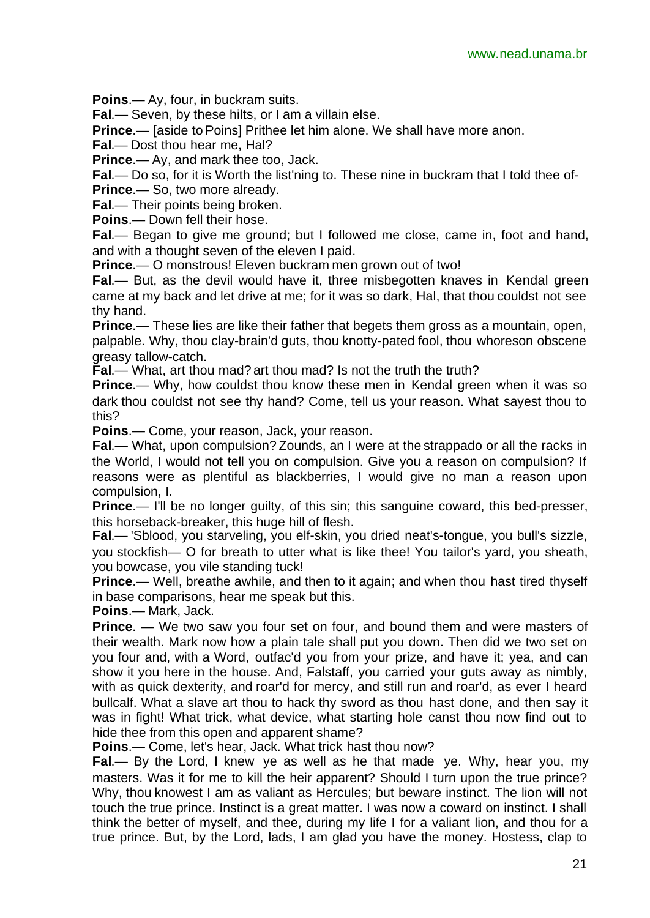**Poins**.— Ay, four, in buckram suits.

**Fal**.— Seven, by these hilts, or I am a villain else.

**Prince**.— [aside to Poins] Prithee let him alone. We shall have more anon.

**Fal**.— Dost thou hear me, Hal?

**Prince**.— Ay, and mark thee too, Jack.

**Fal**.— Do so, for it is Worth the list'ning to. These nine in buckram that I told thee of-

**Prince**.— So, two more already.

**Fal**.— Their points being broken.

**Poins**.— Down fell their hose.

**Fal**.— Began to give me ground; but I followed me close, came in, foot and hand, and with a thought seven of the eleven I paid.

**Prince**.— O monstrous! Eleven buckram men grown out of two!

**Fal**.— But, as the devil would have it, three misbegotten knaves in Kendal green came at my back and let drive at me; for it was so dark, Hal, that thou couldst not see thy hand.

**Prince**.— These lies are like their father that begets them gross as a mountain, open, palpable. Why, thou clay-brain'd guts, thou knotty-pated fool, thou whoreson obscene greasy tallow-catch.

**Fal**.— What, art thou mad? art thou mad? Is not the truth the truth?

**Prince**.— Why, how couldst thou know these men in Kendal green when it was so dark thou couldst not see thy hand? Come, tell us your reason. What sayest thou to this?

**Poins**.— Come, your reason, Jack, your reason.

**Fal**.— What, upon compulsion? Zounds, an I were at the strappado or all the racks in the World, I would not tell you on compulsion. Give you a reason on compulsion? If reasons were as plentiful as blackberries, I would give no man a reason upon compulsion, I.

**Prince**.— I'll be no longer guilty, of this sin; this sanguine coward, this bed-presser, this horseback-breaker, this huge hill of flesh.

**Fal**.— 'Sblood, you starveling, you elf-skin, you dried neat's-tongue, you bull's sizzle, you stockfish— O for breath to utter what is like thee! You tailor's yard, you sheath, you bowcase, you vile standing tuck!

**Prince**.— Well, breathe awhile, and then to it again; and when thou hast tired thyself in base comparisons, hear me speak but this.

**Poins**.— Mark, Jack.

**Prince**. — We two saw you four set on four, and bound them and were masters of their wealth. Mark now how a plain tale shall put you down. Then did we two set on you four and, with a Word, outfac'd you from your prize, and have it; yea, and can show it you here in the house. And, Falstaff, you carried your guts away as nimbly, with as quick dexterity, and roar'd for mercy, and still run and roar'd, as ever I heard bullcalf. What a slave art thou to hack thy sword as thou hast done, and then say it was in fight! What trick, what device, what starting hole canst thou now find out to hide thee from this open and apparent shame?

**Poins**.— Come, let's hear, Jack. What trick hast thou now?

**Fal**.— By the Lord, I knew ye as well as he that made ye. Why, hear you, my masters. Was it for me to kill the heir apparent? Should I turn upon the true prince? Why, thou knowest I am as valiant as Hercules; but beware instinct. The lion will not touch the true prince. Instinct is a great matter. I was now a coward on instinct. I shall think the better of myself, and thee, during my life I for a valiant lion, and thou for a true prince. But, by the Lord, lads, I am glad you have the money. Hostess, clap to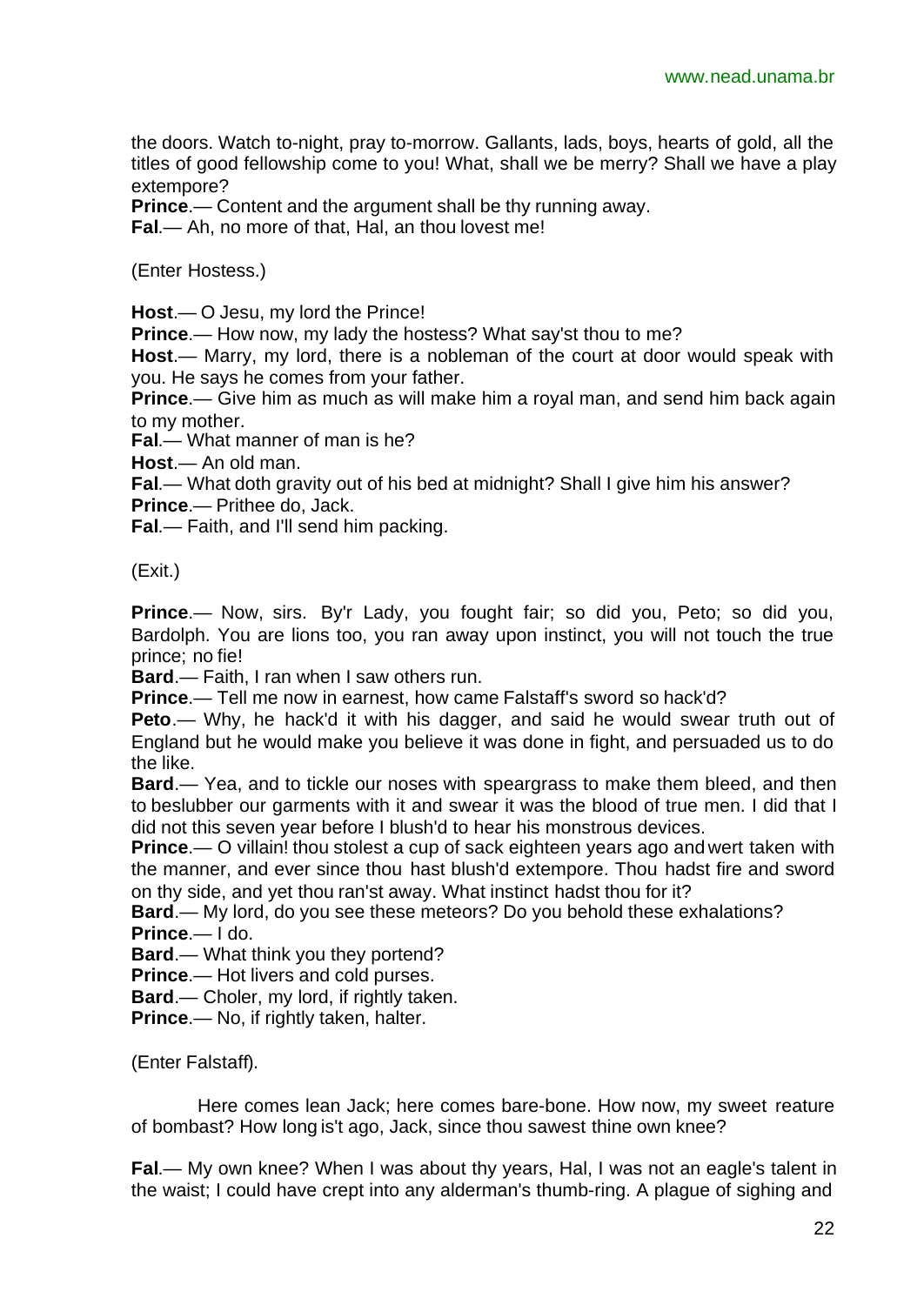the doors. Watch to-night, pray to-morrow. Gallants, lads, boys, hearts of gold, all the titles of good fellowship come to you! What, shall we be merry? Shall we have a play extempore?

**Prince**.— Content and the argument shall be thy running away.

**Fal**.— Ah, no more of that, Hal, an thou lovest me!

(Enter Hostess.)

**Host**.— O Jesu, my lord the Prince!

**Prince**.— How now, my lady the hostess? What say'st thou to me?

**Host**.— Marry, my lord, there is a nobleman of the court at door would speak with you. He says he comes from your father.

**Prince**.— Give him as much as will make him a royal man, and send him back again to my mother.

**Fal**.— What manner of man is he?

**Host**.— An old man.

**Fal**.— What doth gravity out of his bed at midnight? Shall I give him his answer?

**Prince**.— Prithee do, Jack.

**Fal**.— Faith, and I'll send him packing.

(Exit.)

**Prince**.— Now, sirs. By'r Lady, you fought fair; so did you, Peto; so did you, Bardolph. You are lions too, you ran away upon instinct, you will not touch the true prince; no fie!

**Bard**.— Faith, I ran when I saw others run.

**Prince**.— Tell me now in earnest, how came Falstaff's sword so hack'd?

**Peto**.— Why, he hack'd it with his dagger, and said he would swear truth out of England but he would make you believe it was done in fight, and persuaded us to do the like.

**Bard**.— Yea, and to tickle our noses with speargrass to make them bleed, and then to beslubber our garments with it and swear it was the blood of true men. I did that I did not this seven year before I blush'd to hear his monstrous devices.

**Prince**.— O villain! thou stolest a cup of sack eighteen years ago and wert taken with the manner, and ever since thou hast blush'd extempore. Thou hadst fire and sword on thy side, and yet thou ran'st away. What instinct hadst thou for it?

**Bard**.— My lord, do you see these meteors? Do you behold these exhalations?

**Prince**.— I do.

**Bard**.— What think you they portend?

**Prince**.— Hot livers and cold purses.

**Bard**.— Choler, my lord, if rightly taken.

**Prince**.— No, if rightly taken, halter.

(Enter Falstaff).

Here comes lean Jack; here comes bare-bone. How now, my sweet reature of bombast? How long is't ago, Jack, since thou sawest thine own knee?

**Fal**.— My own knee? When I was about thy years, Hal, I was not an eagle's talent in the waist; I could have crept into any alderman's thumb-ring. A plague of sighing and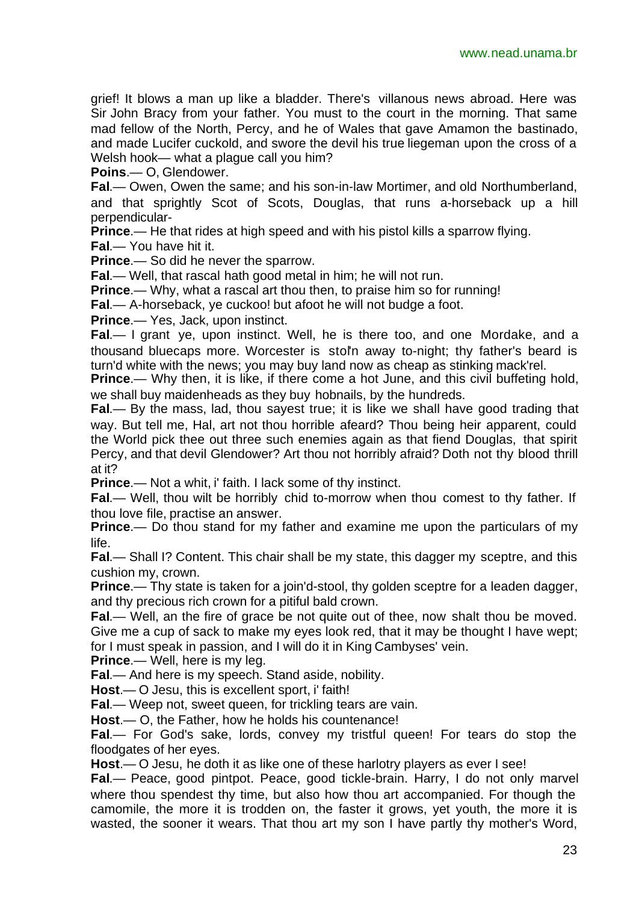grief! It blows a man up like a bladder. There's villanous news abroad. Here was Sir John Bracy from your father. You must to the court in the morning. That same mad fellow of the North, Percy, and he of Wales that gave Amamon the bastinado, and made Lucifer cuckold, and swore the devil his true liegeman upon the cross of a Welsh hook— what a plague call you him?

**Poins**.— O, Glendower.

**Fal**.— Owen, Owen the same; and his son-in-law Mortimer, and old Northumberland, and that sprightly Scot of Scots, Douglas, that runs a-horseback up a hill perpendicular-

**Prince**.— He that rides at high speed and with his pistol kills a sparrow flying.

**Fal**.— You have hit it.

**Prince**.— So did he never the sparrow.

**Fal**.— Well, that rascal hath good metal in him; he will not run.

**Prince**.— Why, what a rascal art thou then, to praise him so for running!

**Fal**.— A-horseback, ye cuckoo! but afoot he will not budge a foot.

**Prince**.— Yes, Jack, upon instinct.

**Fal**.— I grant ye, upon instinct. Well, he is there too, and one Mordake, and a thousand bluecaps more. Worcester is stol'n away to-night; thy father's beard is turn'd white with the news; you may buy land now as cheap as stinking mack'rel.

**Prince**.— Why then, it is like, if there come a hot June, and this civil buffeting hold, we shall buy maidenheads as they buy hobnails, by the hundreds.

**Fal**.— By the mass, lad, thou sayest true; it is like we shall have good trading that way. But tell me, Hal, art not thou horrible afeard? Thou being heir apparent, could the World pick thee out three such enemies again as that fiend Douglas, that spirit Percy, and that devil Glendower? Art thou not horribly afraid? Doth not thy blood thrill at it?

**Prince**.— Not a whit, i' faith. I lack some of thy instinct.

**Fal**.— Well, thou wilt be horribly chid to-morrow when thou comest to thy father. If thou love file, practise an answer.

**Prince**.— Do thou stand for my father and examine me upon the particulars of my life.

**Fal**.— Shall I? Content. This chair shall be my state, this dagger my sceptre, and this cushion my, crown.

**Prince**.— Thy state is taken for a join'd-stool, thy golden sceptre for a leaden dagger, and thy precious rich crown for a pitiful bald crown.

**Fal**.— Well, an the fire of grace be not quite out of thee, now shalt thou be moved. Give me a cup of sack to make my eyes look red, that it may be thought I have wept; for I must speak in passion, and I will do it in King Cambyses' vein.

**Prince**.— Well, here is my leg.

**Fal**.— And here is my speech. Stand aside, nobility.

**Host**.— O Jesu, this is excellent sport, i' faith!

**Fal**.— Weep not, sweet queen, for trickling tears are vain.

**Host**.— O, the Father, how he holds his countenance!

**Fal**.— For God's sake, lords, convey my tristful queen! For tears do stop the floodgates of her eyes.

**Host**.— O Jesu, he doth it as like one of these harlotry players as ever I see!

**Fal**.— Peace, good pintpot. Peace, good tickle-brain. Harry, I do not only marvel where thou spendest thy time, but also how thou art accompanied. For though the camomile, the more it is trodden on, the faster it grows, yet youth, the more it is wasted, the sooner it wears. That thou art my son I have partly thy mother's Word,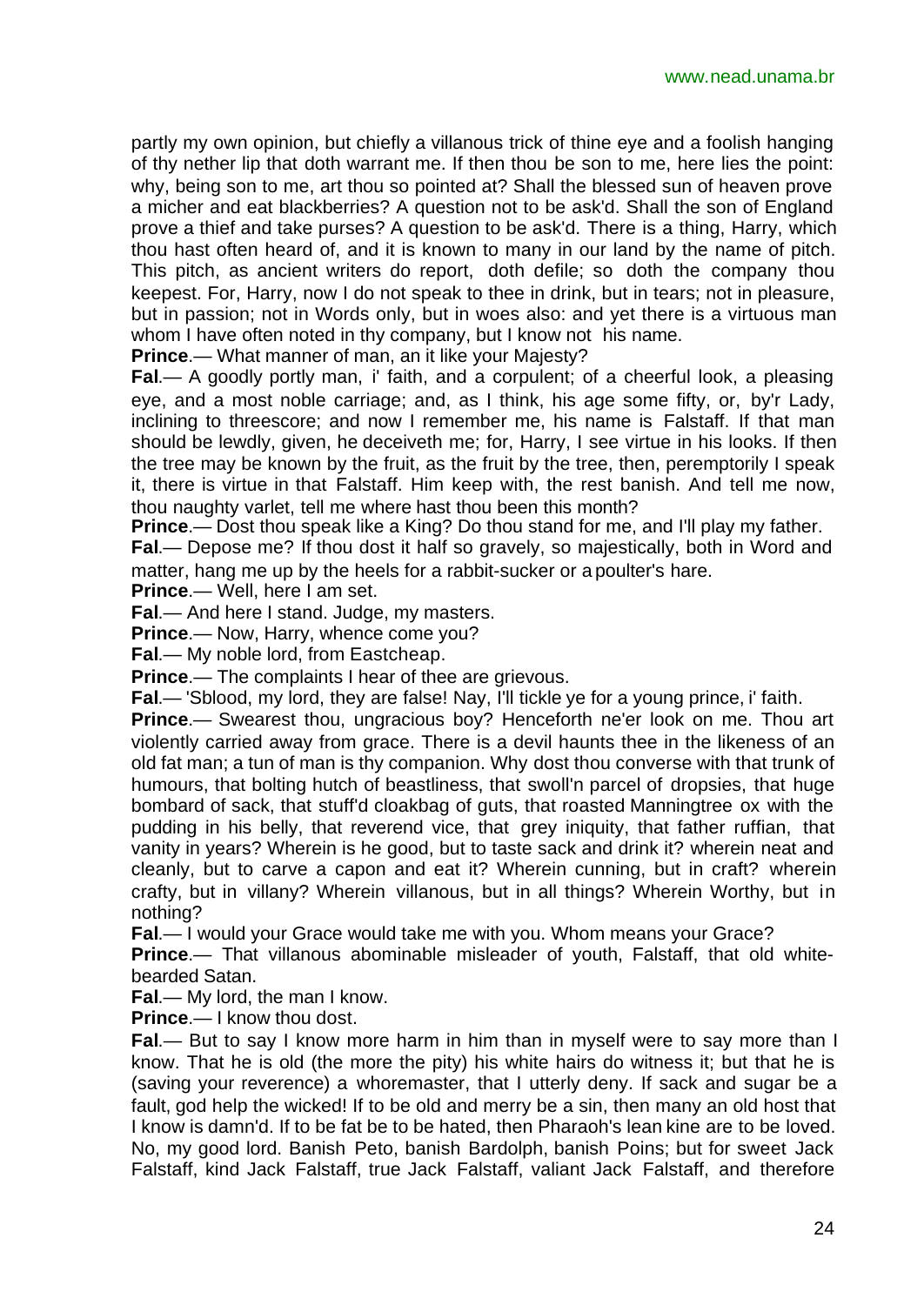partly my own opinion, but chiefly a villanous trick of thine eye and a foolish hanging of thy nether lip that doth warrant me. If then thou be son to me, here lies the point: why, being son to me, art thou so pointed at? Shall the blessed sun of heaven prove a micher and eat blackberries? A question not to be ask'd. Shall the son of England prove a thief and take purses? A question to be ask'd. There is a thing, Harry, which thou hast often heard of, and it is known to many in our land by the name of pitch. This pitch, as ancient writers do report, doth defile; so doth the company thou keepest. For, Harry, now I do not speak to thee in drink, but in tears; not in pleasure, but in passion; not in Words only, but in woes also: and yet there is a virtuous man whom I have often noted in thy company, but I know not his name.

**Prince**.— What manner of man, an it like your Majesty?

**Fal**.— A goodly portly man, i' faith, and a corpulent; of a cheerful look, a pleasing eye, and a most noble carriage; and, as I think, his age some fifty, or, by'r Lady, inclining to threescore; and now I remember me, his name is Falstaff. If that man should be lewdly, given, he deceiveth me; for, Harry, I see virtue in his looks. If then the tree may be known by the fruit, as the fruit by the tree, then, peremptorily I speak it, there is virtue in that Falstaff. Him keep with, the rest banish. And tell me now, thou naughty varlet, tell me where hast thou been this month?

**Prince**.— Dost thou speak like a King? Do thou stand for me, and I'll play my father.

**Fal**.— Depose me? If thou dost it half so gravely, so majestically, both in Word and matter, hang me up by the heels for a rabbit-sucker or a poulter's hare.

**Prince**.— Well, here I am set.

**Fal**.— And here I stand. Judge, my masters.

**Prince**.— Now, Harry, whence come you?

**Fal**.— My noble lord, from Eastcheap.

**Prince**.— The complaints I hear of thee are grievous.

**Fal**.— 'Sblood, my lord, they are false! Nay, I'll tickle ye for a young prince, i' faith.

**Prince**.— Swearest thou, ungracious boy? Henceforth ne'er look on me. Thou art violently carried away from grace. There is a devil haunts thee in the likeness of an old fat man; a tun of man is thy companion. Why dost thou converse with that trunk of humours, that bolting hutch of beastliness, that swoll'n parcel of dropsies, that huge bombard of sack, that stuff'd cloakbag of guts, that roasted Manningtree ox with the pudding in his belly, that reverend vice, that grey iniquity, that father ruffian, that vanity in years? Wherein is he good, but to taste sack and drink it? wherein neat and cleanly, but to carve a capon and eat it? Wherein cunning, but in craft? wherein crafty, but in villany? Wherein villanous, but in all things? Wherein Worthy, but in nothing?

**Fal**.— I would your Grace would take me with you. Whom means your Grace?

**Prince**.— That villanous abominable misleader of youth, Falstaff, that old white-bearded Satan.

**Fal**.— My lord, the man I know.

**Prince**.— I know thou dost.

**Fal**.— But to say I know more harm in him than in myself were to say more than I know. That he is old (the more the pity) his white hairs do witness it; but that he is (saving your reverence) a whoremaster, that I utterly deny. If sack and sugar be a fault, god help the wicked! If to be old and merry be a sin, then many an old host that I know is damn'd. If to be fat be to be hated, then Pharaoh's lean kine are to be loved. No, my good lord. Banish Peto, banish Bardolph, banish Poins; but for sweet Jack Falstaff, kind Jack Falstaff, true Jack Falstaff, valiant Jack Falstaff, and therefore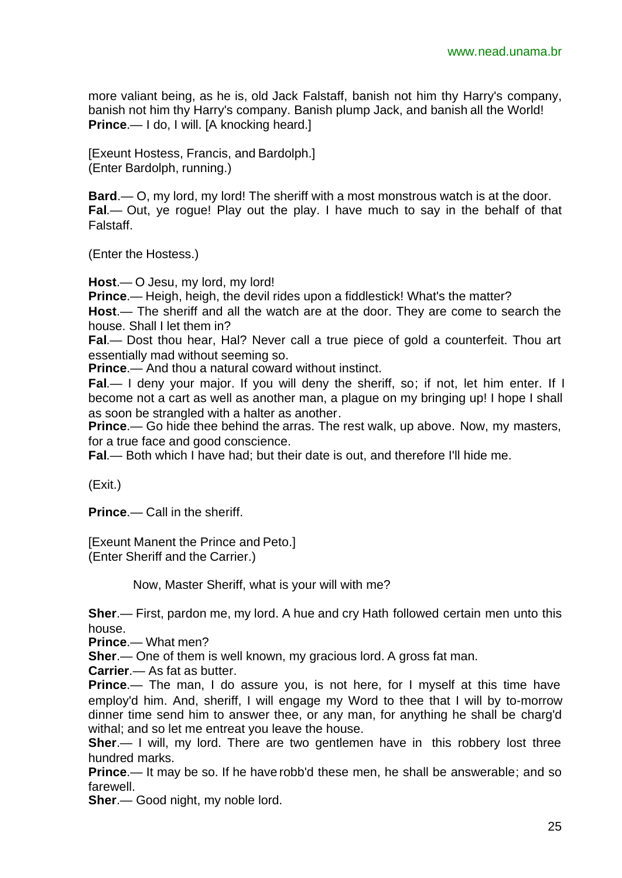more valiant being, as he is, old Jack Falstaff, banish not him thy Harry's company, banish not him thy Harry's company. Banish plump Jack, and banish all the World!
**Prince**.— I do, I will. [A knocking heard.]

[Exeunt Hostess, Francis, and Bardolph.]
(Enter Bardolph, running.)

**Bard**.— O, my lord, my lord! The sheriff with a most monstrous watch is at the door.
**Fal**.— Out, ye rogue! Play out the play. I have much to say in the behalf of that Falstaff.

(Enter the Hostess.)

**Host**.— O Jesu, my lord, my lord!
**Prince**.— Heigh, heigh, the devil rides upon a fiddlestick! What's the matter?
**Host**.— The sheriff and all the watch are at the door. They are come to search the house. Shall I let them in?
**Fal**.— Dost thou hear, Hal? Never call a true piece of gold a counterfeit. Thou art essentially mad without seeming so.
**Prince**.— And thou a natural coward without instinct.
**Fal**.— I deny your major. If you will deny the sheriff, so; if not, let him enter. If I become not a cart as well as another man, a plague on my bringing up! I hope I shall as soon be strangled with a halter as another.
**Prince**.— Go hide thee behind the arras. The rest walk, up above. Now, my masters, for a true face and good conscience.
**Fal**.— Both which I have had; but their date is out, and therefore I'll hide me.

(Exit.)

**Prince**.— Call in the sheriff.

[Exeunt Manent the Prince and Peto.]
(Enter Sheriff and the Carrier.)

Now, Master Sheriff, what is your will with me?

**Sher**.— First, pardon me, my lord. A hue and cry Hath followed certain men unto this house.
**Prince**.— What men?
**Sher**.— One of them is well known, my gracious lord. A gross fat man.
**Carrier**.— As fat as butter.
**Prince**.— The man, I do assure you, is not here, for I myself at this time have employ'd him. And, sheriff, I will engage my Word to thee that I will by to-morrow dinner time send him to answer thee, or any man, for anything he shall be charg'd withal; and so let me entreat you leave the house.
**Sher**.— I will, my lord. There are two gentlemen have in this robbery lost three hundred marks.
**Prince**.— It may be so. If he have robb'd these men, he shall be answerable; and so farewell.
**Sher**.— Good night, my noble lord.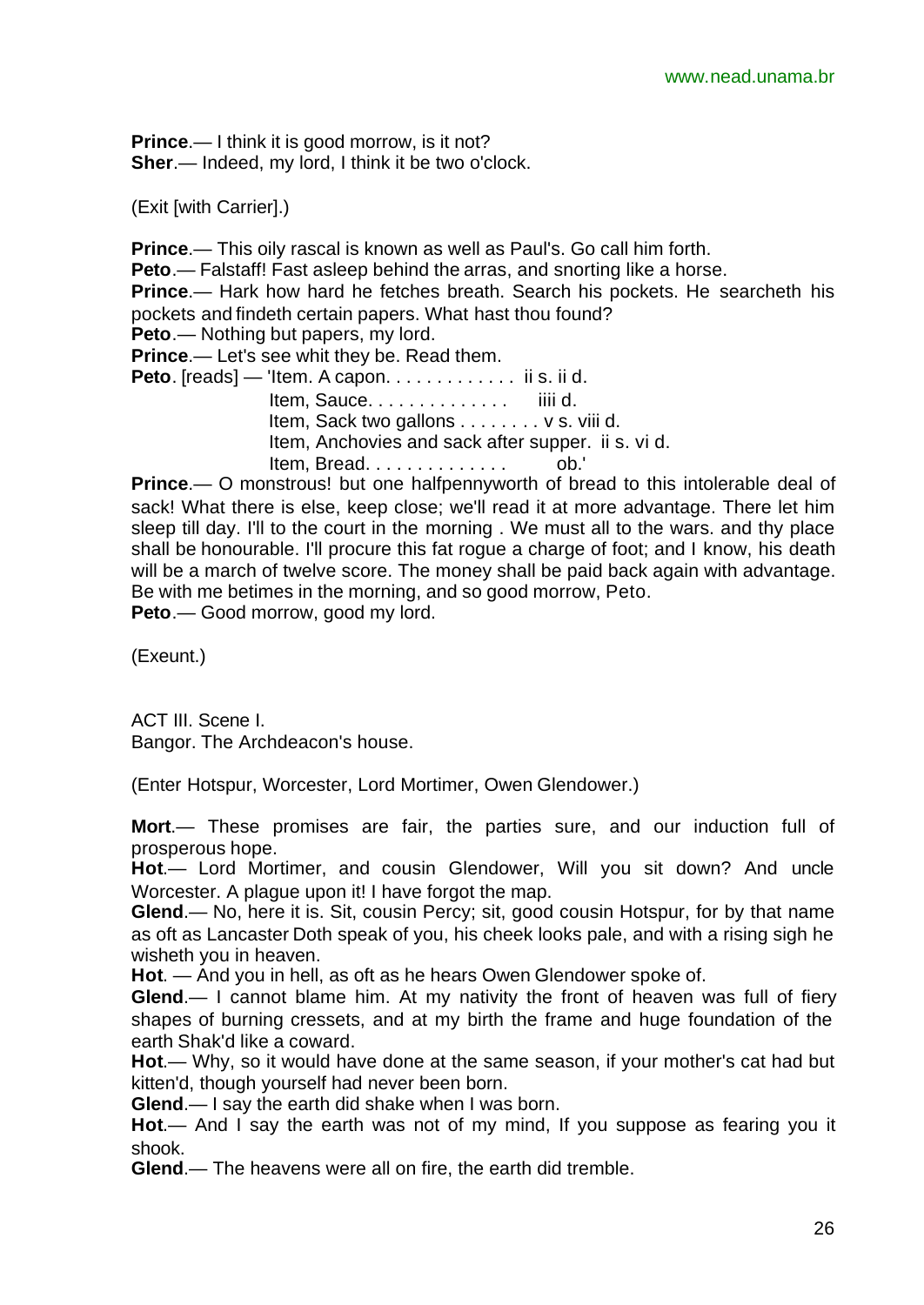**Prince**.— I think it is good morrow, is it not?
**Sher**.— Indeed, my lord, I think it be two o'clock.

(Exit [with Carrier].)

**Prince**.— This oily rascal is known as well as Paul's. Go call him forth.
**Peto**.— Falstaff! Fast asleep behind the arras, and snorting like a horse.
**Prince**.— Hark how hard he fetches breath. Search his pockets. He searcheth his pockets and findeth certain papers. What hast thou found?
**Peto**.— Nothing but papers, my lord.
**Prince**.— Let's see whit they be. Read them.
**Peto**. [reads] — 'Item. A capon. . . . . . . . . . . . . ii s. ii d.
Item, Sauce. . . . . . . . . . . . . . iiii d.
Item, Sack two gallons . . . . . . . . v s. viii d.
Item, Anchovies and sack after supper. ii s. vi d.
Item, Bread. . . . . . . . . . . . . . ob.'
**Prince**.— O monstrous! but one halfpennyworth of bread to this intolerable deal of sack! What there is else, keep close; we'll read it at more advantage. There let him sleep till day. I'll to the court in the morning . We must all to the wars. and thy place shall be honourable. I'll procure this fat rogue a charge of foot; and I know, his death will be a march of twelve score. The money shall be paid back again with advantage. Be with me betimes in the morning, and so good morrow, Peto.
**Peto**.— Good morrow, good my lord.

(Exeunt.)

ACT III. Scene I.
Bangor. The Archdeacon's house.

(Enter Hotspur, Worcester, Lord Mortimer, Owen Glendower.)

**Mort**.— These promises are fair, the parties sure, and our induction full of prosperous hope.
**Hot**.— Lord Mortimer, and cousin Glendower, Will you sit down? And uncle Worcester. A plague upon it! I have forgot the map.
**Glend**.— No, here it is. Sit, cousin Percy; sit, good cousin Hotspur, for by that name as oft as Lancaster Doth speak of you, his cheek looks pale, and with a rising sigh he wisheth you in heaven.
**Hot**. — And you in hell, as oft as he hears Owen Glendower spoke of.
**Glend**.— I cannot blame him. At my nativity the front of heaven was full of fiery shapes of burning cressets, and at my birth the frame and huge foundation of the earth Shak'd like a coward.
**Hot**.— Why, so it would have done at the same season, if your mother's cat had but kitten'd, though yourself had never been born.
**Glend**.— I say the earth did shake when I was born.
**Hot**.— And I say the earth was not of my mind, If you suppose as fearing you it shook.
**Glend**.— The heavens were all on fire, the earth did tremble.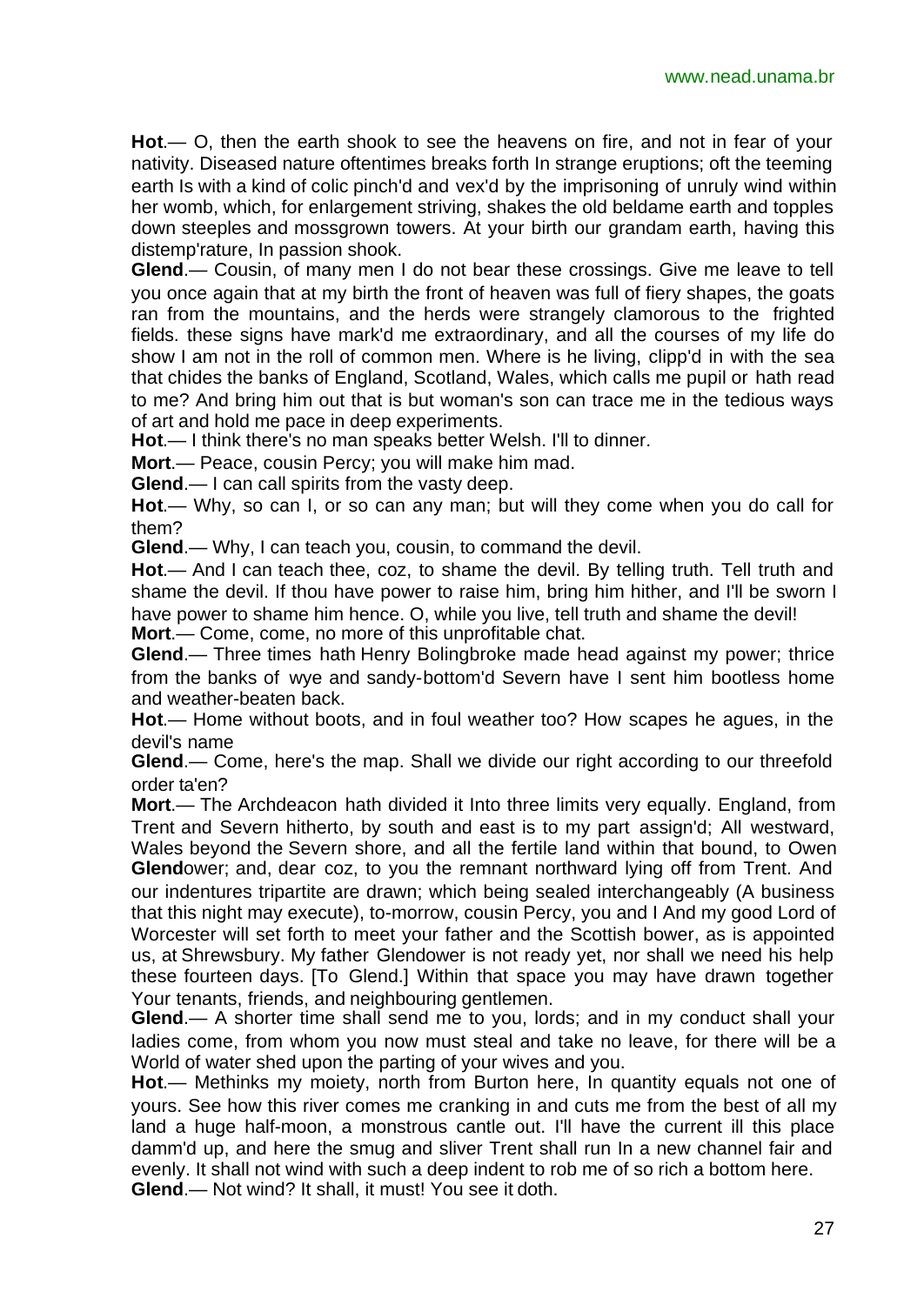**Hot**.— O, then the earth shook to see the heavens on fire, and not in fear of your nativity. Diseased nature oftentimes breaks forth In strange eruptions; oft the teeming earth Is with a kind of colic pinch'd and vex'd by the imprisoning of unruly wind within her womb, which, for enlargement striving, shakes the old beldame earth and topples down steeples and mossgrown towers. At your birth our grandam earth, having this distemp'rature, In passion shook.

**Glend**.— Cousin, of many men I do not bear these crossings. Give me leave to tell you once again that at my birth the front of heaven was full of fiery shapes, the goats ran from the mountains, and the herds were strangely clamorous to the frighted fields. these signs have mark'd me extraordinary, and all the courses of my life do show I am not in the roll of common men. Where is he living, clipp'd in with the sea that chides the banks of England, Scotland, Wales, which calls me pupil or hath read to me? And bring him out that is but woman's son can trace me in the tedious ways of art and hold me pace in deep experiments.

**Hot**.— I think there's no man speaks better Welsh. I'll to dinner.

**Mort**.— Peace, cousin Percy; you will make him mad.

**Glend**.— I can call spirits from the vasty deep.

**Hot**.— Why, so can I, or so can any man; but will they come when you do call for them?

**Glend**.— Why, I can teach you, cousin, to command the devil.

**Hot**.— And I can teach thee, coz, to shame the devil. By telling truth. Tell truth and shame the devil. If thou have power to raise him, bring him hither, and I'll be sworn I have power to shame him hence. O, while you live, tell truth and shame the devil!

**Mort**.— Come, come, no more of this unprofitable chat.

**Glend**.— Three times hath Henry Bolingbroke made head against my power; thrice from the banks of wye and sandy-bottom'd Severn have I sent him bootless home and weather-beaten back.

**Hot**.— Home without boots, and in foul weather too? How scapes he agues, in the devil's name

**Glend**.— Come, here's the map. Shall we divide our right according to our threefold order ta'en?

**Mort**.— The Archdeacon hath divided it Into three limits very equally. England, from Trent and Severn hitherto, by south and east is to my part assign'd; All westward, Wales beyond the Severn shore, and all the fertile land within that bound, to Owen **Glend**ower; and, dear coz, to you the remnant northward lying off from Trent. And our indentures tripartite are drawn; which being sealed interchangeably (A business that this night may execute), to-morrow, cousin Percy, you and I And my good Lord of Worcester will set forth to meet your father and the Scottish bower, as is appointed us, at Shrewsbury. My father Glendower is not ready yet, nor shall we need his help these fourteen days. [To Glend.] Within that space you may have drawn together Your tenants, friends, and neighbouring gentlemen.

**Glend**.— A shorter time shall send me to you, lords; and in my conduct shall your ladies come, from whom you now must steal and take no leave, for there will be a World of water shed upon the parting of your wives and you.

**Hot**.— Methinks my moiety, north from Burton here, In quantity equals not one of yours. See how this river comes me cranking in and cuts me from the best of all my land a huge half-moon, a monstrous cantle out. I'll have the current ill this place damm'd up, and here the smug and sliver Trent shall run In a new channel fair and evenly. It shall not wind with such a deep indent to rob me of so rich a bottom here.

**Glend**.— Not wind? It shall, it must! You see it doth.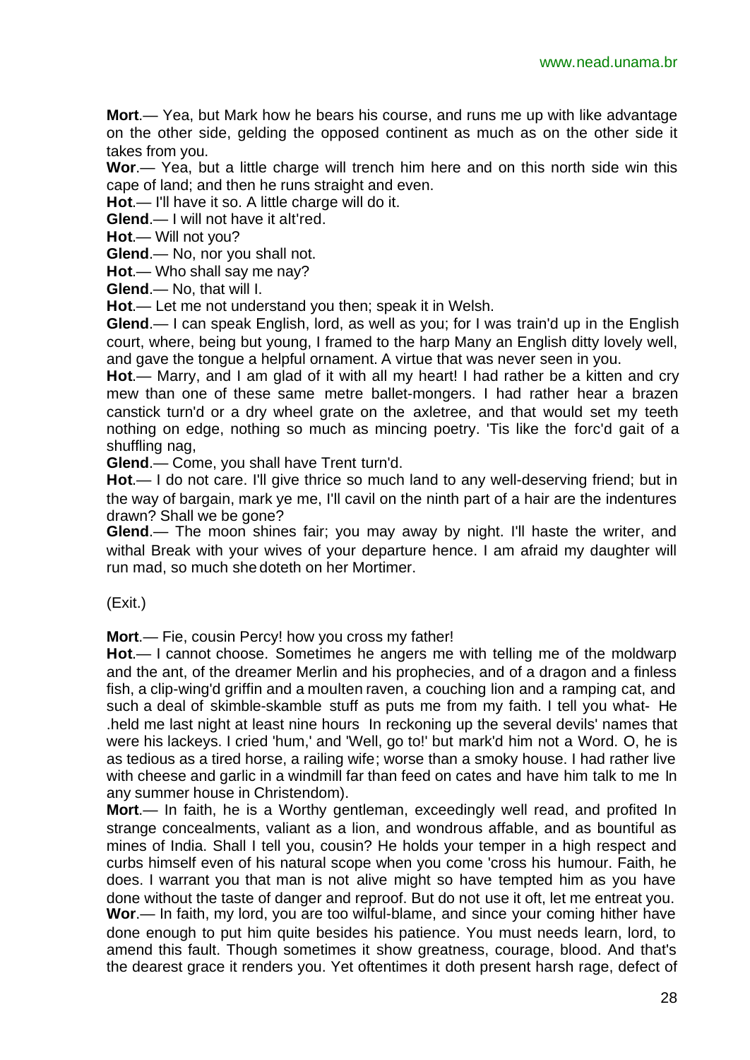**Mort**.— Yea, but Mark how he bears his course, and runs me up with like advantage on the other side, gelding the opposed continent as much as on the other side it takes from you.

**Wor**.— Yea, but a little charge will trench him here and on this north side win this cape of land; and then he runs straight and even.

**Hot**.— I'll have it so. A little charge will do it.

**Glend**.— I will not have it alt'red.

**Hot**.— Will not you?

**Glend**.— No, nor you shall not.

**Hot**.— Who shall say me nay?

**Glend**.— No, that will I.

**Hot**.— Let me not understand you then; speak it in Welsh.

**Glend**.— I can speak English, lord, as well as you; for I was train'd up in the English court, where, being but young, I framed to the harp Many an English ditty lovely well, and gave the tongue a helpful ornament. A virtue that was never seen in you.

**Hot**.— Marry, and I am glad of it with all my heart! I had rather be a kitten and cry mew than one of these same metre ballet-mongers. I had rather hear a brazen canstick turn'd or a dry wheel grate on the axletree, and that would set my teeth nothing on edge, nothing so much as mincing poetry. 'Tis like the forc'd gait of a shuffling nag,

**Glend**.— Come, you shall have Trent turn'd.

**Hot**.— I do not care. I'll give thrice so much land to any well-deserving friend; but in the way of bargain, mark ye me, I'll cavil on the ninth part of a hair are the indentures drawn? Shall we be gone?

**Glend**.— The moon shines fair; you may away by night. I'll haste the writer, and withal Break with your wives of your departure hence. I am afraid my daughter will run mad, so much she doteth on her Mortimer.

(Exit.)

**Mort**.— Fie, cousin Percy! how you cross my father!

**Hot**.— I cannot choose. Sometimes he angers me with telling me of the moldwarp and the ant, of the dreamer Merlin and his prophecies, and of a dragon and a finless fish, a clip-wing'd griffin and a moulten raven, a couching lion and a ramping cat, and such a deal of skimble-skamble stuff as puts me from my faith. I tell you what- He .held me last night at least nine hours In reckoning up the several devils' names that were his lackeys. I cried 'hum,' and 'Well, go to!' but mark'd him not a Word. O, he is as tedious as a tired horse, a railing wife; worse than a smoky house. I had rather live with cheese and garlic in a windmill far than feed on cates and have him talk to me In any summer house in Christendom).

**Mort**.— In faith, he is a Worthy gentleman, exceedingly well read, and profited In strange concealments, valiant as a lion, and wondrous affable, and as bountiful as mines of India. Shall I tell you, cousin? He holds your temper in a high respect and curbs himself even of his natural scope when you come 'cross his humour. Faith, he does. I warrant you that man is not alive might so have tempted him as you have done without the taste of danger and reproof. But do not use it oft, let me entreat you.

**Wor**.— In faith, my lord, you are too wilful-blame, and since your coming hither have done enough to put him quite besides his patience. You must needs learn, lord, to amend this fault. Though sometimes it show greatness, courage, blood. And that's the dearest grace it renders you. Yet oftentimes it doth present harsh rage, defect of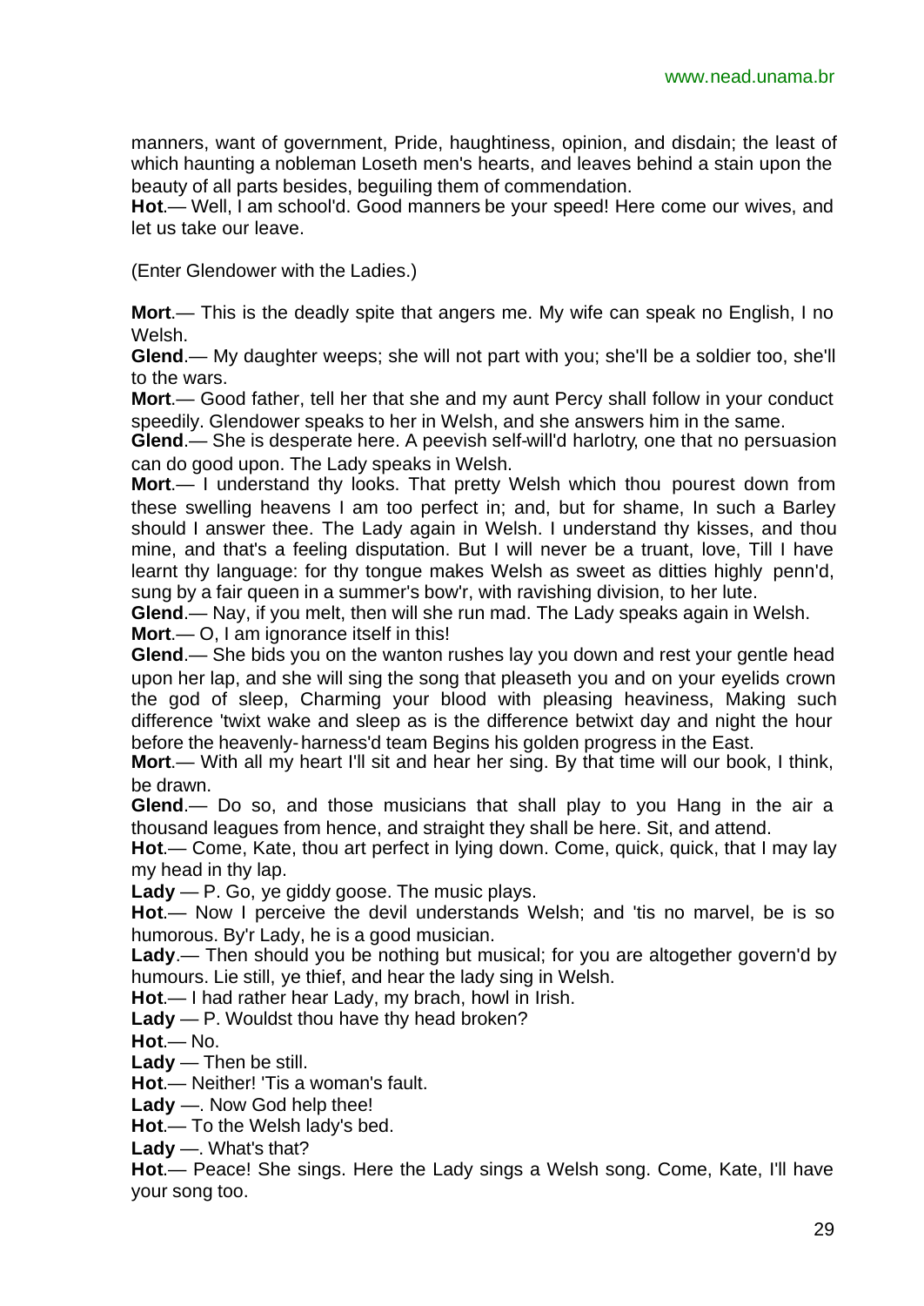manners, want of government, Pride, haughtiness, opinion, and disdain; the least of which haunting a nobleman Loseth men's hearts, and leaves behind a stain upon the beauty of all parts besides, beguiling them of commendation.

**Hot**.— Well, I am school'd. Good manners be your speed! Here come our wives, and let us take our leave.

(Enter Glendower with the Ladies.)

**Mort**.— This is the deadly spite that angers me. My wife can speak no English, I no Welsh.

**Glend**.— My daughter weeps; she will not part with you; she'll be a soldier too, she'll to the wars.

**Mort**.— Good father, tell her that she and my aunt Percy shall follow in your conduct speedily. Glendower speaks to her in Welsh, and she answers him in the same.

**Glend**.— She is desperate here. A peevish self-will'd harlotry, one that no persuasion can do good upon. The Lady speaks in Welsh.

**Mort**.— I understand thy looks. That pretty Welsh which thou pourest down from these swelling heavens I am too perfect in; and, but for shame, In such a Barley should I answer thee. The Lady again in Welsh. I understand thy kisses, and thou mine, and that's a feeling disputation. But I will never be a truant, love, Till I have learnt thy language: for thy tongue makes Welsh as sweet as ditties highly penn'd, sung by a fair queen in a summer's bow'r, with ravishing division, to her lute.

**Glend**.— Nay, if you melt, then will she run mad. The Lady speaks again in Welsh.

**Mort**.— O, I am ignorance itself in this!

**Glend**.— She bids you on the wanton rushes lay you down and rest your gentle head upon her lap, and she will sing the song that pleaseth you and on your eyelids crown the god of sleep, Charming your blood with pleasing heaviness, Making such difference 'twixt wake and sleep as is the difference betwixt day and night the hour before the heavenly-harness'd team Begins his golden progress in the East.

**Mort**.— With all my heart I'll sit and hear her sing. By that time will our book, I think, be drawn.

**Glend**.— Do so, and those musicians that shall play to you Hang in the air a thousand leagues from hence, and straight they shall be here. Sit, and attend.

**Hot**.— Come, Kate, thou art perfect in lying down. Come, quick, quick, that I may lay my head in thy lap.

**Lady** — P. Go, ye giddy goose. The music plays.

**Hot**.— Now I perceive the devil understands Welsh; and 'tis no marvel, be is so humorous. By'r Lady, he is a good musician.

**Lady**.— Then should you be nothing but musical; for you are altogether govern'd by humours. Lie still, ye thief, and hear the lady sing in Welsh.

**Hot**.— I had rather hear Lady, my brach, howl in Irish.

**Lady** — P. Wouldst thou have thy head broken?

**Hot**.— No.

**Lady** — Then be still.

**Hot**.— Neither! 'Tis a woman's fault.

**Lady** —. Now God help thee!

**Hot**.— To the Welsh lady's bed.

**Lady** —. What's that?

**Hot**.— Peace! She sings. Here the Lady sings a Welsh song. Come, Kate, I'll have your song too.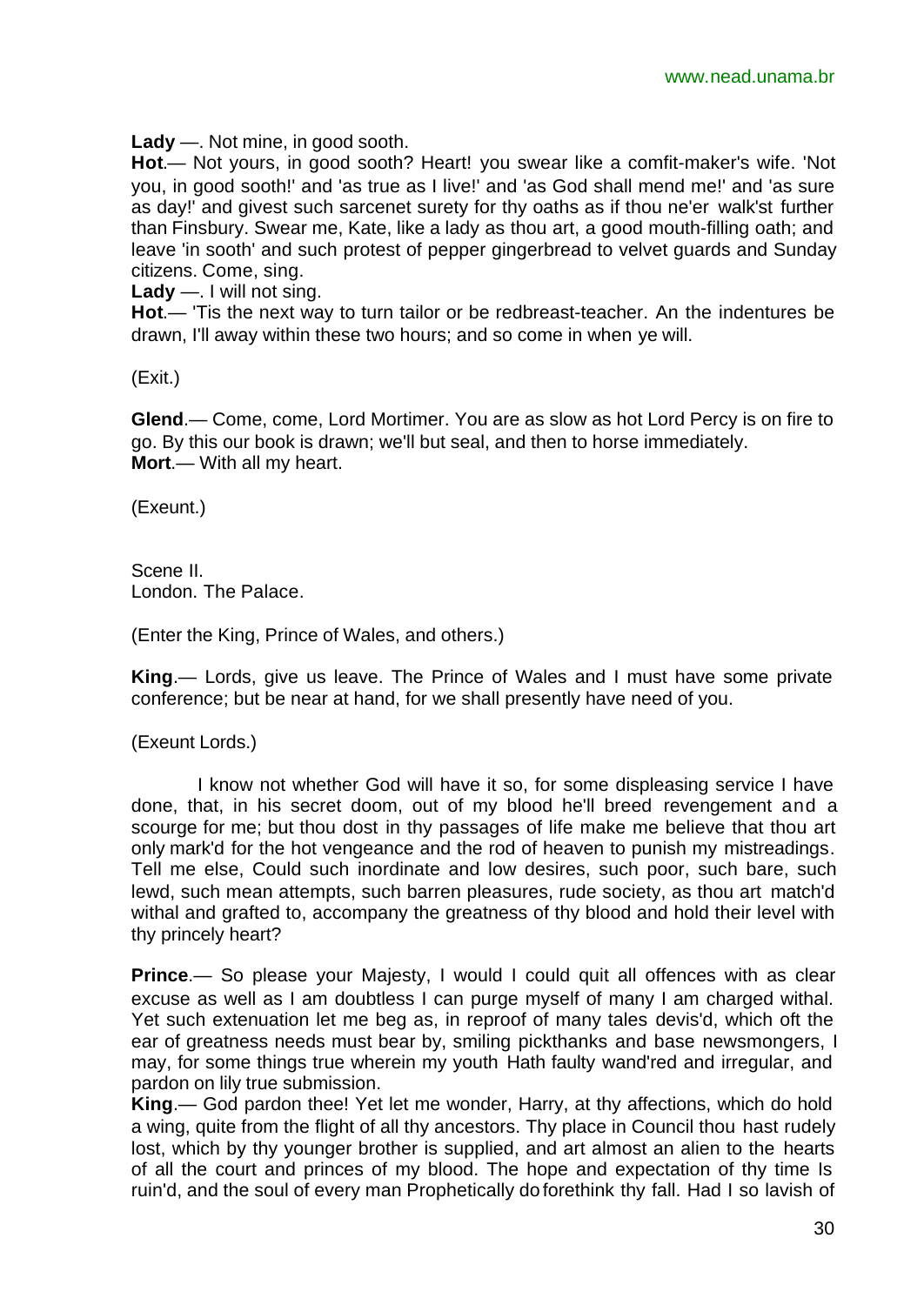**Lady** —. Not mine, in good sooth.

**Hot**.— Not yours, in good sooth? Heart! you swear like a comfit-maker's wife. 'Not you, in good sooth!' and 'as true as I live!' and 'as God shall mend me!' and 'as sure as day!' and givest such sarcenet surety for thy oaths as if thou ne'er walk'st further than Finsbury. Swear me, Kate, like a lady as thou art, a good mouth-filling oath; and leave 'in sooth' and such protest of pepper gingerbread to velvet guards and Sunday citizens. Come, sing.

**Lady** —. I will not sing.

**Hot**.— 'Tis the next way to turn tailor or be redbreast-teacher. An the indentures be drawn, I'll away within these two hours; and so come in when ye will.

(Exit.)

**Glend**.— Come, come, Lord Mortimer. You are as slow as hot Lord Percy is on fire to go. By this our book is drawn; we'll but seal, and then to horse immediately.

**Mort**.— With all my heart.

(Exeunt.)

Scene II.
London. The Palace.

(Enter the King, Prince of Wales, and others.)

**King**.— Lords, give us leave. The Prince of Wales and I must have some private conference; but be near at hand, for we shall presently have need of you.

(Exeunt Lords.)

I know not whether God will have it so, for some displeasing service I have done, that, in his secret doom, out of my blood he'll breed revengement and a scourge for me; but thou dost in thy passages of life make me believe that thou art only mark'd for the hot vengeance and the rod of heaven to punish my mistreadings. Tell me else, Could such inordinate and low desires, such poor, such bare, such lewd, such mean attempts, such barren pleasures, rude society, as thou art match'd withal and grafted to, accompany the greatness of thy blood and hold their level with thy princely heart?

**Prince**.— So please your Majesty, I would I could quit all offences with as clear excuse as well as I am doubtless I can purge myself of many I am charged withal. Yet such extenuation let me beg as, in reproof of many tales devis'd, which oft the ear of greatness needs must bear by, smiling pickthanks and base newsmongers, I may, for some things true wherein my youth Hath faulty wand'red and irregular, and pardon on lily true submission.

**King**.— God pardon thee! Yet let me wonder, Harry, at thy affections, which do hold a wing, quite from the flight of all thy ancestors. Thy place in Council thou hast rudely lost, which by thy younger brother is supplied, and art almost an alien to the hearts of all the court and princes of my blood. The hope and expectation of thy time Is ruin'd, and the soul of every man Prophetically do forethink thy fall. Had I so lavish of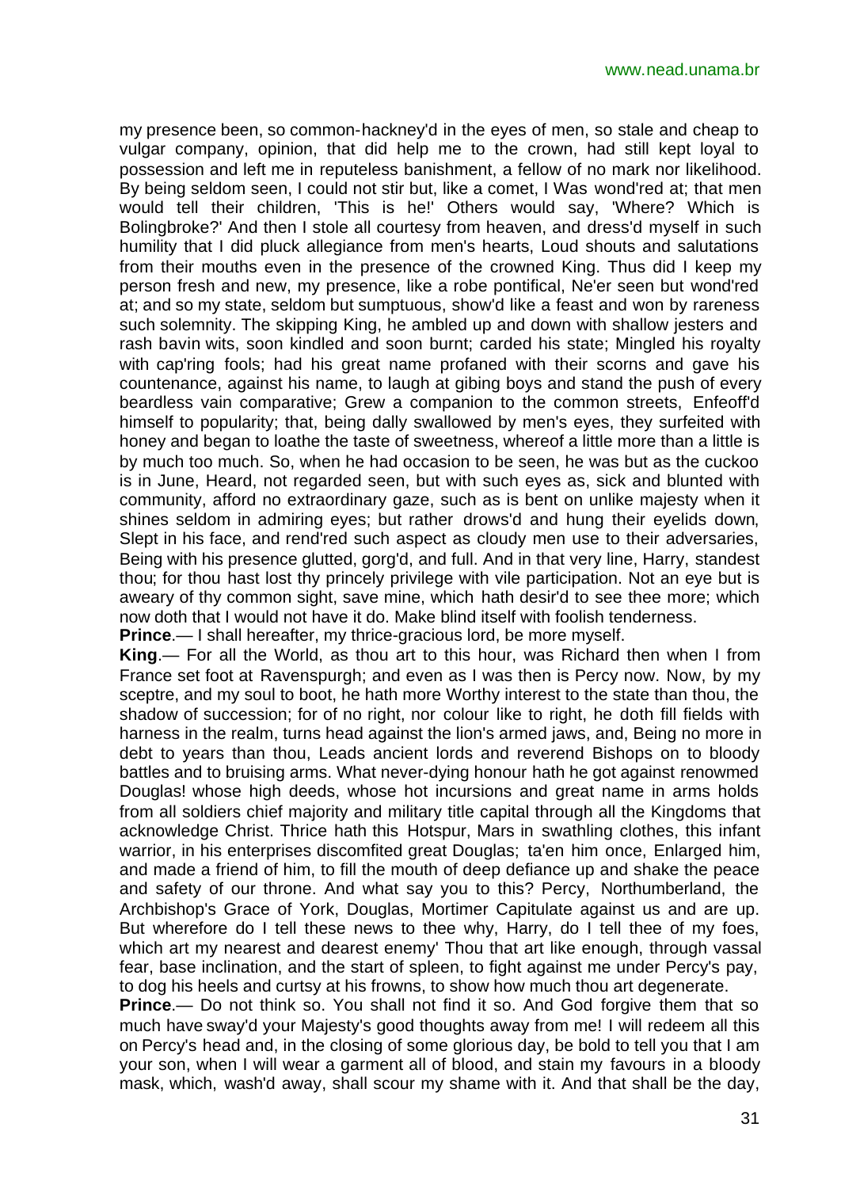my presence been, so common-hackney'd in the eyes of men, so stale and cheap to vulgar company, opinion, that did help me to the crown, had still kept loyal to possession and left me in reputeless banishment, a fellow of no mark nor likelihood. By being seldom seen, I could not stir but, like a comet, I Was wond'red at; that men would tell their children, 'This is he!' Others would say, 'Where? Which is Bolingbroke?' And then I stole all courtesy from heaven, and dress'd myself in such humility that I did pluck allegiance from men's hearts, Loud shouts and salutations from their mouths even in the presence of the crowned King. Thus did I keep my person fresh and new, my presence, like a robe pontifical, Ne'er seen but wond'red at; and so my state, seldom but sumptuous, show'd like a feast and won by rareness such solemnity. The skipping King, he ambled up and down with shallow jesters and rash bavin wits, soon kindled and soon burnt; carded his state; Mingled his royalty with cap'ring fools; had his great name profaned with their scorns and gave his countenance, against his name, to laugh at gibing boys and stand the push of every beardless vain comparative; Grew a companion to the common streets, Enfeoff'd himself to popularity; that, being dally swallowed by men's eyes, they surfeited with honey and began to loathe the taste of sweetness, whereof a little more than a little is by much too much. So, when he had occasion to be seen, he was but as the cuckoo is in June, Heard, not regarded seen, but with such eyes as, sick and blunted with community, afford no extraordinary gaze, such as is bent on unlike majesty when it shines seldom in admiring eyes; but rather drows'd and hung their eyelids down, Slept in his face, and rend'red such aspect as cloudy men use to their adversaries, Being with his presence glutted, gorg'd, and full. And in that very line, Harry, standest thou; for thou hast lost thy princely privilege with vile participation. Not an eye but is aweary of thy common sight, save mine, which hath desir'd to see thee more; which now doth that I would not have it do. Make blind itself with foolish tenderness.

**Prince**.— I shall hereafter, my thrice-gracious lord, be more myself.

**King**.— For all the World, as thou art to this hour, was Richard then when I from France set foot at Ravenspurgh; and even as I was then is Percy now. Now, by my sceptre, and my soul to boot, he hath more Worthy interest to the state than thou, the shadow of succession; for of no right, nor colour like to right, he doth fill fields with harness in the realm, turns head against the lion's armed jaws, and, Being no more in debt to years than thou, Leads ancient lords and reverend Bishops on to bloody battles and to bruising arms. What never-dying honour hath he got against renowmed Douglas! whose high deeds, whose hot incursions and great name in arms holds from all soldiers chief majority and military title capital through all the Kingdoms that acknowledge Christ. Thrice hath this Hotspur, Mars in swathling clothes, this infant warrior, in his enterprises discomfited great Douglas; ta'en him once, Enlarged him, and made a friend of him, to fill the mouth of deep defiance up and shake the peace and safety of our throne. And what say you to this? Percy, Northumberland, the Archbishop's Grace of York, Douglas, Mortimer Capitulate against us and are up. But wherefore do I tell these news to thee why, Harry, do I tell thee of my foes, which art my nearest and dearest enemy' Thou that art like enough, through vassal fear, base inclination, and the start of spleen, to fight against me under Percy's pay, to dog his heels and curtsy at his frowns, to show how much thou art degenerate.

**Prince**.— Do not think so. You shall not find it so. And God forgive them that so much have sway'd your Majesty's good thoughts away from me! I will redeem all this on Percy's head and, in the closing of some glorious day, be bold to tell you that I am your son, when I will wear a garment all of blood, and stain my favours in a bloody mask, which, wash'd away, shall scour my shame with it. And that shall be the day,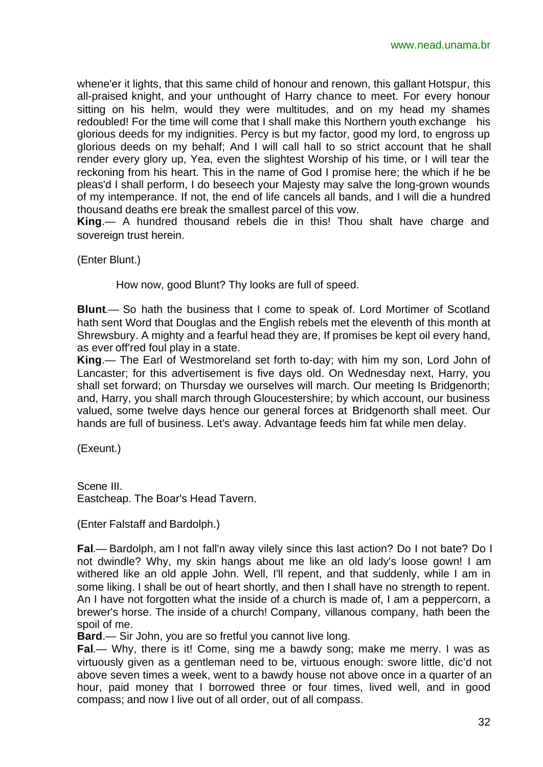whene'er it lights, that this same child of honour and renown, this gallant Hotspur, this all-praised knight, and your unthought of Harry chance to meet. For every honour sitting on his helm, would they were multitudes, and on my head my shames redoubled! For the time will come that I shall make this Northern youth exchange his glorious deeds for my indignities. Percy is but my factor, good my lord, to engross up glorious deeds on my behalf; And I will call hall to so strict account that he shall render every glory up, Yea, even the slightest Worship of his time, or I will tear the reckoning from his heart. This in the name of God I promise here; the which if he be pleas'd I shall perform, I do beseech your Majesty may salve the long-grown wounds of my intemperance. If not, the end of life cancels all bands, and I will die a hundred thousand deaths ere break the smallest parcel of this vow.

**King**.— A hundred thousand rebels die in this! Thou shalt have charge and sovereign trust herein.

(Enter Blunt.)

How now, good Blunt? Thy looks are full of speed.

**Blunt**.— So hath the business that I come to speak of. Lord Mortimer of Scotland hath sent Word that Douglas and the English rebels met the eleventh of this month at Shrewsbury. A mighty and a fearful head they are, If promises be kept oil every hand, as ever off'red foul play in a state.

**King**.— The Earl of Westmoreland set forth to-day; with him my son, Lord John of Lancaster; for this advertisement is five days old. On Wednesday next, Harry, you shall set forward; on Thursday we ourselves will march. Our meeting Is Bridgenorth; and, Harry, you shall march through Gloucestershire; by which account, our business valued, some twelve days hence our general forces at Bridgenorth shall meet. Our hands are full of business. Let's away. Advantage feeds him fat while men delay.

(Exeunt.)

Scene III.
Eastcheap. The Boar's Head Tavern.

(Enter Falstaff and Bardolph.)

**Fal**.— Bardolph, am I not fall'n away vilely since this last action? Do I not bate? Do I not dwindle? Why, my skin hangs about me like an old lady's loose gown! I am withered like an old apple John. Well, I'll repent, and that suddenly, while I am in some liking. I shall be out of heart shortly, and then I shall have no strength to repent. An I have not forgotten what the inside of a church is made of, I am a peppercorn, a brewer's horse. The inside of a church! Company, villanous company, hath been the spoil of me.

**Bard**.— Sir John, you are so fretful you cannot live long.

**Fal**.— Why, there is it! Come, sing me a bawdy song; make me merry. I was as virtuously given as a gentleman need to be, virtuous enough: swore little, dic'd not above seven times a week, went to a bawdy house not above once in a quarter of an hour, paid money that I borrowed three or four times, lived well, and in good compass; and now I live out of all order, out of all compass.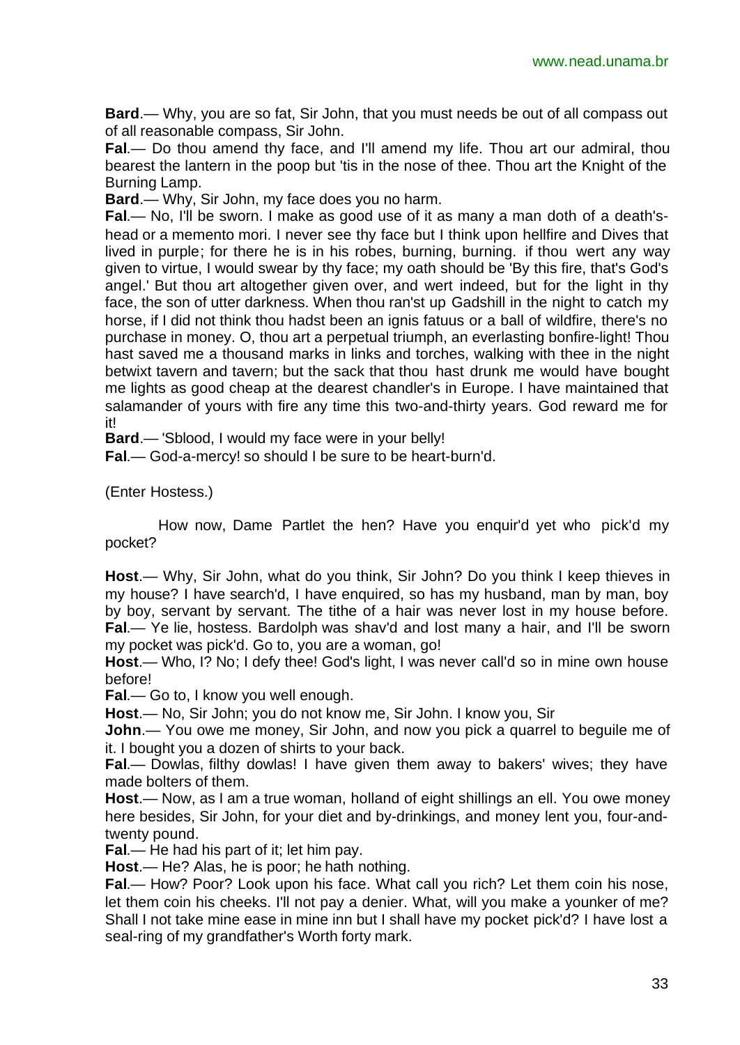**Bard**.— Why, you are so fat, Sir John, that you must needs be out of all compass out of all reasonable compass, Sir John.

**Fal**.— Do thou amend thy face, and I'll amend my life. Thou art our admiral, thou bearest the lantern in the poop but 'tis in the nose of thee. Thou art the Knight of the Burning Lamp.

**Bard**.— Why, Sir John, my face does you no harm.

**Fal**.— No, I'll be sworn. I make as good use of it as many a man doth of a death's-head or a memento mori. I never see thy face but I think upon hellfire and Dives that lived in purple; for there he is in his robes, burning, burning. if thou wert any way given to virtue, I would swear by thy face; my oath should be 'By this fire, that's God's angel.' But thou art altogether given over, and wert indeed, but for the light in thy face, the son of utter darkness. When thou ran'st up Gadshill in the night to catch my horse, if I did not think thou hadst been an ignis fatuus or a ball of wildfire, there's no purchase in money. O, thou art a perpetual triumph, an everlasting bonfire-light! Thou hast saved me a thousand marks in links and torches, walking with thee in the night betwixt tavern and tavern; but the sack that thou hast drunk me would have bought me lights as good cheap at the dearest chandler's in Europe. I have maintained that salamander of yours with fire any time this two-and-thirty years. God reward me for it!

**Bard**.— 'Sblood, I would my face were in your belly!

**Fal**.— God-a-mercy! so should I be sure to be heart-burn'd.

(Enter Hostess.)

How now, Dame Partlet the hen? Have you enquir'd yet who pick'd my pocket?

**Host**.— Why, Sir John, what do you think, Sir John? Do you think I keep thieves in my house? I have search'd, I have enquired, so has my husband, man by man, boy by boy, servant by servant. The tithe of a hair was never lost in my house before.

**Fal**.— Ye lie, hostess. Bardolph was shav'd and lost many a hair, and I'll be sworn my pocket was pick'd. Go to, you are a woman, go!

**Host**.— Who, I? No; I defy thee! God's light, I was never call'd so in mine own house before!

**Fal**.— Go to, I know you well enough.

**Host**.— No, Sir John; you do not know me, Sir John. I know you, Sir

**John**.— You owe me money, Sir John, and now you pick a quarrel to beguile me of it. I bought you a dozen of shirts to your back.

**Fal**.— Dowlas, filthy dowlas! I have given them away to bakers' wives; they have made bolters of them.

**Host**.— Now, as I am a true woman, holland of eight shillings an ell. You owe money here besides, Sir John, for your diet and by-drinkings, and money lent you, four-and-twenty pound.

**Fal**.— He had his part of it; let him pay.

**Host**.— He? Alas, he is poor; he hath nothing.

**Fal**.— How? Poor? Look upon his face. What call you rich? Let them coin his nose, let them coin his cheeks. I'll not pay a denier. What, will you make a younker of me? Shall I not take mine ease in mine inn but I shall have my pocket pick'd? I have lost a seal-ring of my grandfather's Worth forty mark.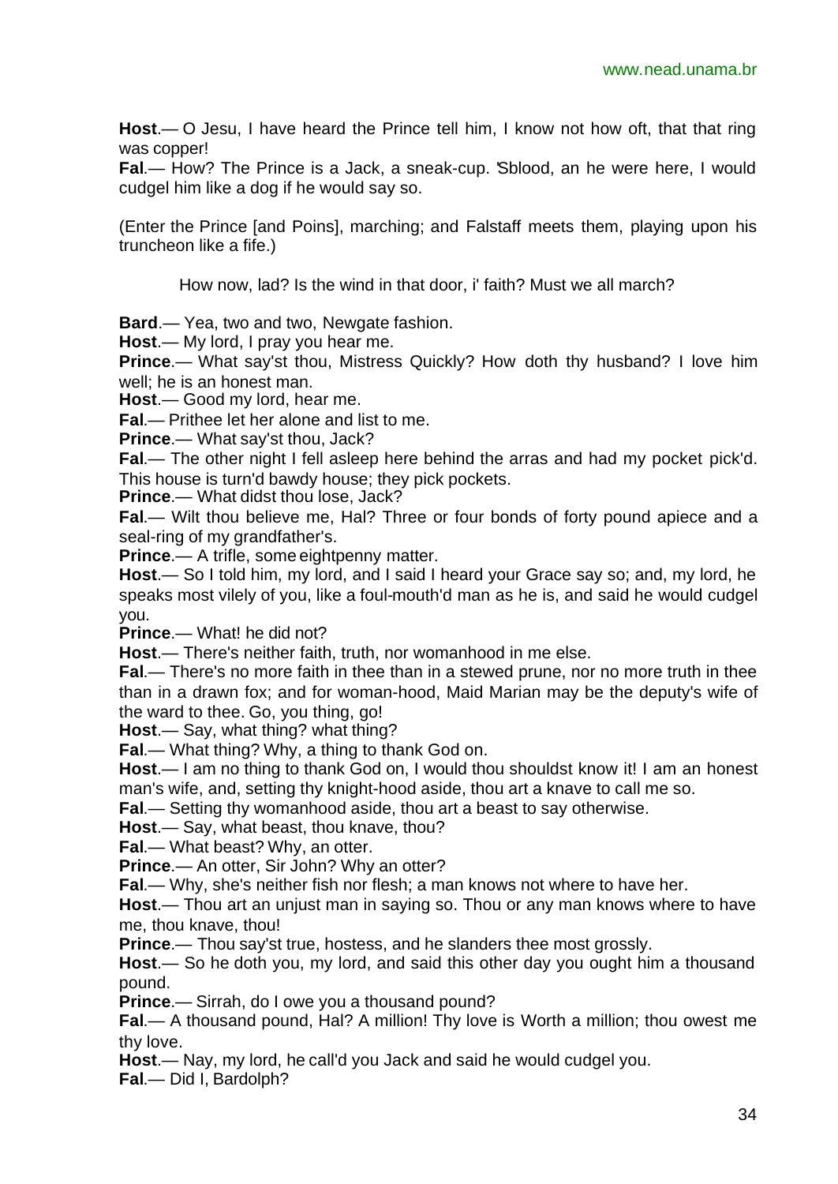**Host**.— O Jesu, I have heard the Prince tell him, I know not how oft, that that ring was copper!

**Fal**.— How? The Prince is a Jack, a sneak-cup. 'Sblood, an he were here, I would cudgel him like a dog if he would say so.

(Enter the Prince [and Poins], marching; and Falstaff meets them, playing upon his truncheon like a fife.)

How now, lad? Is the wind in that door, i' faith? Must we all march?

**Bard**.— Yea, two and two, Newgate fashion.

**Host**.— My lord, I pray you hear me.

**Prince**.— What say'st thou, Mistress Quickly? How doth thy husband? I love him well; he is an honest man.

**Host**.— Good my lord, hear me.

**Fal**.— Prithee let her alone and list to me.

**Prince**.— What say'st thou, Jack?

**Fal**.— The other night I fell asleep here behind the arras and had my pocket pick'd. This house is turn'd bawdy house; they pick pockets.

**Prince**.— What didst thou lose, Jack?

**Fal**.— Wilt thou believe me, Hal? Three or four bonds of forty pound apiece and a seal-ring of my grandfather's.

**Prince**.— A trifle, some eightpenny matter.

**Host**.— So I told him, my lord, and I said I heard your Grace say so; and, my lord, he speaks most vilely of you, like a foul-mouth'd man as he is, and said he would cudgel you.

**Prince**.— What! he did not?

**Host**.— There's neither faith, truth, nor womanhood in me else.

**Fal**.— There's no more faith in thee than in a stewed prune, nor no more truth in thee than in a drawn fox; and for woman-hood, Maid Marian may be the deputy's wife of the ward to thee. Go, you thing, go!

**Host**.— Say, what thing? what thing?

**Fal**.— What thing? Why, a thing to thank God on.

**Host**.— I am no thing to thank God on, I would thou shouldst know it! I am an honest man's wife, and, setting thy knight-hood aside, thou art a knave to call me so.

**Fal**.— Setting thy womanhood aside, thou art a beast to say otherwise.

**Host**.— Say, what beast, thou knave, thou?

**Fal**.— What beast? Why, an otter.

**Prince**.— An otter, Sir John? Why an otter?

**Fal**.— Why, she's neither fish nor flesh; a man knows not where to have her.

**Host**.— Thou art an unjust man in saying so. Thou or any man knows where to have me, thou knave, thou!

**Prince**.— Thou say'st true, hostess, and he slanders thee most grossly.

**Host**.— So he doth you, my lord, and said this other day you ought him a thousand pound.

**Prince**.— Sirrah, do I owe you a thousand pound?

**Fal**.— A thousand pound, Hal? A million! Thy love is Worth a million; thou owest me thy love.

**Host**.— Nay, my lord, he call'd you Jack and said he would cudgel you.

**Fal**.— Did I, Bardolph?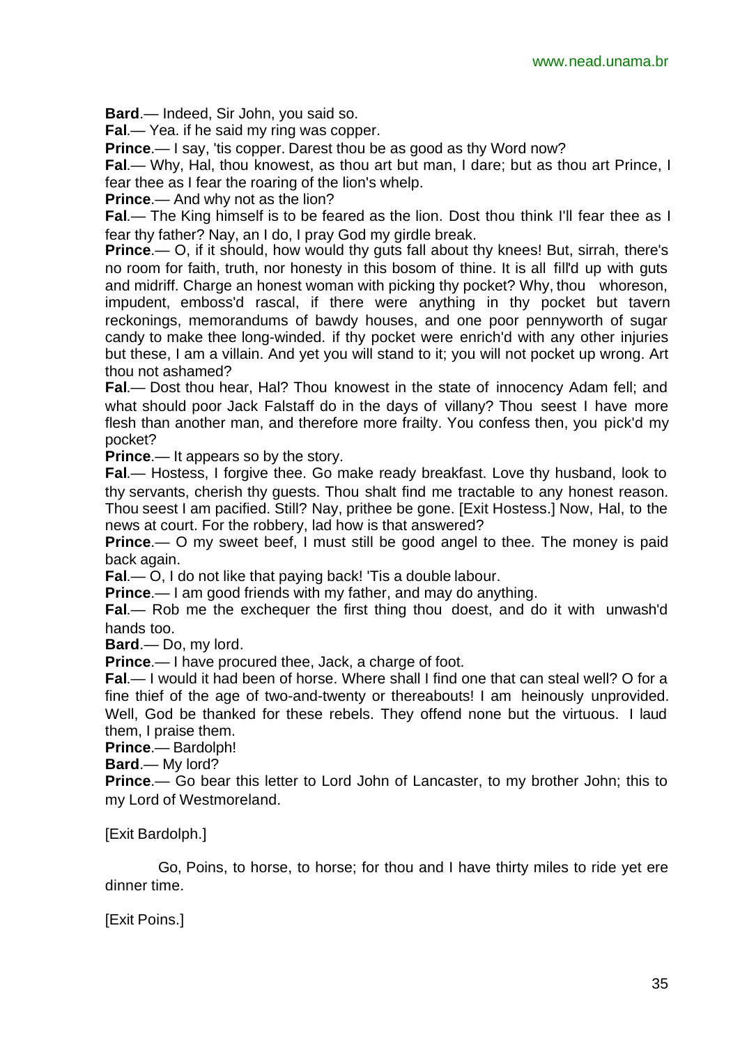**Bard**.— Indeed, Sir John, you said so.

**Fal**.— Yea. if he said my ring was copper.

**Prince**.— I say, 'tis copper. Darest thou be as good as thy Word now?

**Fal**.— Why, Hal, thou knowest, as thou art but man, I dare; but as thou art Prince, I fear thee as I fear the roaring of the lion's whelp.

**Prince**.— And why not as the lion?

**Fal**.— The King himself is to be feared as the lion. Dost thou think I'll fear thee as I fear thy father? Nay, an I do, I pray God my girdle break.

**Prince**.— O, if it should, how would thy guts fall about thy knees! But, sirrah, there's no room for faith, truth, nor honesty in this bosom of thine. It is all fill'd up with guts and midriff. Charge an honest woman with picking thy pocket? Why, thou whoreson, impudent, emboss'd rascal, if there were anything in thy pocket but tavern reckonings, memorandums of bawdy houses, and one poor pennyworth of sugar candy to make thee long-winded. if thy pocket were enrich'd with any other injuries but these, I am a villain. And yet you will stand to it; you will not pocket up wrong. Art thou not ashamed?

**Fal**.— Dost thou hear, Hal? Thou knowest in the state of innocency Adam fell; and what should poor Jack Falstaff do in the days of villany? Thou seest I have more flesh than another man, and therefore more frailty. You confess then, you pick'd my pocket?

**Prince**.— It appears so by the story.

**Fal**.— Hostess, I forgive thee. Go make ready breakfast. Love thy husband, look to thy servants, cherish thy guests. Thou shalt find me tractable to any honest reason. Thou seest I am pacified. Still? Nay, prithee be gone. [Exit Hostess.] Now, Hal, to the news at court. For the robbery, lad how is that answered?

**Prince**.— O my sweet beef, I must still be good angel to thee. The money is paid back again.

**Fal**.— O, I do not like that paying back! 'Tis a double labour.

**Prince**.— I am good friends with my father, and may do anything.

**Fal**.— Rob me the exchequer the first thing thou doest, and do it with unwash'd hands too.

**Bard**.— Do, my lord.

**Prince**.— I have procured thee, Jack, a charge of foot.

**Fal**.— I would it had been of horse. Where shall I find one that can steal well? O for a fine thief of the age of two-and-twenty or thereabouts! I am heinously unprovided. Well, God be thanked for these rebels. They offend none but the virtuous. I laud them, I praise them.

**Prince**.— Bardolph!

**Bard**.— My lord?

**Prince**.— Go bear this letter to Lord John of Lancaster, to my brother John; this to my Lord of Westmoreland.

[Exit Bardolph.]

Go, Poins, to horse, to horse; for thou and I have thirty miles to ride yet ere dinner time.

[Exit Poins.]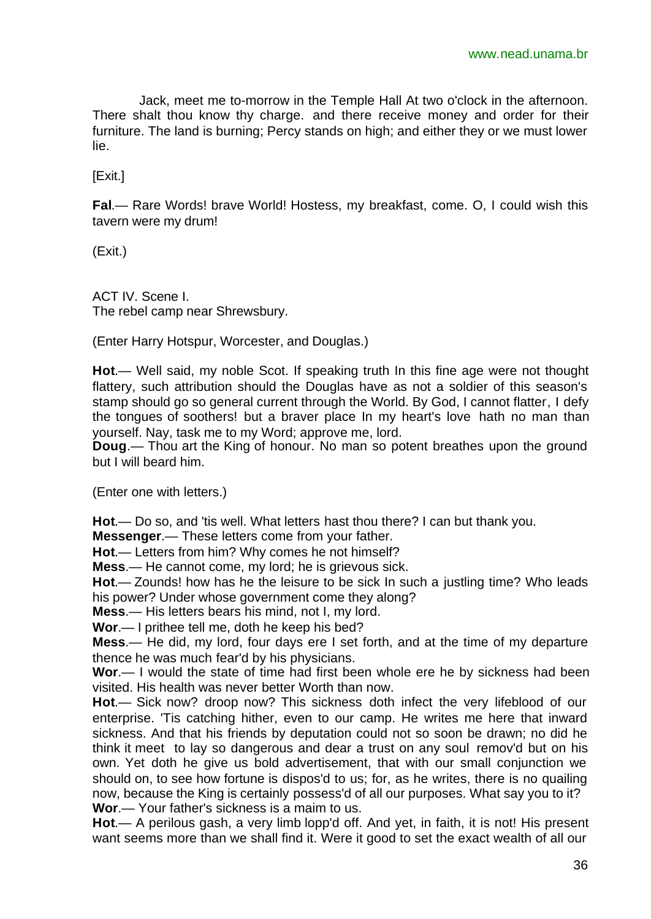Jack, meet me to-morrow in the Temple Hall At two o'clock in the afternoon. There shalt thou know thy charge. and there receive money and order for their furniture. The land is burning; Percy stands on high; and either they or we must lower lie.

[Exit.]

**Fal**.— Rare Words! brave World! Hostess, my breakfast, come. O, I could wish this tavern were my drum!

(Exit.)

ACT IV. Scene I.
The rebel camp near Shrewsbury.

(Enter Harry Hotspur, Worcester, and Douglas.)

**Hot**.— Well said, my noble Scot. If speaking truth In this fine age were not thought flattery, such attribution should the Douglas have as not a soldier of this season's stamp should go so general current through the World. By God, I cannot flatter, I defy the tongues of soothers! but a braver place In my heart's love hath no man than yourself. Nay, task me to my Word; approve me, lord.
**Doug**.— Thou art the King of honour. No man so potent breathes upon the ground but I will beard him.

(Enter one with letters.)

**Hot**.— Do so, and 'tis well. What letters hast thou there? I can but thank you.
**Messenger**.— These letters come from your father.
**Hot**.— Letters from him? Why comes he not himself?
**Mess**.— He cannot come, my lord; he is grievous sick.
**Hot**.— Zounds! how has he the leisure to be sick In such a justling time? Who leads his power? Under whose government come they along?
**Mess**.— His letters bears his mind, not I, my lord.
**Wor**.— I prithee tell me, doth he keep his bed?
**Mess**.— He did, my lord, four days ere I set forth, and at the time of my departure thence he was much fear'd by his physicians.
**Wor**.— I would the state of time had first been whole ere he by sickness had been visited. His health was never better Worth than now.
**Hot**.— Sick now? droop now? This sickness doth infect the very lifeblood of our enterprise. 'Tis catching hither, even to our camp. He writes me here that inward sickness. And that his friends by deputation could not so soon be drawn; no did he think it meet to lay so dangerous and dear a trust on any soul remov'd but on his own. Yet doth he give us bold advertisement, that with our small conjunction we should on, to see how fortune is dispos'd to us; for, as he writes, there is no quailing now, because the King is certainly possess'd of all our purposes. What say you to it?
**Wor**.— Your father's sickness is a maim to us.
**Hot**.— A perilous gash, a very limb lopp'd off. And yet, in faith, it is not! His present want seems more than we shall find it. Were it good to set the exact wealth of all our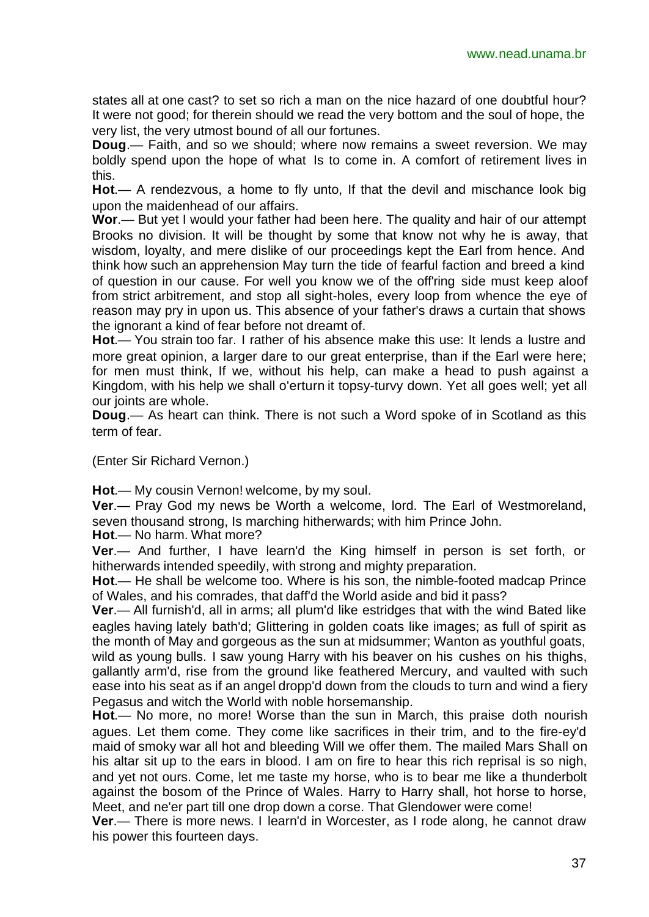states all at one cast? to set so rich a man on the nice hazard of one doubtful hour? It were not good; for therein should we read the very bottom and the soul of hope, the very list, the very utmost bound of all our fortunes.

**Doug**.— Faith, and so we should; where now remains a sweet reversion. We may boldly spend upon the hope of what Is to come in. A comfort of retirement lives in this.

**Hot**.— A rendezvous, a home to fly unto, If that the devil and mischance look big upon the maidenhead of our affairs.

**Wor**.— But yet I would your father had been here. The quality and hair of our attempt Brooks no division. It will be thought by some that know not why he is away, that wisdom, loyalty, and mere dislike of our proceedings kept the Earl from hence. And think how such an apprehension May turn the tide of fearful faction and breed a kind of question in our cause. For well you know we of the off'ring side must keep aloof from strict arbitrement, and stop all sight-holes, every loop from whence the eye of reason may pry in upon us. This absence of your father's draws a curtain that shows the ignorant a kind of fear before not dreamt of.

**Hot**.— You strain too far. I rather of his absence make this use: It lends a lustre and more great opinion, a larger dare to our great enterprise, than if the Earl were here; for men must think, If we, without his help, can make a head to push against a Kingdom, with his help we shall o'erturn it topsy-turvy down. Yet all goes well; yet all our joints are whole.

**Doug**.— As heart can think. There is not such a Word spoke of in Scotland as this term of fear.

(Enter Sir Richard Vernon.)

**Hot**.— My cousin Vernon! welcome, by my soul.

**Ver**.— Pray God my news be Worth a welcome, lord. The Earl of Westmoreland, seven thousand strong, Is marching hitherwards; with him Prince John.

**Hot**.— No harm. What more?

**Ver**.— And further, I have learn'd the King himself in person is set forth, or hitherwards intended speedily, with strong and mighty preparation.

**Hot**.— He shall be welcome too. Where is his son, the nimble-footed madcap Prince of Wales, and his comrades, that daff'd the World aside and bid it pass?

**Ver**.— All furnish'd, all in arms; all plum'd like estridges that with the wind Bated like eagles having lately bath'd; Glittering in golden coats like images; as full of spirit as the month of May and gorgeous as the sun at midsummer; Wanton as youthful goats, wild as young bulls. I saw young Harry with his beaver on his cushes on his thighs, gallantly arm'd, rise from the ground like feathered Mercury, and vaulted with such ease into his seat as if an angel dropp'd down from the clouds to turn and wind a fiery Pegasus and witch the World with noble horsemanship.

**Hot**.— No more, no more! Worse than the sun in March, this praise doth nourish agues. Let them come. They come like sacrifices in their trim, and to the fire-ey'd maid of smoky war all hot and bleeding Will we offer them. The mailed Mars Shall on his altar sit up to the ears in blood. I am on fire to hear this rich reprisal is so nigh, and yet not ours. Come, let me taste my horse, who is to bear me like a thunderbolt against the bosom of the Prince of Wales. Harry to Harry shall, hot horse to horse, Meet, and ne'er part till one drop down a corse. That Glendower were come!

**Ver**.— There is more news. I learn'd in Worcester, as I rode along, he cannot draw his power this fourteen days.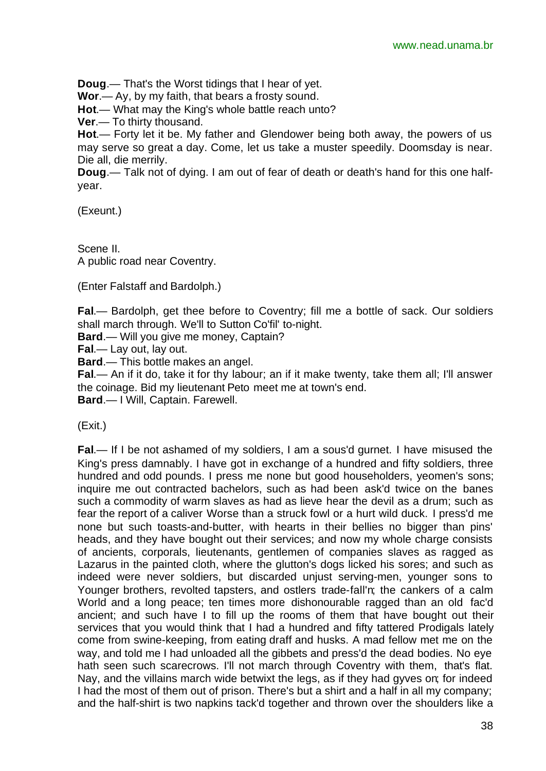**Doug**.— That's the Worst tidings that I hear of yet.

**Wor**.— Ay, by my faith, that bears a frosty sound.

**Hot**.— What may the King's whole battle reach unto?

**Ver**.— To thirty thousand.

**Hot**.— Forty let it be. My father and Glendower being both away, the powers of us may serve so great a day. Come, let us take a muster speedily. Doomsday is near. Die all, die merrily.

**Doug**.— Talk not of dying. I am out of fear of death or death's hand for this one half-year.

(Exeunt.)

Scene II.
A public road near Coventry.

(Enter Falstaff and Bardolph.)

**Fal**.— Bardolph, get thee before to Coventry; fill me a bottle of sack. Our soldiers shall march through. We'll to Sutton Co'fil' to-night.

**Bard**.— Will you give me money, Captain?

**Fal**.— Lay out, lay out.

**Bard**.— This bottle makes an angel.

**Fal**.— An if it do, take it for thy labour; an if it make twenty, take them all; I'll answer the coinage. Bid my lieutenant Peto meet me at town's end.

**Bard**.— I Will, Captain. Farewell.

(Exit.)

**Fal**.— If I be not ashamed of my soldiers, I am a sous'd gurnet. I have misused the King's press damnably. I have got in exchange of a hundred and fifty soldiers, three hundred and odd pounds. I press me none but good householders, yeomen's sons; inquire me out contracted bachelors, such as had been ask'd twice on the banes such a commodity of warm slaves as had as lieve hear the devil as a drum; such as fear the report of a caliver Worse than a struck fowl or a hurt wild duck. I press'd me none but such toasts-and-butter, with hearts in their bellies no bigger than pins' heads, and they have bought out their services; and now my whole charge consists of ancients, corporals, lieutenants, gentlemen of companies slaves as ragged as Lazarus in the painted cloth, where the glutton's dogs licked his sores; and such as indeed were never soldiers, but discarded unjust serving-men, younger sons to Younger brothers, revolted tapsters, and ostlers trade-fall'n; the cankers of a calm World and a long peace; ten times more dishonourable ragged than an old fac'd ancient; and such have I to fill up the rooms of them that have bought out their services that you would think that I had a hundred and fifty tattered Prodigals lately come from swine-keeping, from eating draff and husks. A mad fellow met me on the way, and told me I had unloaded all the gibbets and press'd the dead bodies. No eye hath seen such scarecrows. I'll not march through Coventry with them, that's flat. Nay, and the villains march wide betwixt the legs, as if they had gyves on; for indeed I had the most of them out of prison. There's but a shirt and a half in all my company; and the half-shirt is two napkins tack'd together and thrown over the shoulders like a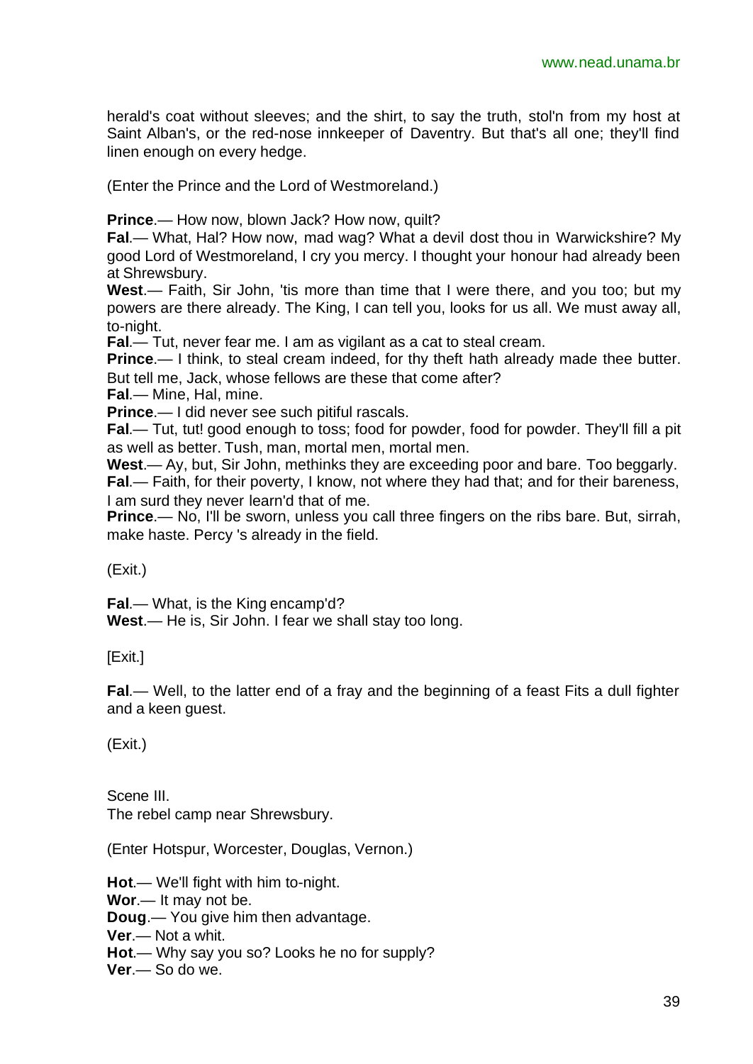herald's coat without sleeves; and the shirt, to say the truth, stol'n from my host at Saint Alban's, or the red-nose innkeeper of Daventry. But that's all one; they'll find linen enough on every hedge.

(Enter the Prince and the Lord of Westmoreland.)

**Prince**.— How now, blown Jack? How now, quilt?
**Fal**.— What, Hal? How now, mad wag? What a devil dost thou in Warwickshire? My good Lord of Westmoreland, I cry you mercy. I thought your honour had already been at Shrewsbury.
**West**.— Faith, Sir John, 'tis more than time that I were there, and you too; but my powers are there already. The King, I can tell you, looks for us all. We must away all, to-night.
**Fal**.— Tut, never fear me. I am as vigilant as a cat to steal cream.
**Prince**.— I think, to steal cream indeed, for thy theft hath already made thee butter. But tell me, Jack, whose fellows are these that come after?
**Fal**.— Mine, Hal, mine.
**Prince**.— I did never see such pitiful rascals.
**Fal**.— Tut, tut! good enough to toss; food for powder, food for powder. They'll fill a pit as well as better. Tush, man, mortal men, mortal men.
**West**.— Ay, but, Sir John, methinks they are exceeding poor and bare. Too beggarly.
**Fal**.— Faith, for their poverty, I know, not where they had that; and for their bareness, I am surd they never learn'd that of me.
**Prince**.— No, I'll be sworn, unless you call three fingers on the ribs bare. But, sirrah, make haste. Percy 's already in the field.

(Exit.)

**Fal**.— What, is the King encamp'd?
**West**.— He is, Sir John. I fear we shall stay too long.

[Exit.]

**Fal**.— Well, to the latter end of a fray and the beginning of a feast Fits a dull fighter and a keen guest.

(Exit.)

Scene III.
The rebel camp near Shrewsbury.

(Enter Hotspur, Worcester, Douglas, Vernon.)

**Hot**.— We'll fight with him to-night.
**Wor**.— It may not be.
**Doug**.— You give him then advantage.
**Ver**.— Not a whit.
**Hot**.— Why say you so? Looks he no for supply?
**Ver**.— So do we.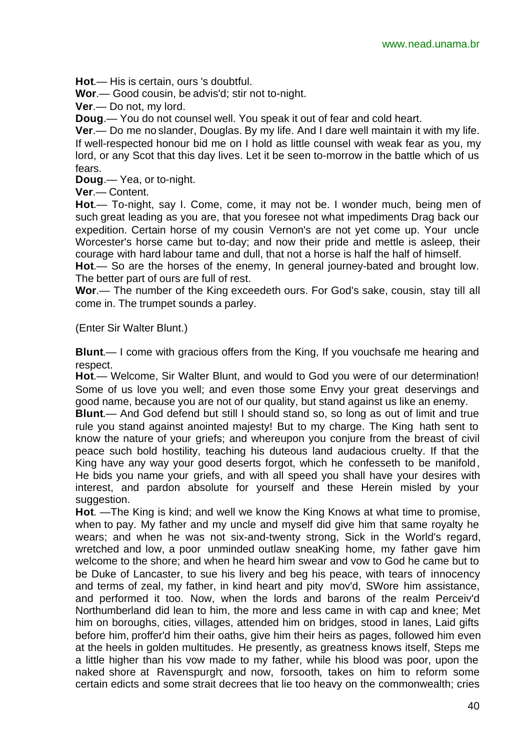**Hot**.— His is certain, ours 's doubtful.

**Wor**.— Good cousin, be advis'd; stir not to-night.

**Ver**.— Do not, my lord.

**Doug**.— You do not counsel well. You speak it out of fear and cold heart.

**Ver**.— Do me no slander, Douglas. By my life. And I dare well maintain it with my life. If well-respected honour bid me on I hold as little counsel with weak fear as you, my lord, or any Scot that this day lives. Let it be seen to-morrow in the battle which of us fears.

**Doug**.— Yea, or to-night.

**Ver**.— Content.

**Hot**.— To-night, say I. Come, come, it may not be. I wonder much, being men of such great leading as you are, that you foresee not what impediments Drag back our expedition. Certain horse of my cousin Vernon's are not yet come up. Your uncle Worcester's horse came but to-day; and now their pride and mettle is asleep, their courage with hard labour tame and dull, that not a horse is half the half of himself.

**Hot**.— So are the horses of the enemy, In general journey-bated and brought low. The better part of ours are full of rest.

**Wor**.— The number of the King exceedeth ours. For God's sake, cousin, stay till all come in. The trumpet sounds a parley.

(Enter Sir Walter Blunt.)

**Blunt**.— I come with gracious offers from the King, If you vouchsafe me hearing and respect.

**Hot**.— Welcome, Sir Walter Blunt, and would to God you were of our determination! Some of us love you well; and even those some Envy your great deservings and good name, because you are not of our quality, but stand against us like an enemy.

**Blunt**.— And God defend but still I should stand so, so long as out of limit and true rule you stand against anointed majesty! But to my charge. The King hath sent to know the nature of your griefs; and whereupon you conjure from the breast of civil peace such bold hostility, teaching his duteous land audacious cruelty. If that the King have any way your good deserts forgot, which he confesseth to be manifold, He bids you name your griefs, and with all speed you shall have your desires with interest, and pardon absolute for yourself and these Herein misled by your suggestion.

**Hot**. —The King is kind; and well we know the King Knows at what time to promise, when to pay. My father and my uncle and myself did give him that same royalty he wears; and when he was not six-and-twenty strong, Sick in the World's regard, wretched and low, a poor unminded outlaw sneaKing home, my father gave him welcome to the shore; and when he heard him swear and vow to God he came but to be Duke of Lancaster, to sue his livery and beg his peace, with tears of innocency and terms of zeal, my father, in kind heart and pity mov'd, SWore him assistance, and performed it too. Now, when the lords and barons of the realm Perceiv'd Northumberland did lean to him, the more and less came in with cap and knee; Met him on boroughs, cities, villages, attended him on bridges, stood in lanes, Laid gifts before him, proffer'd him their oaths, give him their heirs as pages, followed him even at the heels in golden multitudes. He presently, as greatness knows itself, Steps me a little higher than his vow made to my father, while his blood was poor, upon the naked shore at Ravenspurgh; and now, forsooth, takes on him to reform some certain edicts and some strait decrees that lie too heavy on the commonwealth; cries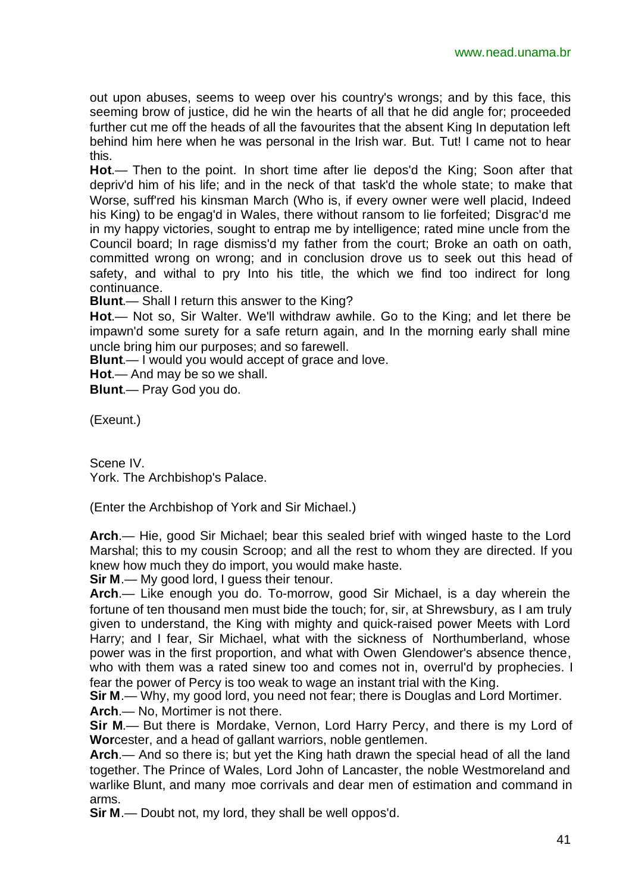out upon abuses, seems to weep over his country's wrongs; and by this face, this seeming brow of justice, did he win the hearts of all that he did angle for; proceeded further cut me off the heads of all the favourites that the absent King In deputation left behind him here when he was personal in the Irish war. But. Tut! I came not to hear this.

**Hot**.— Then to the point. In short time after lie depos'd the King; Soon after that depriv'd him of his life; and in the neck of that task'd the whole state; to make that Worse, suff'red his kinsman March (Who is, if every owner were well placid, Indeed his King) to be engag'd in Wales, there without ransom to lie forfeited; Disgrac'd me in my happy victories, sought to entrap me by intelligence; rated mine uncle from the Council board; In rage dismiss'd my father from the court; Broke an oath on oath, committed wrong on wrong; and in conclusion drove us to seek out this head of safety, and withal to pry Into his title, the which we find too indirect for long continuance.

**Blunt**.— Shall I return this answer to the King?

**Hot**.— Not so, Sir Walter. We'll withdraw awhile. Go to the King; and let there be impawn'd some surety for a safe return again, and In the morning early shall mine uncle bring him our purposes; and so farewell.

**Blunt**.— I would you would accept of grace and love.

**Hot**.— And may be so we shall.

**Blunt**.— Pray God you do.

(Exeunt.)

Scene IV.
York. The Archbishop's Palace.

(Enter the Archbishop of York and Sir Michael.)

**Arch**.— Hie, good Sir Michael; bear this sealed brief with winged haste to the Lord Marshal; this to my cousin Scroop; and all the rest to whom they are directed. If you knew how much they do import, you would make haste.

**Sir M**.— My good lord, I guess their tenour.

**Arch**.— Like enough you do. To-morrow, good Sir Michael, is a day wherein the fortune of ten thousand men must bide the touch; for, sir, at Shrewsbury, as I am truly given to understand, the King with mighty and quick-raised power Meets with Lord Harry; and I fear, Sir Michael, what with the sickness of Northumberland, whose power was in the first proportion, and what with Owen Glendower's absence thence, who with them was a rated sinew too and comes not in, overrul'd by prophecies. I fear the power of Percy is too weak to wage an instant trial with the King.

**Sir M**.— Why, my good lord, you need not fear; there is Douglas and Lord Mortimer.

**Arch**.— No, Mortimer is not there.

**Sir M**.— But there is Mordake, Vernon, Lord Harry Percy, and there is my Lord of **Wor**cester, and a head of gallant warriors, noble gentlemen.

**Arch**.— And so there is; but yet the King hath drawn the special head of all the land together. The Prince of Wales, Lord John of Lancaster, the noble Westmoreland and warlike Blunt, and many moe corrivals and dear men of estimation and command in arms.

**Sir M**.— Doubt not, my lord, they shall be well oppos'd.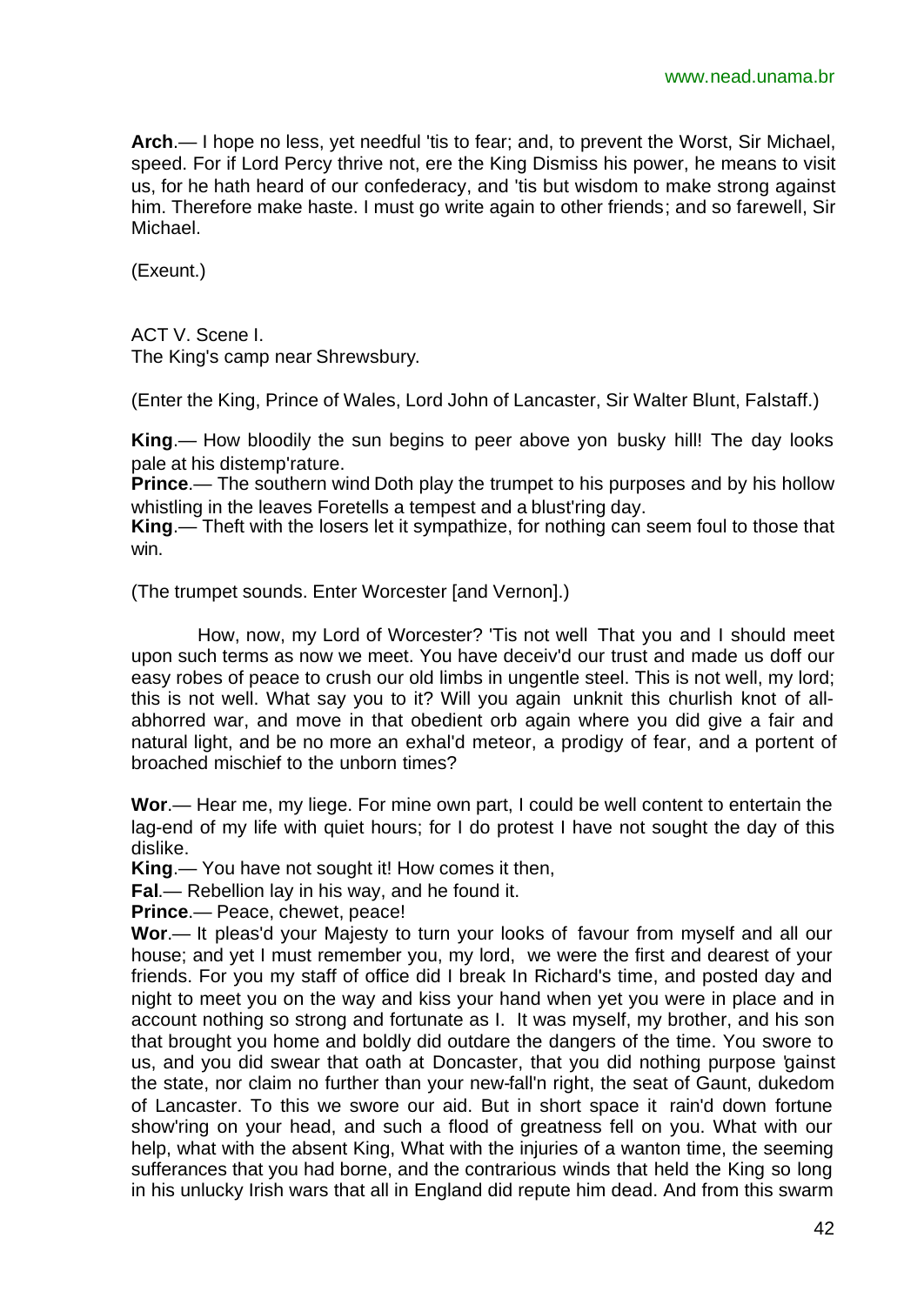**Arch**.— I hope no less, yet needful 'tis to fear; and, to prevent the Worst, Sir Michael, speed. For if Lord Percy thrive not, ere the King Dismiss his power, he means to visit us, for he hath heard of our confederacy, and 'tis but wisdom to make strong against him. Therefore make haste. I must go write again to other friends; and so farewell, Sir Michael.

(Exeunt.)

ACT V. Scene I.
The King's camp near Shrewsbury.

(Enter the King, Prince of Wales, Lord John of Lancaster, Sir Walter Blunt, Falstaff.)

**King**.— How bloodily the sun begins to peer above yon busky hill! The day looks pale at his distemp'rature.
**Prince**.— The southern wind Doth play the trumpet to his purposes and by his hollow whistling in the leaves Foretells a tempest and a blust'ring day.
**King**.— Theft with the losers let it sympathize, for nothing can seem foul to those that win.

(The trumpet sounds. Enter Worcester [and Vernon].)

How, now, my Lord of Worcester? 'Tis not well That you and I should meet upon such terms as now we meet. You have deceiv'd our trust and made us doff our easy robes of peace to crush our old limbs in ungentle steel. This is not well, my lord; this is not well. What say you to it? Will you again unknit this churlish knot of all-abhorred war, and move in that obedient orb again where you did give a fair and natural light, and be no more an exhal'd meteor, a prodigy of fear, and a portent of broached mischief to the unborn times?

**Wor**.— Hear me, my liege. For mine own part, I could be well content to entertain the lag-end of my life with quiet hours; for I do protest I have not sought the day of this dislike.
**King**.— You have not sought it! How comes it then,
**Fal**.— Rebellion lay in his way, and he found it.
**Prince**.— Peace, chewet, peace!
**Wor**.— It pleas'd your Majesty to turn your looks of favour from myself and all our house; and yet I must remember you, my lord, we were the first and dearest of your friends. For you my staff of office did I break In Richard's time, and posted day and night to meet you on the way and kiss your hand when yet you were in place and in account nothing so strong and fortunate as I. It was myself, my brother, and his son that brought you home and boldly did outdare the dangers of the time. You swore to us, and you did swear that oath at Doncaster, that you did nothing purpose 'gainst the state, nor claim no further than your new-fall'n right, the seat of Gaunt, dukedom of Lancaster. To this we swore our aid. But in short space it rain'd down fortune show'ring on your head, and such a flood of greatness fell on you. What with our help, what with the absent King, What with the injuries of a wanton time, the seeming sufferances that you had borne, and the contrarious winds that held the King so long in his unlucky Irish wars that all in England did repute him dead. And from this swarm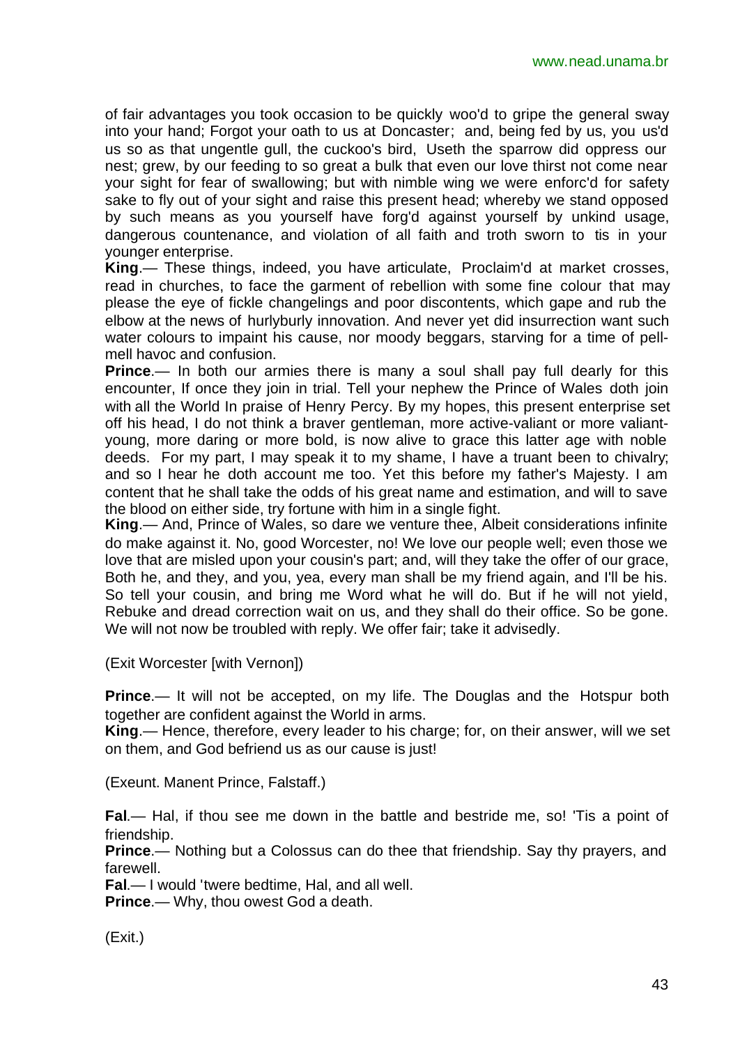of fair advantages you took occasion to be quickly woo'd to gripe the general sway into your hand; Forgot your oath to us at Doncaster; and, being fed by us, you us'd us so as that ungentle gull, the cuckoo's bird, Useth the sparrow did oppress our nest; grew, by our feeding to so great a bulk that even our love thirst not come near your sight for fear of swallowing; but with nimble wing we were enforc'd for safety sake to fly out of your sight and raise this present head; whereby we stand opposed by such means as you yourself have forg'd against yourself by unkind usage, dangerous countenance, and violation of all faith and troth sworn to tis in your younger enterprise.

**King**.— These things, indeed, you have articulate, Proclaim'd at market crosses, read in churches, to face the garment of rebellion with some fine colour that may please the eye of fickle changelings and poor discontents, which gape and rub the elbow at the news of hurlyburly innovation. And never yet did insurrection want such water colours to impaint his cause, nor moody beggars, starving for a time of pell-mell havoc and confusion.

**Prince**.— In both our armies there is many a soul shall pay full dearly for this encounter, If once they join in trial. Tell your nephew the Prince of Wales doth join with all the World In praise of Henry Percy. By my hopes, this present enterprise set off his head, I do not think a braver gentleman, more active-valiant or more valiant-young, more daring or more bold, is now alive to grace this latter age with noble deeds. For my part, I may speak it to my shame, I have a truant been to chivalry; and so I hear he doth account me too. Yet this before my father's Majesty. I am content that he shall take the odds of his great name and estimation, and will to save the blood on either side, try fortune with him in a single fight.

**King**.— And, Prince of Wales, so dare we venture thee, Albeit considerations infinite do make against it. No, good Worcester, no! We love our people well; even those we love that are misled upon your cousin's part; and, will they take the offer of our grace, Both he, and they, and you, yea, every man shall be my friend again, and I'll be his. So tell your cousin, and bring me Word what he will do. But if he will not yield, Rebuke and dread correction wait on us, and they shall do their office. So be gone. We will not now be troubled with reply. We offer fair; take it advisedly.

(Exit Worcester [with Vernon])

**Prince**.— It will not be accepted, on my life. The Douglas and the Hotspur both together are confident against the World in arms.

**King**.— Hence, therefore, every leader to his charge; for, on their answer, will we set on them, and God befriend us as our cause is just!

(Exeunt. Manent Prince, Falstaff.)

**Fal**.— Hal, if thou see me down in the battle and bestride me, so! 'Tis a point of friendship.

**Prince**.— Nothing but a Colossus can do thee that friendship. Say thy prayers, and farewell.

**Fal**.— I would 'twere bedtime, Hal, and all well.

**Prince**.— Why, thou owest God a death.

(Exit.)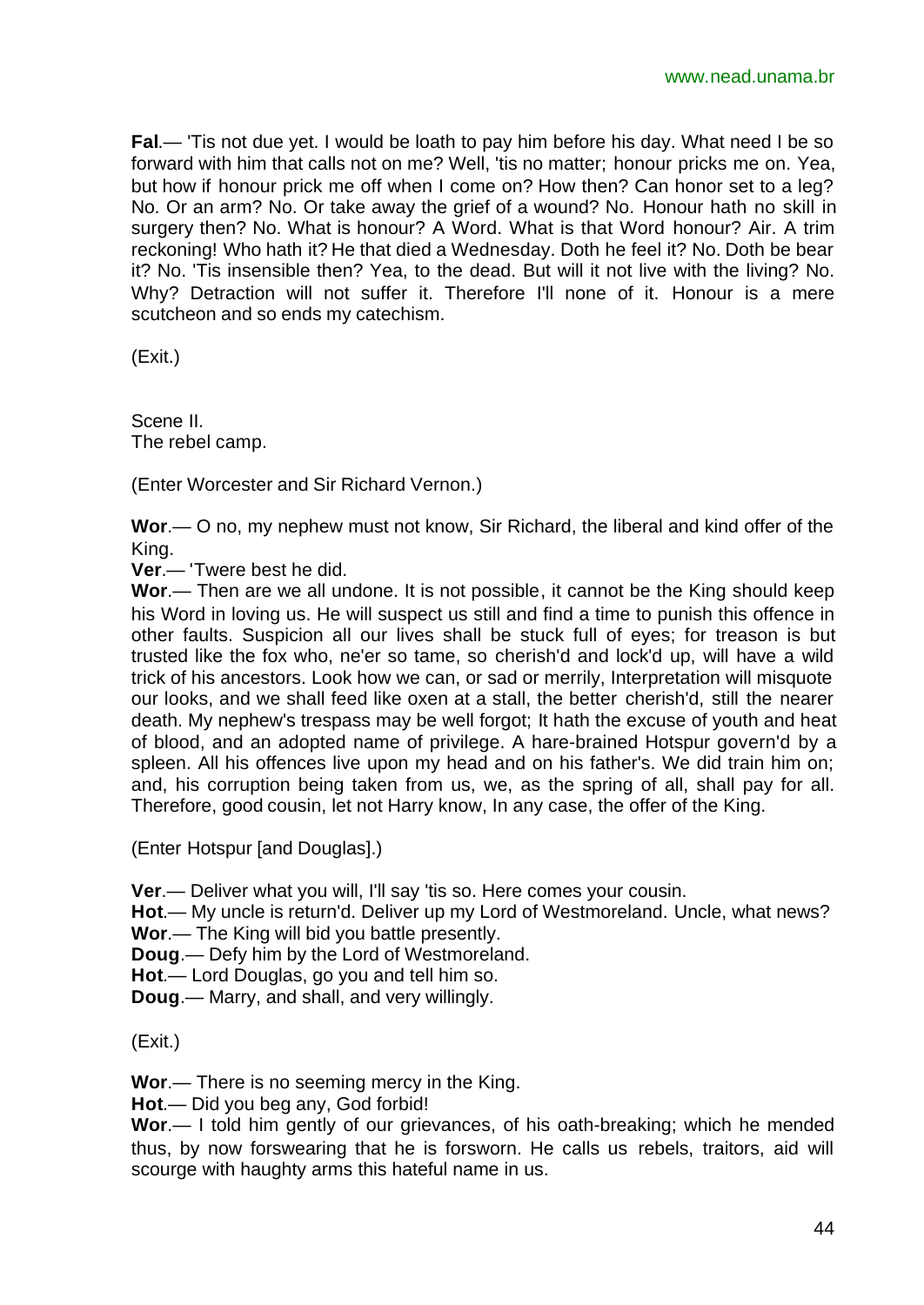**Fal**.— 'Tis not due yet. I would be loath to pay him before his day. What need I be so forward with him that calls not on me? Well, 'tis no matter; honour pricks me on. Yea, but how if honour prick me off when I come on? How then? Can honor set to a leg? No. Or an arm? No. Or take away the grief of a wound? No. Honour hath no skill in surgery then? No. What is honour? A Word. What is that Word honour? Air. A trim reckoning! Who hath it? He that died a Wednesday. Doth he feel it? No. Doth be bear it? No. 'Tis insensible then? Yea, to the dead. But will it not live with the living? No. Why? Detraction will not suffer it. Therefore I'll none of it. Honour is a mere scutcheon and so ends my catechism.

(Exit.)

Scene II.
The rebel camp.

(Enter Worcester and Sir Richard Vernon.)

**Wor**.— O no, my nephew must not know, Sir Richard, the liberal and kind offer of the King.
**Ver**.— 'Twere best he did.
**Wor**.— Then are we all undone. It is not possible, it cannot be the King should keep his Word in loving us. He will suspect us still and find a time to punish this offence in other faults. Suspicion all our lives shall be stuck full of eyes; for treason is but trusted like the fox who, ne'er so tame, so cherish'd and lock'd up, will have a wild trick of his ancestors. Look how we can, or sad or merrily, Interpretation will misquote our looks, and we shall feed like oxen at a stall, the better cherish'd, still the nearer death. My nephew's trespass may be well forgot; It hath the excuse of youth and heat of blood, and an adopted name of privilege. A hare-brained Hotspur govern'd by a spleen. All his offences live upon my head and on his father's. We did train him on; and, his corruption being taken from us, we, as the spring of all, shall pay for all. Therefore, good cousin, let not Harry know, In any case, the offer of the King.

(Enter Hotspur [and Douglas].)

**Ver**.— Deliver what you will, I'll say 'tis so. Here comes your cousin.
**Hot**.— My uncle is return'd. Deliver up my Lord of Westmoreland. Uncle, what news?
**Wor**.— The King will bid you battle presently.
**Doug**.— Defy him by the Lord of Westmoreland.
**Hot**.— Lord Douglas, go you and tell him so.
**Doug**.— Marry, and shall, and very willingly.

(Exit.)

**Wor**.— There is no seeming mercy in the King.
**Hot**.— Did you beg any, God forbid!
**Wor**.— I told him gently of our grievances, of his oath-breaking; which he mended thus, by now forswearing that he is forsworn. He calls us rebels, traitors, aid will scourge with haughty arms this hateful name in us.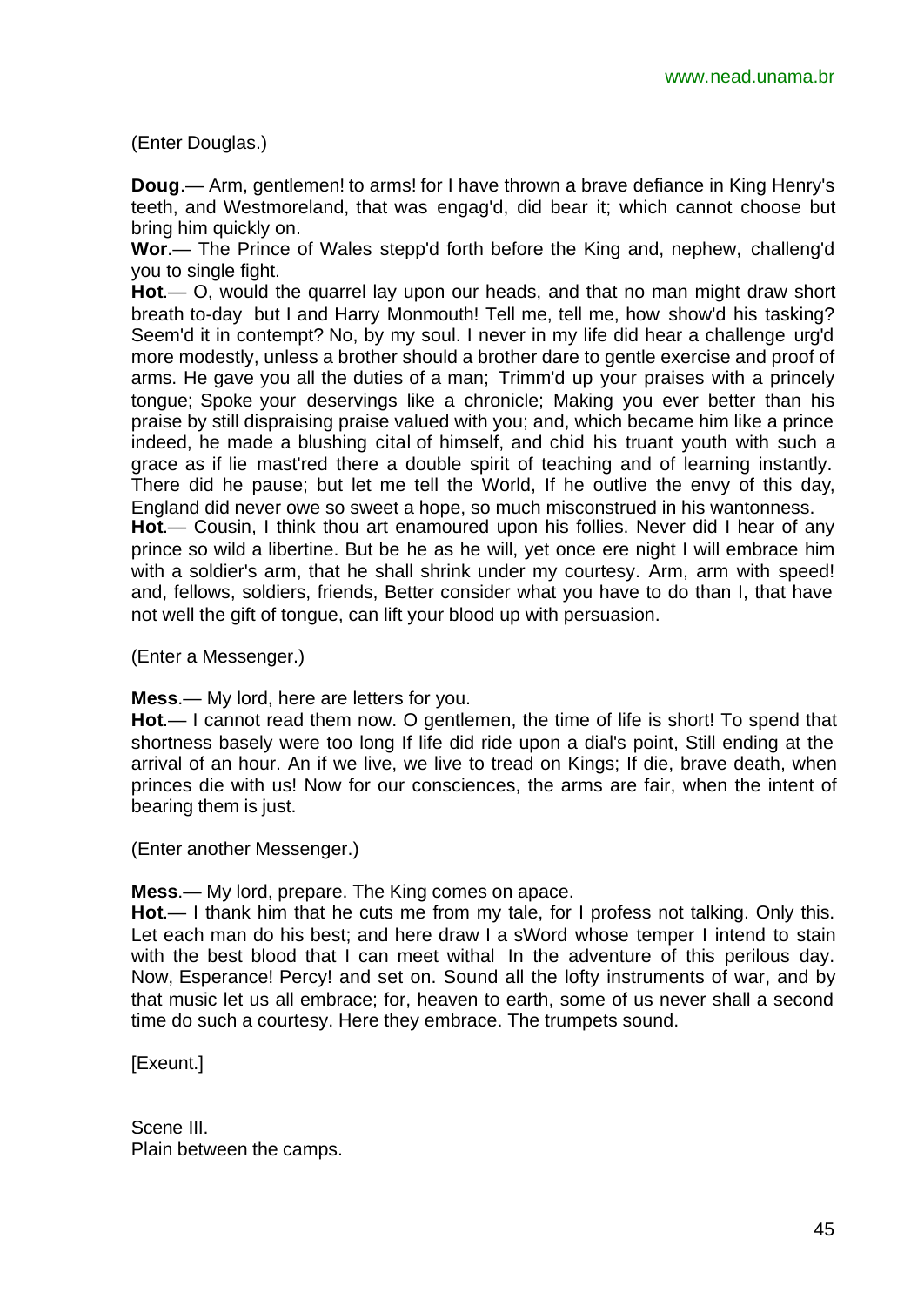(Enter Douglas.)

**Doug**.— Arm, gentlemen! to arms! for I have thrown a brave defiance in King Henry's teeth, and Westmoreland, that was engag'd, did bear it; which cannot choose but bring him quickly on.

**Wor**.— The Prince of Wales stepp'd forth before the King and, nephew, challeng'd you to single fight.

**Hot**.— O, would the quarrel lay upon our heads, and that no man might draw short breath to-day but I and Harry Monmouth! Tell me, tell me, how show'd his tasking? Seem'd it in contempt? No, by my soul. I never in my life did hear a challenge urg'd more modestly, unless a brother should a brother dare to gentle exercise and proof of arms. He gave you all the duties of a man; Trimm'd up your praises with a princely tongue; Spoke your deservings like a chronicle; Making you ever better than his praise by still dispraising praise valued with you; and, which became him like a prince indeed, he made a blushing cital of himself, and chid his truant youth with such a grace as if lie mast'red there a double spirit of teaching and of learning instantly. There did he pause; but let me tell the World, If he outlive the envy of this day, England did never owe so sweet a hope, so much misconstrued in his wantonness.

**Hot**.— Cousin, I think thou art enamoured upon his follies. Never did I hear of any prince so wild a libertine. But be he as he will, yet once ere night I will embrace him with a soldier's arm, that he shall shrink under my courtesy. Arm, arm with speed! and, fellows, soldiers, friends, Better consider what you have to do than I, that have not well the gift of tongue, can lift your blood up with persuasion.

(Enter a Messenger.)

**Mess**.— My lord, here are letters for you.

**Hot**.— I cannot read them now. O gentlemen, the time of life is short! To spend that shortness basely were too long If life did ride upon a dial's point, Still ending at the arrival of an hour. An if we live, we live to tread on Kings; If die, brave death, when princes die with us! Now for our consciences, the arms are fair, when the intent of bearing them is just.

(Enter another Messenger.)

**Mess**.— My lord, prepare. The King comes on apace.

**Hot**.— I thank him that he cuts me from my tale, for I profess not talking. Only this. Let each man do his best; and here draw I a sWord whose temper I intend to stain with the best blood that I can meet withal In the adventure of this perilous day. Now, Esperance! Percy! and set on. Sound all the lofty instruments of war, and by that music let us all embrace; for, heaven to earth, some of us never shall a second time do such a courtesy. Here they embrace. The trumpets sound.

[Exeunt.]

Scene III.
Plain between the camps.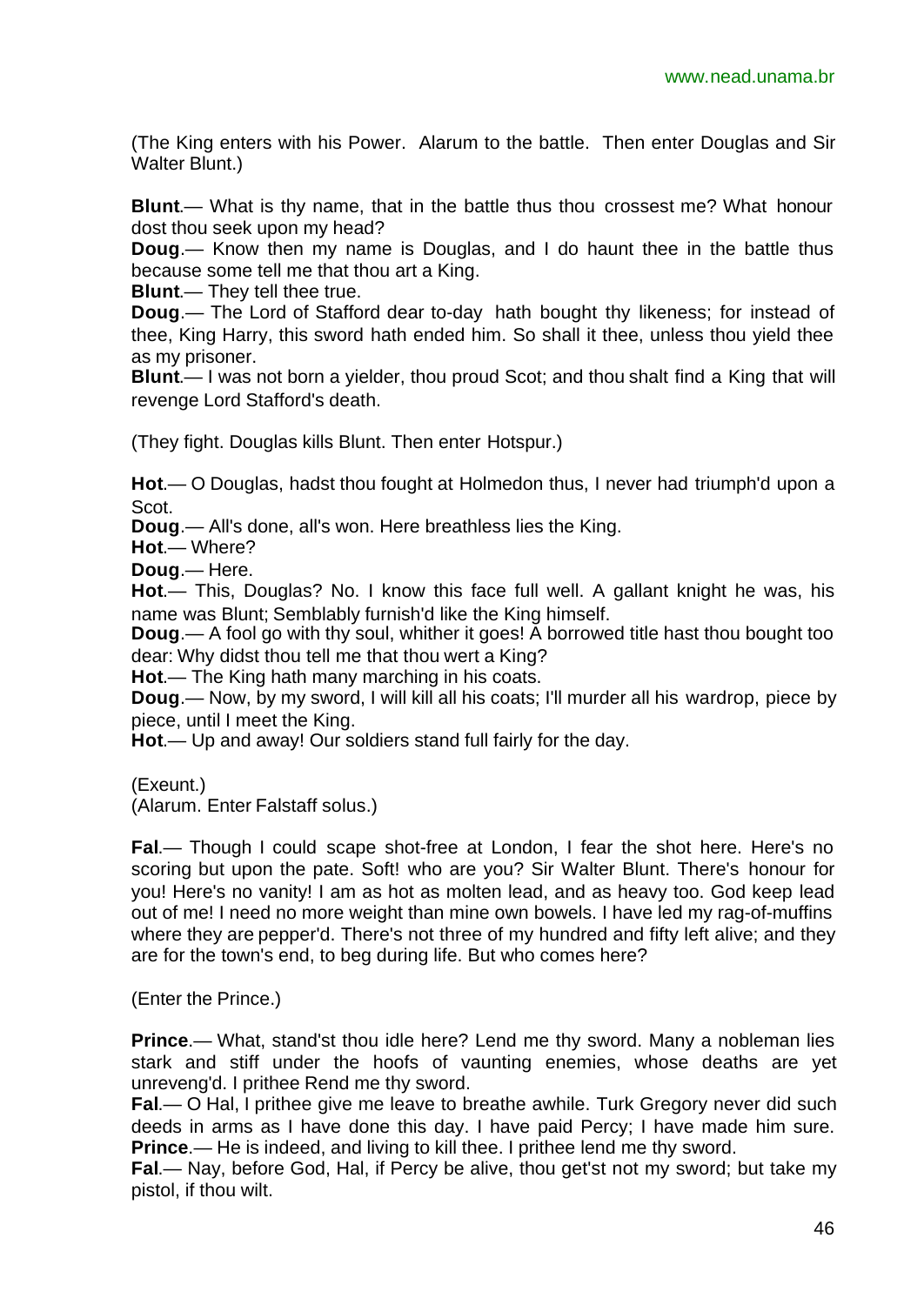(The King enters with his Power. Alarum to the battle. Then enter Douglas and Sir Walter Blunt.)

**Blunt**.— What is thy name, that in the battle thus thou crossest me? What honour dost thou seek upon my head?
**Doug**.— Know then my name is Douglas, and I do haunt thee in the battle thus because some tell me that thou art a King.
**Blunt**.— They tell thee true.
**Doug**.— The Lord of Stafford dear to-day hath bought thy likeness; for instead of thee, King Harry, this sword hath ended him. So shall it thee, unless thou yield thee as my prisoner.
**Blunt**.— I was not born a yielder, thou proud Scot; and thou shalt find a King that will revenge Lord Stafford's death.

(They fight. Douglas kills Blunt. Then enter Hotspur.)

**Hot**.— O Douglas, hadst thou fought at Holmedon thus, I never had triumph'd upon a Scot.
**Doug**.— All's done, all's won. Here breathless lies the King.
**Hot**.— Where?
**Doug**.— Here.
**Hot**.— This, Douglas? No. I know this face full well. A gallant knight he was, his name was Blunt; Semblably furnish'd like the King himself.
**Doug**.— A fool go with thy soul, whither it goes! A borrowed title hast thou bought too dear: Why didst thou tell me that thou wert a King?
**Hot**.— The King hath many marching in his coats.
**Doug**.— Now, by my sword, I will kill all his coats; I'll murder all his wardrop, piece by piece, until I meet the King.
**Hot**.— Up and away! Our soldiers stand full fairly for the day.

(Exeunt.)
(Alarum. Enter Falstaff solus.)

**Fal**.— Though I could scape shot-free at London, I fear the shot here. Here's no scoring but upon the pate. Soft! who are you? Sir Walter Blunt. There's honour for you! Here's no vanity! I am as hot as molten lead, and as heavy too. God keep lead out of me! I need no more weight than mine own bowels. I have led my rag-of-muffins where they are pepper'd. There's not three of my hundred and fifty left alive; and they are for the town's end, to beg during life. But who comes here?

(Enter the Prince.)

**Prince**.— What, stand'st thou idle here? Lend me thy sword. Many a nobleman lies stark and stiff under the hoofs of vaunting enemies, whose deaths are yet unreveng'd. I prithee Rend me thy sword.
**Fal**.— O Hal, I prithee give me leave to breathe awhile. Turk Gregory never did such deeds in arms as I have done this day. I have paid Percy; I have made him sure.
**Prince**.— He is indeed, and living to kill thee. I prithee lend me thy sword.
**Fal**.— Nay, before God, Hal, if Percy be alive, thou get'st not my sword; but take my pistol, if thou wilt.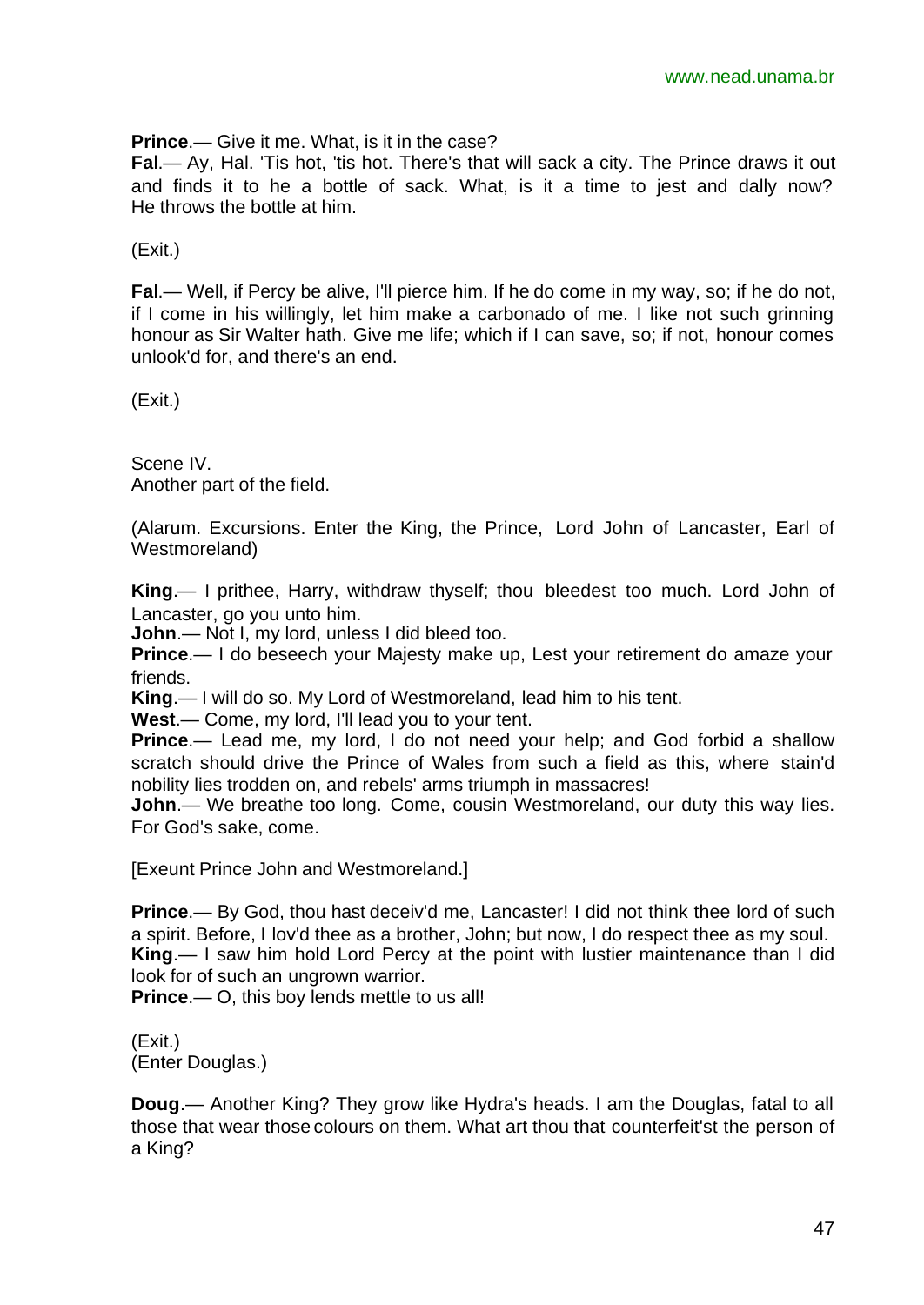**Prince**.— Give it me. What, is it in the case?
**Fal**.— Ay, Hal. 'Tis hot, 'tis hot. There's that will sack a city. The Prince draws it out and finds it to he a bottle of sack. What, is it a time to jest and dally now? He throws the bottle at him.

(Exit.)

**Fal**.— Well, if Percy be alive, I'll pierce him. If he do come in my way, so; if he do not, if I come in his willingly, let him make a carbonado of me. I like not such grinning honour as Sir Walter hath. Give me life; which if I can save, so; if not, honour comes unlook'd for, and there's an end.

(Exit.)

Scene IV.
Another part of the field.

(Alarum. Excursions. Enter the King, the Prince, Lord John of Lancaster, Earl of Westmoreland)

**King**.— I prithee, Harry, withdraw thyself; thou bleedest too much. Lord John of Lancaster, go you unto him.
**John**.— Not I, my lord, unless I did bleed too.
**Prince**.— I do beseech your Majesty make up, Lest your retirement do amaze your friends.
**King**.— I will do so. My Lord of Westmoreland, lead him to his tent.
**West**.— Come, my lord, I'll lead you to your tent.
**Prince**.— Lead me, my lord, I do not need your help; and God forbid a shallow scratch should drive the Prince of Wales from such a field as this, where stain'd nobility lies trodden on, and rebels' arms triumph in massacres!
**John**.— We breathe too long. Come, cousin Westmoreland, our duty this way lies. For God's sake, come.

[Exeunt Prince John and Westmoreland.]

**Prince**.— By God, thou hast deceiv'd me, Lancaster! I did not think thee lord of such a spirit. Before, I lov'd thee as a brother, John; but now, I do respect thee as my soul.
**King**.— I saw him hold Lord Percy at the point with lustier maintenance than I did look for of such an ungrown warrior.
**Prince**.— O, this boy lends mettle to us all!

(Exit.)
(Enter Douglas.)

**Doug**.— Another King? They grow like Hydra's heads. I am the Douglas, fatal to all those that wear those colours on them. What art thou that counterfeit'st the person of a King?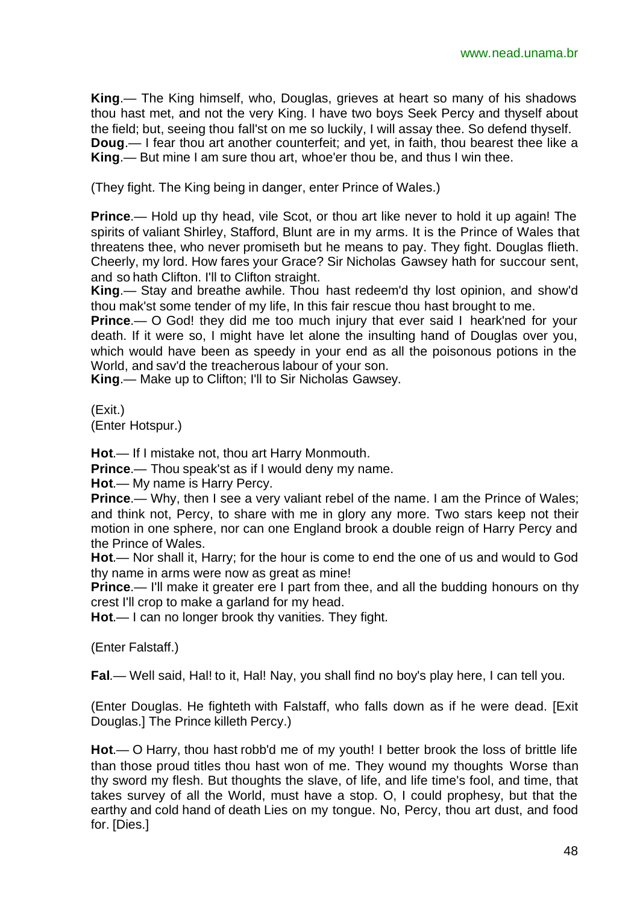**King**.— The King himself, who, Douglas, grieves at heart so many of his shadows thou hast met, and not the very King. I have two boys Seek Percy and thyself about the field; but, seeing thou fall'st on me so luckily, I will assay thee. So defend thyself.
**Doug**.— I fear thou art another counterfeit; and yet, in faith, thou bearest thee like a
**King**.— But mine I am sure thou art, whoe'er thou be, and thus I win thee.

(They fight. The King being in danger, enter Prince of Wales.)

**Prince**.— Hold up thy head, vile Scot, or thou art like never to hold it up again! The spirits of valiant Shirley, Stafford, Blunt are in my arms. It is the Prince of Wales that threatens thee, who never promiseth but he means to pay. They fight. Douglas flieth. Cheerly, my lord. How fares your Grace? Sir Nicholas Gawsey hath for succour sent, and so hath Clifton. I'll to Clifton straight.
**King**.— Stay and breathe awhile. Thou hast redeem'd thy lost opinion, and show'd thou mak'st some tender of my life, In this fair rescue thou hast brought to me.
**Prince**.— O God! they did me too much injury that ever said I heark'ned for your death. If it were so, I might have let alone the insulting hand of Douglas over you, which would have been as speedy in your end as all the poisonous potions in the World, and sav'd the treacherous labour of your son.
**King**.— Make up to Clifton; I'll to Sir Nicholas Gawsey.

(Exit.)
(Enter Hotspur.)

**Hot**.— If I mistake not, thou art Harry Monmouth.
**Prince**.— Thou speak'st as if I would deny my name.
**Hot**.— My name is Harry Percy.
**Prince**.— Why, then I see a very valiant rebel of the name. I am the Prince of Wales; and think not, Percy, to share with me in glory any more. Two stars keep not their motion in one sphere, nor can one England brook a double reign of Harry Percy and the Prince of Wales.
**Hot**.— Nor shall it, Harry; for the hour is come to end the one of us and would to God thy name in arms were now as great as mine!
**Prince**.— I'll make it greater ere I part from thee, and all the budding honours on thy crest I'll crop to make a garland for my head.
**Hot**.— I can no longer brook thy vanities. They fight.

(Enter Falstaff.)

**Fal**.— Well said, Hal! to it, Hal! Nay, you shall find no boy's play here, I can tell you.

(Enter Douglas. He fighteth with Falstaff, who falls down as if he were dead. [Exit Douglas.] The Prince killeth Percy.)

**Hot**.— O Harry, thou hast robb'd me of my youth! I better brook the loss of brittle life than those proud titles thou hast won of me. They wound my thoughts Worse than thy sword my flesh. But thoughts the slave, of life, and life time's fool, and time, that takes survey of all the World, must have a stop. O, I could prophesy, but that the earthy and cold hand of death Lies on my tongue. No, Percy, thou art dust, and food for. [Dies.]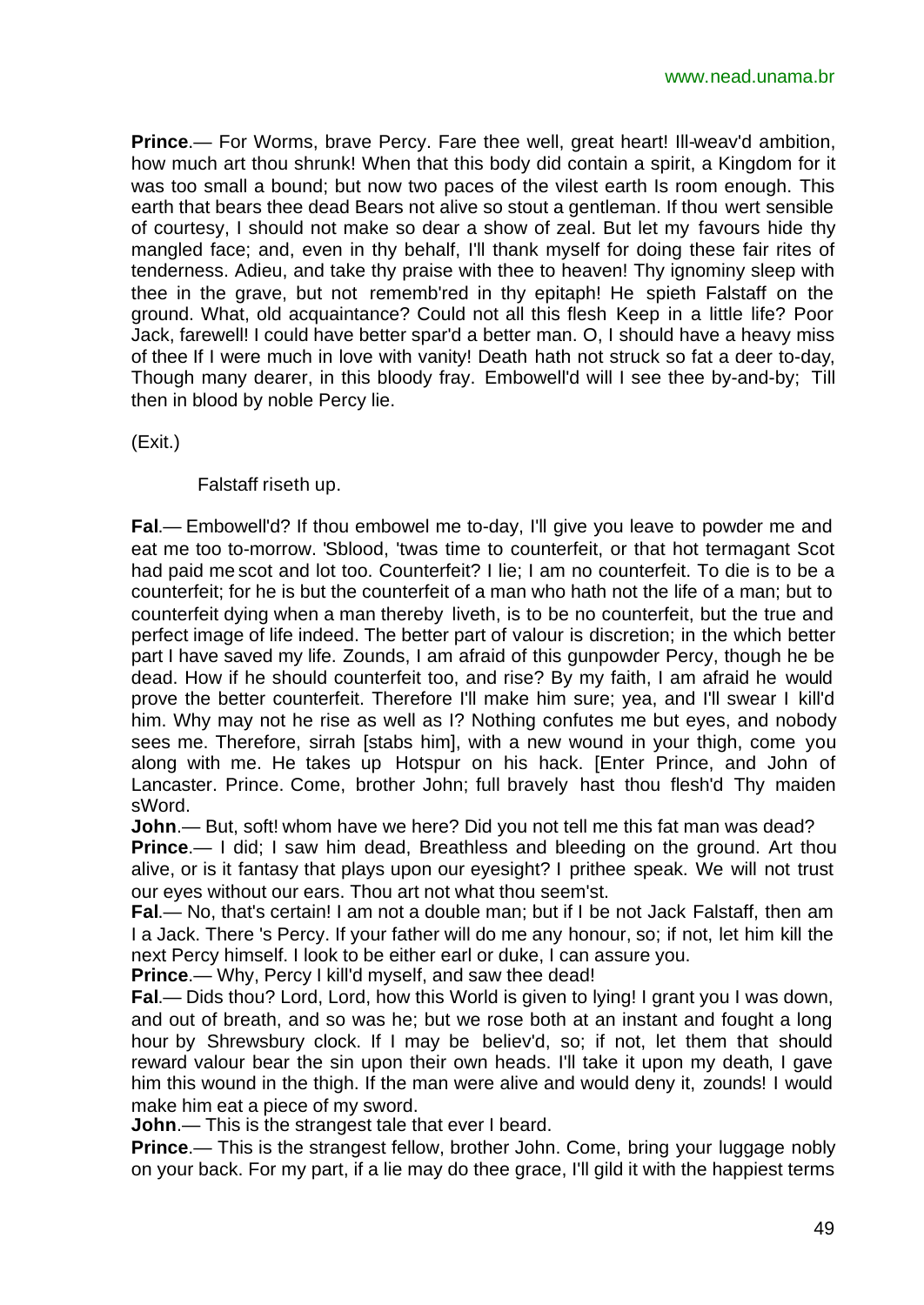**Prince**.— For Worms, brave Percy. Fare thee well, great heart! Ill-weav'd ambition, how much art thou shrunk! When that this body did contain a spirit, a Kingdom for it was too small a bound; but now two paces of the vilest earth Is room enough. This earth that bears thee dead Bears not alive so stout a gentleman. If thou wert sensible of courtesy, I should not make so dear a show of zeal. But let my favours hide thy mangled face; and, even in thy behalf, I'll thank myself for doing these fair rites of tenderness. Adieu, and take thy praise with thee to heaven! Thy ignominy sleep with thee in the grave, but not rememb'red in thy epitaph! He spieth Falstaff on the ground. What, old acquaintance? Could not all this flesh Keep in a little life? Poor Jack, farewell! I could have better spar'd a better man. O, I should have a heavy miss of thee If I were much in love with vanity! Death hath not struck so fat a deer to-day, Though many dearer, in this bloody fray. Embowell'd will I see thee by-and-by; Till then in blood by noble Percy lie.

(Exit.)

Falstaff riseth up.

**Fal**.— Embowell'd? If thou embowel me to-day, I'll give you leave to powder me and eat me too to-morrow. 'Sblood, 'twas time to counterfeit, or that hot termagant Scot had paid me scot and lot too. Counterfeit? I lie; I am no counterfeit. To die is to be a counterfeit; for he is but the counterfeit of a man who hath not the life of a man; but to counterfeit dying when a man thereby liveth, is to be no counterfeit, but the true and perfect image of life indeed. The better part of valour is discretion; in the which better part I have saved my life. Zounds, I am afraid of this gunpowder Percy, though he be dead. How if he should counterfeit too, and rise? By my faith, I am afraid he would prove the better counterfeit. Therefore I'll make him sure; yea, and I'll swear I kill'd him. Why may not he rise as well as I? Nothing confutes me but eyes, and nobody sees me. Therefore, sirrah [stabs him], with a new wound in your thigh, come you along with me. He takes up Hotspur on his hack. [Enter Prince, and John of Lancaster. Prince. Come, brother John; full bravely hast thou flesh'd Thy maiden sWord.

**John**.— But, soft! whom have we here? Did you not tell me this fat man was dead?

**Prince**.— I did; I saw him dead, Breathless and bleeding on the ground. Art thou alive, or is it fantasy that plays upon our eyesight? I prithee speak. We will not trust our eyes without our ears. Thou art not what thou seem'st.

**Fal**.— No, that's certain! I am not a double man; but if I be not Jack Falstaff, then am I a Jack. There 's Percy. If your father will do me any honour, so; if not, let him kill the next Percy himself. I look to be either earl or duke, I can assure you.

**Prince**.— Why, Percy I kill'd myself, and saw thee dead!

**Fal**.— Dids thou? Lord, Lord, how this World is given to lying! I grant you I was down, and out of breath, and so was he; but we rose both at an instant and fought a long hour by Shrewsbury clock. If I may be believ'd, so; if not, let them that should reward valour bear the sin upon their own heads. I'll take it upon my death, I gave him this wound in the thigh. If the man were alive and would deny it, zounds! I would make him eat a piece of my sword.

**John**.— This is the strangest tale that ever I beard.

**Prince**.— This is the strangest fellow, brother John. Come, bring your luggage nobly on your back. For my part, if a lie may do thee grace, I'll gild it with the happiest terms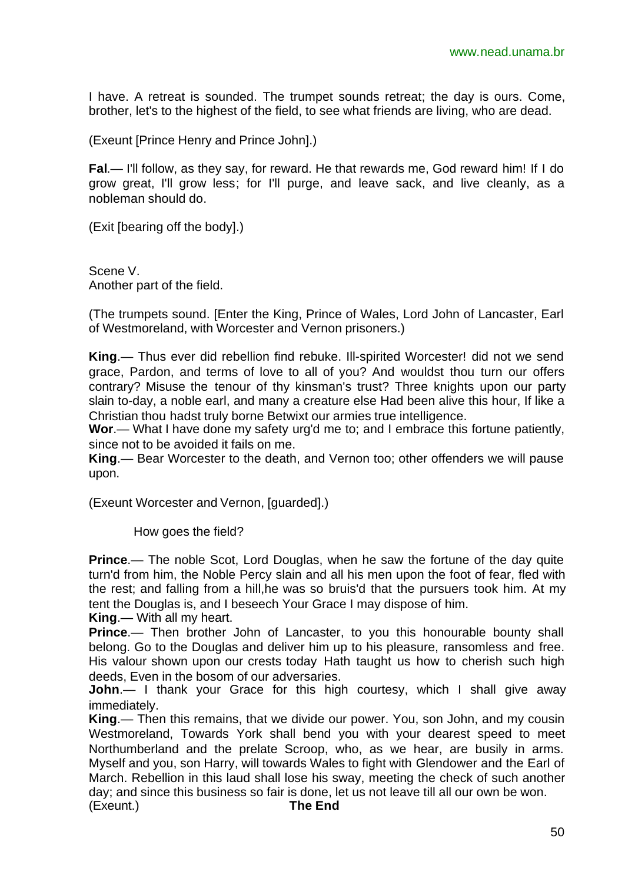I have. A retreat is sounded. The trumpet sounds retreat; the day is ours. Come, brother, let's to the highest of the field, to see what friends are living, who are dead.

(Exeunt [Prince Henry and Prince John].)

**Fal**.— I'll follow, as they say, for reward. He that rewards me, God reward him! If I do grow great, I'll grow less; for I'll purge, and leave sack, and live cleanly, as a nobleman should do.

(Exit [bearing off the body].)

Scene V.
Another part of the field.

(The trumpets sound. [Enter the King, Prince of Wales, Lord John of Lancaster, Earl of Westmoreland, with Worcester and Vernon prisoners.)

**King**.— Thus ever did rebellion find rebuke. Ill-spirited Worcester! did not we send grace, Pardon, and terms of love to all of you? And wouldst thou turn our offers contrary? Misuse the tenour of thy kinsman's trust? Three knights upon our party slain to-day, a noble earl, and many a creature else Had been alive this hour, If like a Christian thou hadst truly borne Betwixt our armies true intelligence.
**Wor**.— What I have done my safety urg'd me to; and I embrace this fortune patiently, since not to be avoided it fails on me.
**King**.— Bear Worcester to the death, and Vernon too; other offenders we will pause upon.

(Exeunt Worcester and Vernon, [guarded].)

How goes the field?

**Prince**.— The noble Scot, Lord Douglas, when he saw the fortune of the day quite turn'd from him, the Noble Percy slain and all his men upon the foot of fear, fled with the rest; and falling from a hill,he was so bruis'd that the pursuers took him. At my tent the Douglas is, and I beseech Your Grace I may dispose of him.
**King**.— With all my heart.
**Prince**.— Then brother John of Lancaster, to you this honourable bounty shall belong. Go to the Douglas and deliver him up to his pleasure, ransomless and free. His valour shown upon our crests today Hath taught us how to cherish such high deeds, Even in the bosom of our adversaries.
**John**.— I thank your Grace for this high courtesy, which I shall give away immediately.
**King**.— Then this remains, that we divide our power. You, son John, and my cousin Westmoreland, Towards York shall bend you with your dearest speed to meet Northumberland and the prelate Scroop, who, as we hear, are busily in arms. Myself and you, son Harry, will towards Wales to fight with Glendower and the Earl of March. Rebellion in this laud shall lose his sway, meeting the check of such another day; and since this business so fair is done, let us not leave till all our own be won.
(Exeunt.)

**The End**